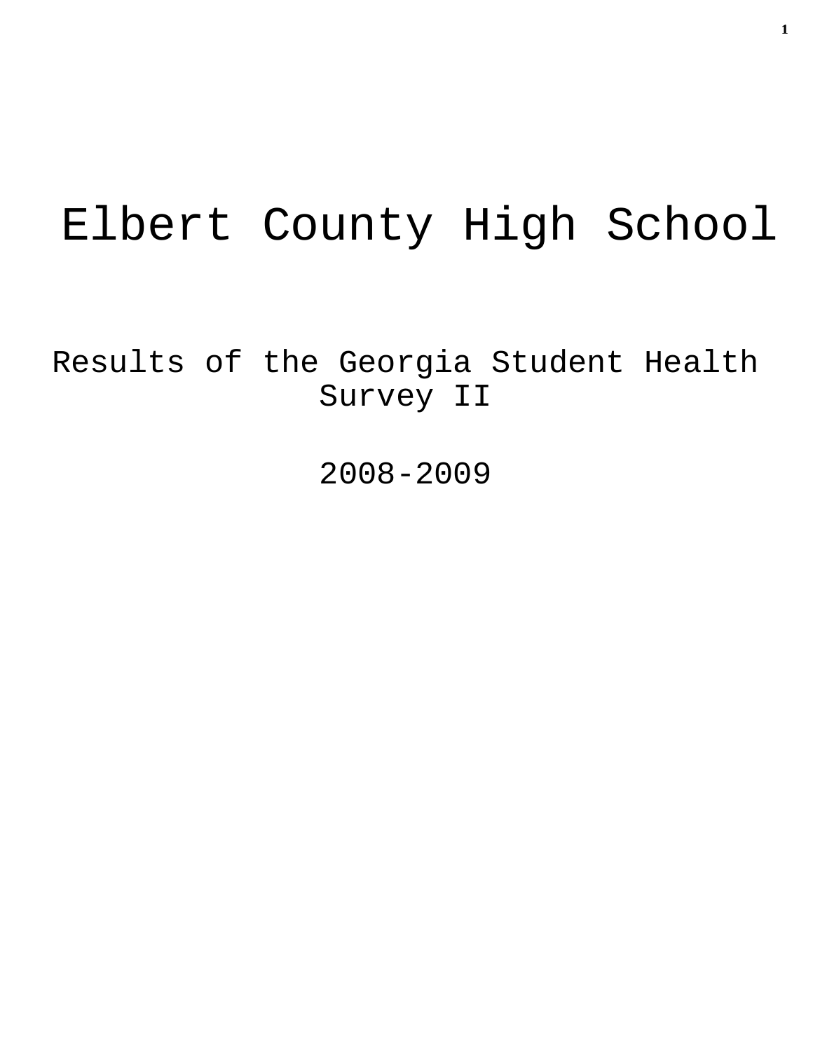# Elbert County High School

Results of the Georgia Student Health Survey II

2008-2009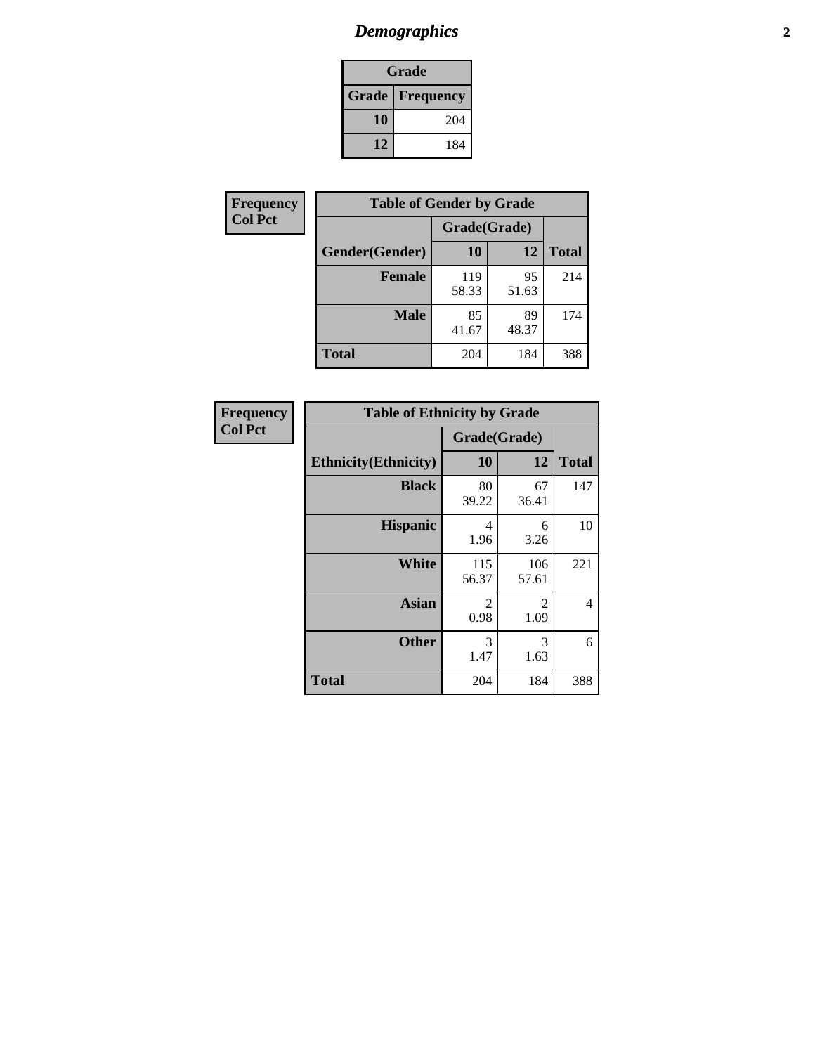# *Demographics*

| Grade | |
|---|---|
| **Grade** | **Frequency** |
| **10** | 204 |
| **12** | 184 |

**Frequency**
**Col Pct**

| Table of Gender by Grade | | | |
|---|---|---|---|
| | Grade(Grade) | | |
| **Gender(Gender)** | **10** | **12** | **Total** |
| **Female** | 119<br>58.33 | 95<br>51.63 | 214 |
| **Male** | 85<br>41.67 | 89<br>48.37 | 174 |
| **Total** | 204 | 184 | 388 |

**Frequency**
**Col Pct**

| Table of Ethnicity by Grade | | | |
|---|---|---|---|
| | Grade(Grade) | | |
| **Ethnicity(Ethnicity)** | **10** | **12** | **Total** |
| **Black** | 80<br>39.22 | 67<br>36.41 | 147 |
| **Hispanic** | 4<br>1.96 | 6<br>3.26 | 10 |
| **White** | 115<br>56.37 | 106<br>57.61 | 221 |
| **Asian** | 2<br>0.98 | 2<br>1.09 | 4 |
| **Other** | 3<br>1.47 | 3<br>1.63 | 6 |
| **Total** | 204 | 184 | 388 |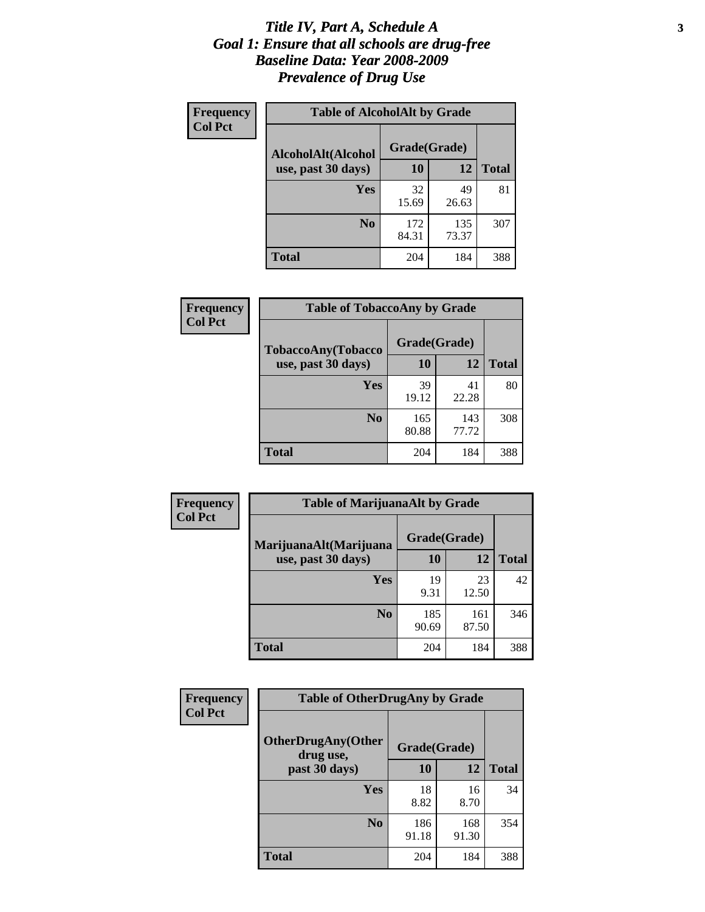# *Title IV, Part A, Schedule A*
# *Goal 1: Ensure that all schools are drug-free*
# *Baseline Data: Year 2008-2009*
# *Prevalence of Drug Use*

**Frequency**
**Col Pct**

**Table of AlcoholAlt by Grade**

| AlcoholAlt(Alcohol use, past 30 days) | Grade(Grade) | | |
|---|---|---|---|
| | 10 | 12 | Total |
| Yes | 32<br>15.69 | 49<br>26.63 | 81 |
| No | 172<br>84.31 | 135<br>73.37 | 307 |
| Total | 204 | 184 | 388 |

**Frequency**
**Col Pct**

**Table of TobaccoAny by Grade**

| TobaccoAny(Tobacco use, past 30 days) | Grade(Grade) | | |
|---|---|---|---|
| | 10 | 12 | Total |
| Yes | 39<br>19.12 | 41<br>22.28 | 80 |
| No | 165<br>80.88 | 143<br>77.72 | 308 |
| Total | 204 | 184 | 388 |

**Frequency**
**Col Pct**

**Table of MarijuanaAlt by Grade**

| MarijuanaAlt(Marijuana use, past 30 days) | Grade(Grade) | | |
|---|---|---|---|
| | 10 | 12 | Total |
| Yes | 19<br>9.31 | 23<br>12.50 | 42 |
| No | 185<br>90.69 | 161<br>87.50 | 346 |
| Total | 204 | 184 | 388 |

**Frequency**
**Col Pct**

**Table of OtherDrugAny by Grade**

| OtherDrugAny(Other drug use, past 30 days) | Grade(Grade) | | |
|---|---|---|---|
| | 10 | 12 | Total |
| Yes | 18<br>8.82 | 16<br>8.70 | 34 |
| No | 186<br>91.18 | 168<br>91.30 | 354 |
| Total | 204 | 184 | 388 |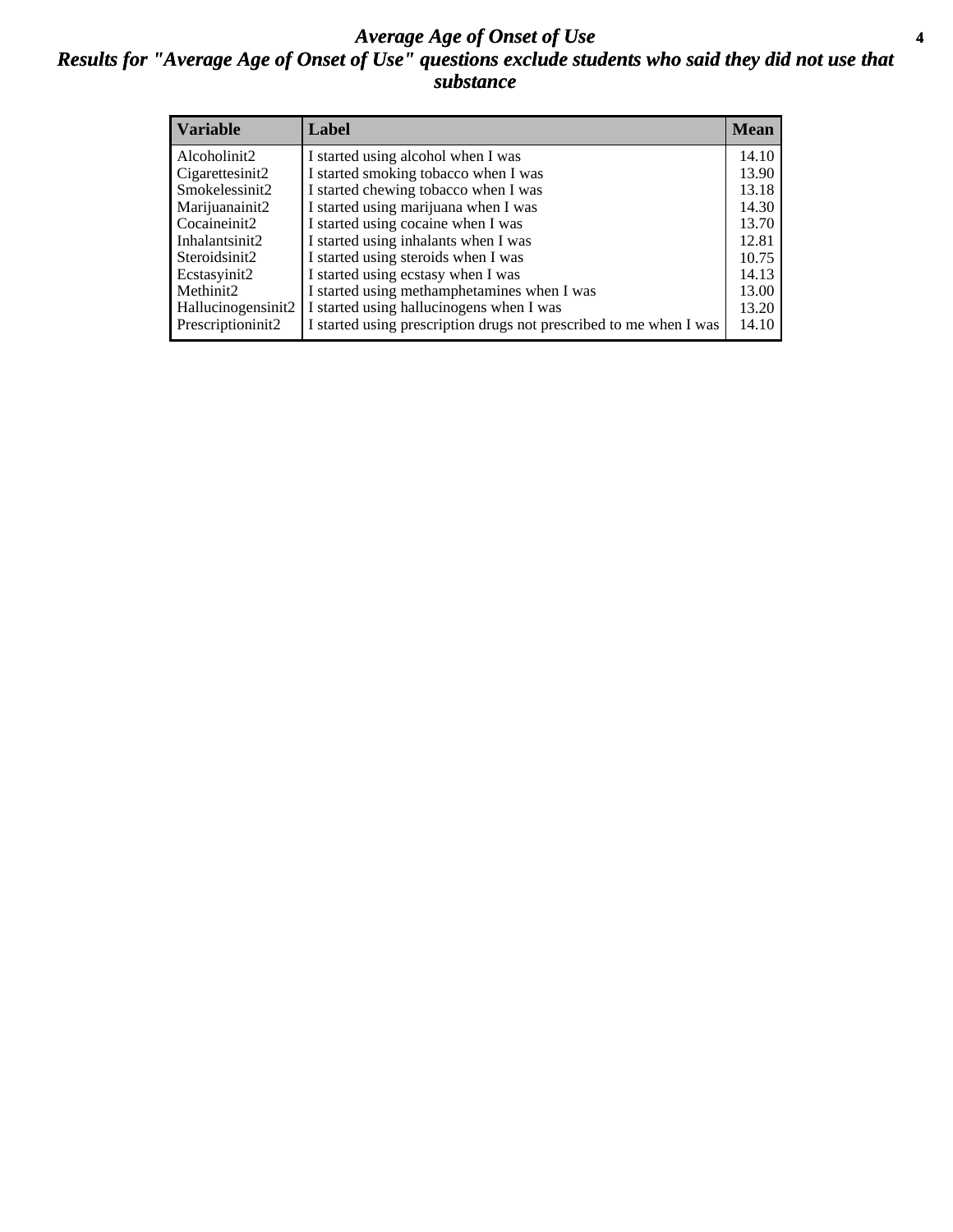# *Average Age of Onset of Use*

## *Results for "Average Age of Onset of Use" questions exclude students who said they did not use that substance*

| Variable | Label | Mean |
|---|---|---|
| Alcoholinit2 | I started using alcohol when I was | 14.10 |
| Cigarettesinit2 | I started smoking tobacco when I was | 13.90 |
| Smokelessinit2 | I started chewing tobacco when I was | 13.18 |
| Marijuanainit2 | I started using marijuana when I was | 14.30 |
| Cocaineinit2 | I started using cocaine when I was | 13.70 |
| Inhalantsinit2 | I started using inhalants when I was | 12.81 |
| Steroidsinit2 | I started using steroids when I was | 10.75 |
| Ecstasyinit2 | I started using ecstasy when I was | 14.13 |
| Methinit2 | I started using methamphetamines when I was | 13.00 |
| Hallucinogensinit2 | I started using hallucinogens when I was | 13.20 |
| Prescriptioninit2 | I started using prescription drugs not prescribed to me when I was | 14.10 |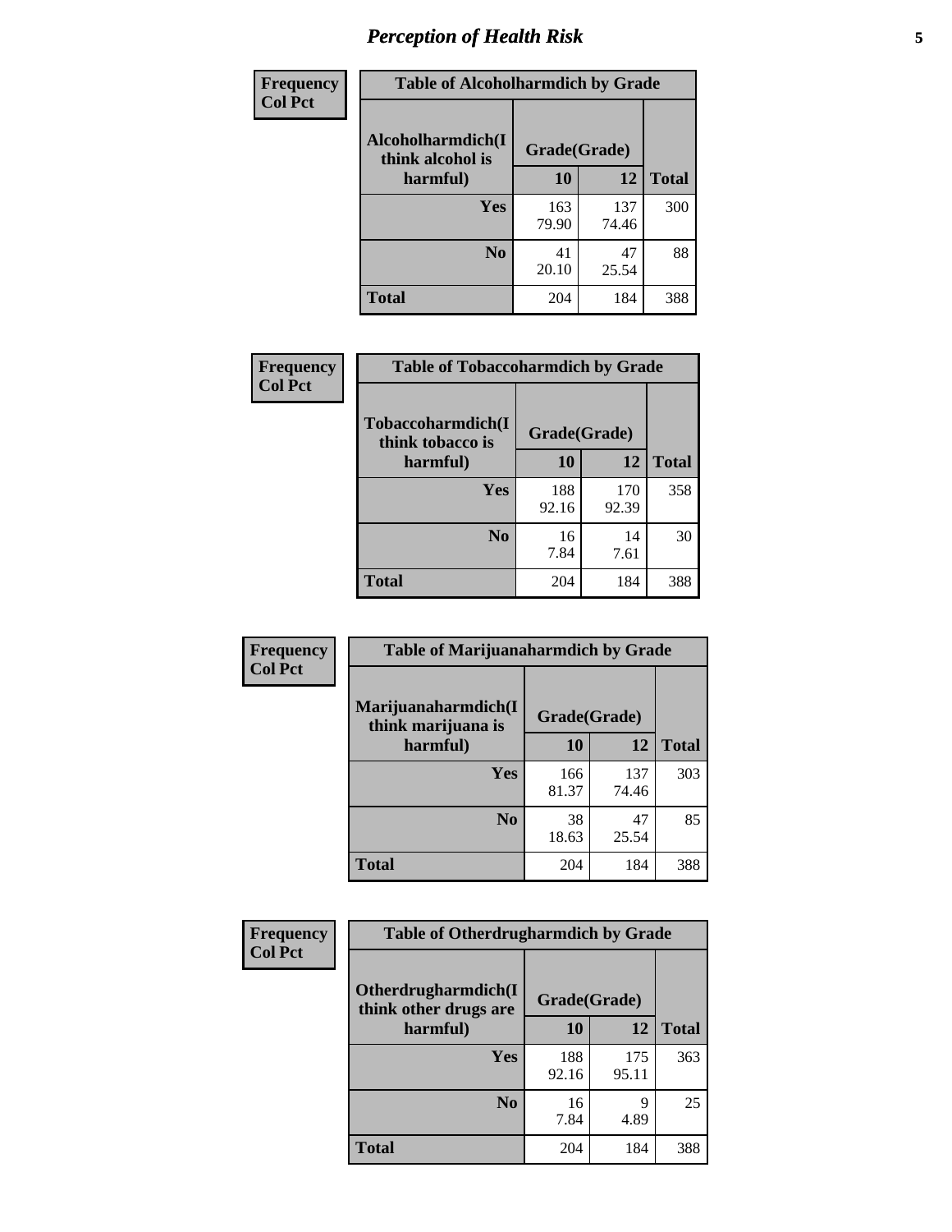# Perception of Health Risk

| Frequency Col Pct | Table of Alcoholharmdich by Grade | | |
|---|---|---|---|
| Alcoholharmdich(I think alcohol is harmful) | Grade(Grade) | | |
| | 10 | 12 | Total |
| Yes | 163<br>79.90 | 137<br>74.46 | 300 |
| No | 41<br>20.10 | 47<br>25.54 | 88 |
| Total | 204 | 184 | 388 |

| Frequency Col Pct | Table of Tobaccoharmdich by Grade | | |
|---|---|---|---|
| Tobaccoharmdich(I think tobacco is harmful) | Grade(Grade) | | |
| | 10 | 12 | Total |
| Yes | 188<br>92.16 | 170<br>92.39 | 358 |
| No | 16<br>7.84 | 14<br>7.61 | 30 |
| Total | 204 | 184 | 388 |

| Frequency Col Pct | Table of Marijuanaharmdich by Grade | | |
|---|---|---|---|
| Marijuanaharmdich(I think marijuana is harmful) | Grade(Grade) | | |
| | 10 | 12 | Total |
| Yes | 166<br>81.37 | 137<br>74.46 | 303 |
| No | 38<br>18.63 | 47<br>25.54 | 85 |
| Total | 204 | 184 | 388 |

| Frequency Col Pct | Table of Otherdrugharmdich by Grade | | |
|---|---|---|---|
| Otherdrugharmdich(I think other drugs are harmful) | Grade(Grade) | | |
| | 10 | 12 | Total |
| Yes | 188<br>92.16 | 175<br>95.11 | 363 |
| No | 16<br>7.84 | 9<br>4.89 | 25 |
| Total | 204 | 184 | 388 |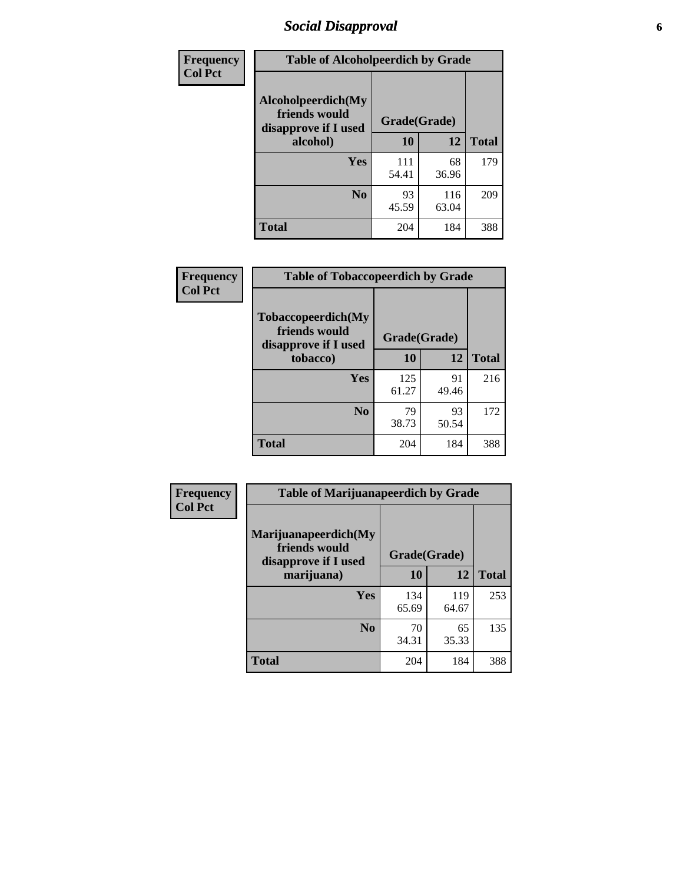# Social Disapproval

| Frequency<br>Col Pct | Table of Alcoholpeerdich by Grade | | |
|---|---|---|---|
| **Alcoholpeerdich(My friends would disapprove if I used alcohol)** | **Grade(Grade)** | | |
| | **10** | **12** | **Total** |
| **Yes** | 111<br>54.41 | 68<br>36.96 | 179 |
| **No** | 93<br>45.59 | 116<br>63.04 | 209 |
| **Total** | 204 | 184 | 388 |

| Frequency<br>Col Pct | Table of Tobaccopeerdich by Grade | | |
|---|---|---|---|
| **Tobaccopeerdich(My friends would disapprove if I used tobacco)** | **Grade(Grade)** | | |
| | **10** | **12** | **Total** |
| **Yes** | 125<br>61.27 | 91<br>49.46 | 216 |
| **No** | 79<br>38.73 | 93<br>50.54 | 172 |
| **Total** | 204 | 184 | 388 |

| Frequency<br>Col Pct | Table of Marijuanapeerdich by Grade | | |
|---|---|---|---|
| **Marijuanapeerdich(My friends would disapprove if I used marijuana)** | **Grade(Grade)** | | |
| | **10** | **12** | **Total** |
| **Yes** | 134<br>65.69 | 119<br>64.67 | 253 |
| **No** | 70<br>34.31 | 65<br>35.33 | 135 |
| **Total** | 204 | 184 | 388 |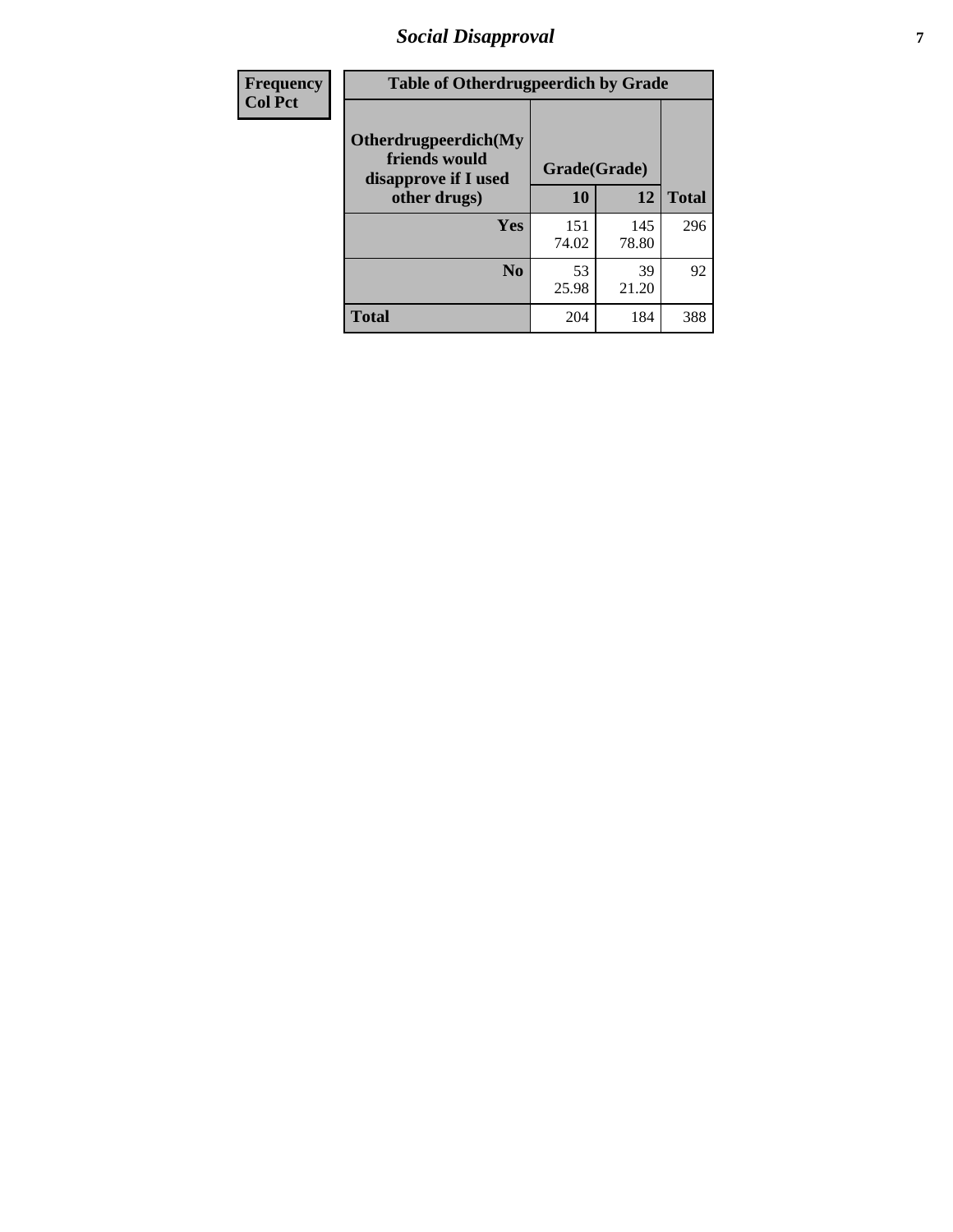| Frequency<br>Col Pct | Table of Otherdrugpeerdich by Grade | | |
|---|---|---|---|
| Otherdrugpeerdich(My friends would disapprove if I used other drugs) | Grade(Grade) | | |
| | 10 | 12 | Total |
| Yes | 151<br>74.02 | 145<br>78.80 | 296 |
| No | 53<br>25.98 | 39<br>21.20 | 92 |
| Total | 204 | 184 | 388 |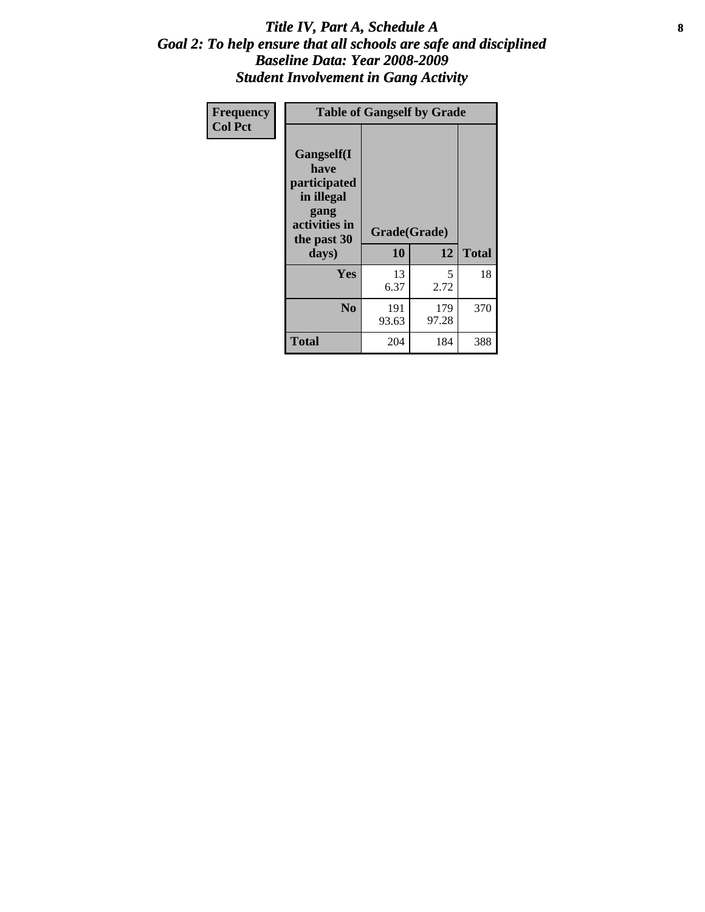# *Title IV, Part A, Schedule A*
## *Goal 2: To help ensure that all schools are safe and disciplined*
## *Baseline Data: Year 2008-2009*
## *Student Involvement in Gang Activity*

| Frequency<br>Col Pct | Table of Gangself by Grade | | |
|---|---|---|---|
| Gangself(I have participated in illegal gang activities in the past 30 days) | Grade(Grade) | | |
| | 10 | 12 | Total |
| Yes | 13<br>6.37 | 5<br>2.72 | 18 |
| No | 191<br>93.63 | 179<br>97.28 | 370 |
| Total | 204 | 184 | 388 |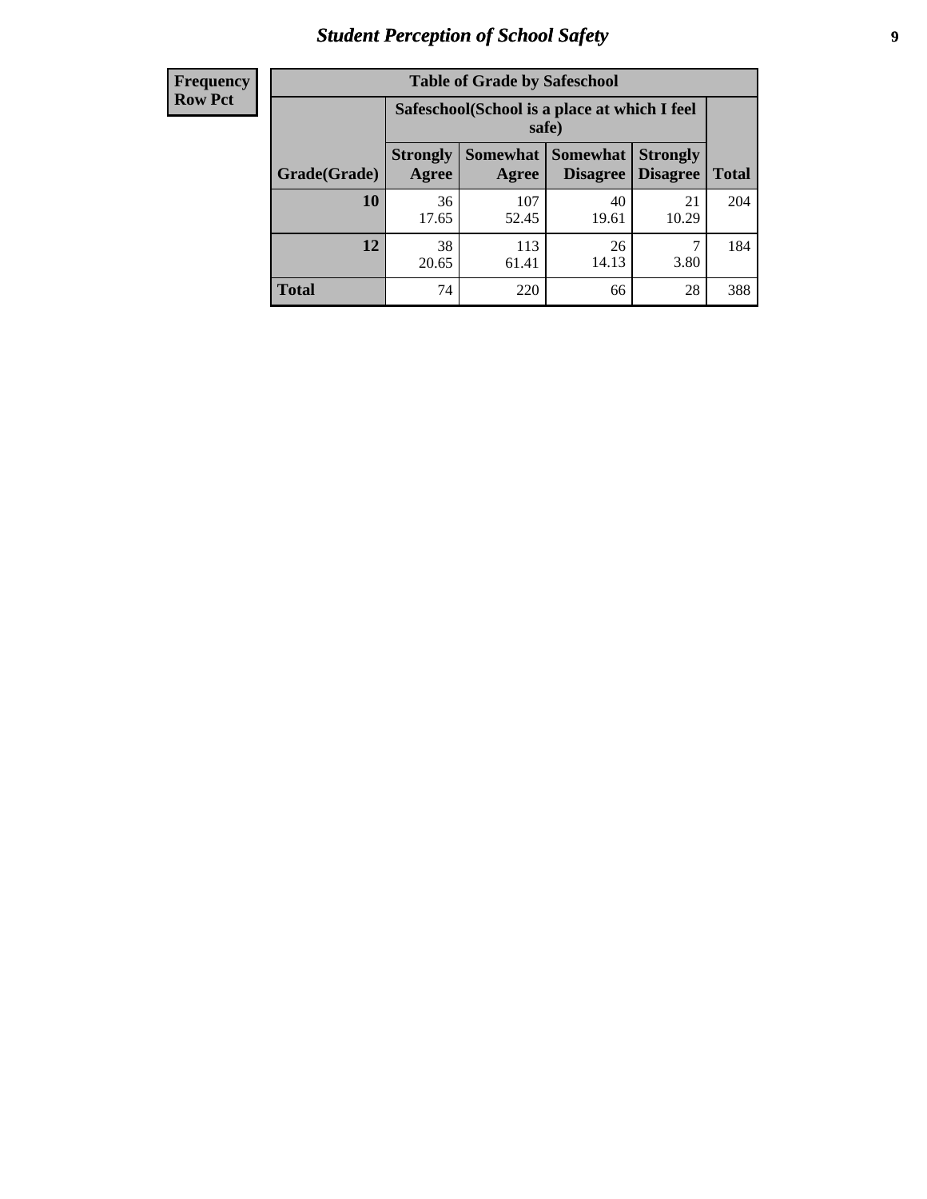| Frequency Row Pct | Table of Grade by Safeschool | | | | |
|---|---|---|---|---|---|
| | Safeschool(School is a place at which I feel safe) | | | | |
| Grade(Grade) | Strongly Agree | Somewhat Agree | Somewhat Disagree | Strongly Disagree | Total |
| 10 | 36<br>17.65 | 107<br>52.45 | 40<br>19.61 | 21<br>10.29 | 204 |
| 12 | 38<br>20.65 | 113<br>61.41 | 26<br>14.13 | 7<br>3.80 | 184 |
| Total | 74 | 220 | 66 | 28 | 388 |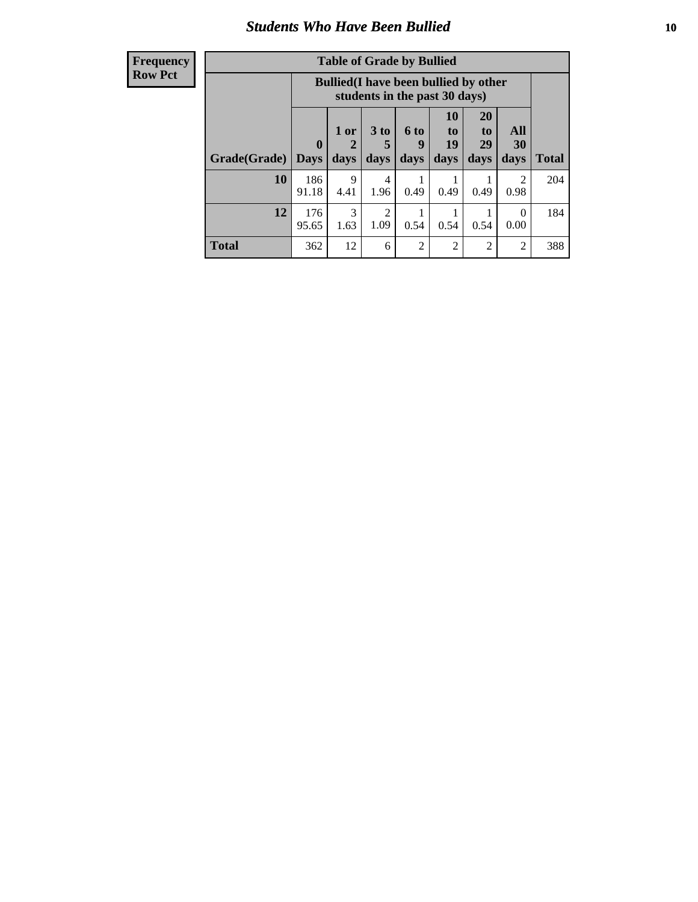# Students Who Have Been Bullied

**Frequency**
**Row Pct**

| Table of Grade by Bullied | | | | | | | | |
|---|---|---|---|---|---|---|---|---|
| | Bullied(I have been bullied by other students in the past 30 days) | | | | | | | |
| Grade(Grade) | 0 Days | 1 or 2 days | 3 to 5 days | 6 to 9 days | 10 to 19 days | 20 to 29 days | All 30 days | Total |
| 10 | 186<br>91.18 | 9<br>4.41 | 4<br>1.96 | 1<br>0.49 | 1<br>0.49 | 1<br>0.49 | 2<br>0.98 | 204 |
| 12 | 176<br>95.65 | 3<br>1.63 | 2<br>1.09 | 1<br>0.54 | 1<br>0.54 | 1<br>0.54 | 0<br>0.00 | 184 |
| Total | 362 | 12 | 6 | 2 | 2 | 2 | 2 | 388 |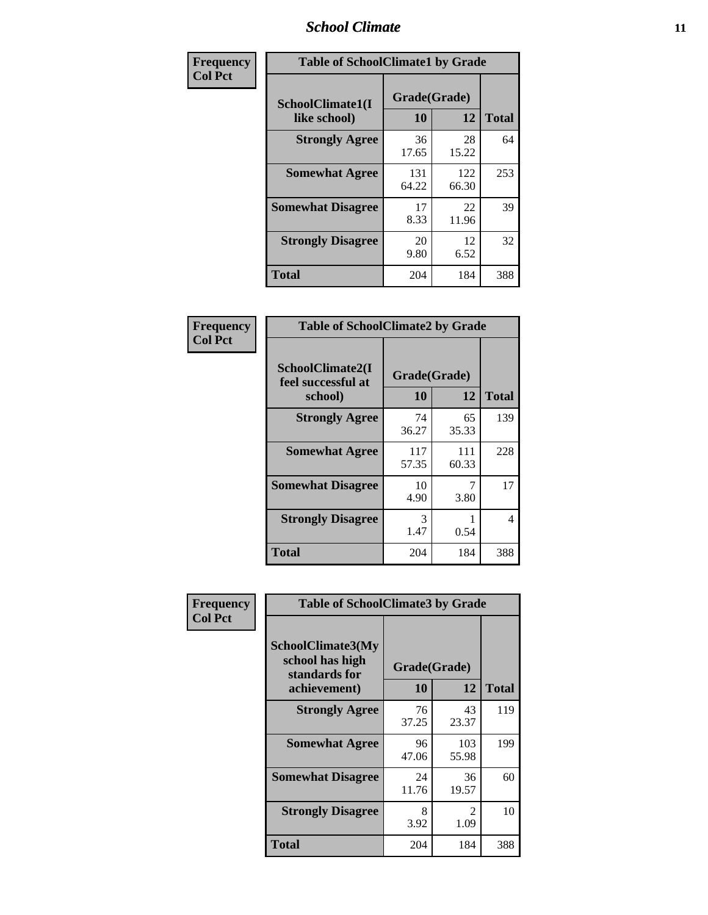| Frequency Col Pct | Table of SchoolClimate1 by Grade | | |
|---|---|---|---|
| SchoolClimate1(I like school) | Grade(Grade) | | |
| | 10 | 12 | Total |
| Strongly Agree | 36<br>17.65 | 28<br>15.22 | 64 |
| Somewhat Agree | 131<br>64.22 | 122<br>66.30 | 253 |
| Somewhat Disagree | 17<br>8.33 | 22<br>11.96 | 39 |
| Strongly Disagree | 20<br>9.80 | 12<br>6.52 | 32 |
| Total | 204 | 184 | 388 |

| Frequency Col Pct | Table of SchoolClimate2 by Grade | | |
|---|---|---|---|
| SchoolClimate2(I feel successful at school) | Grade(Grade) | | |
| | 10 | 12 | Total |
| Strongly Agree | 74<br>36.27 | 65<br>35.33 | 139 |
| Somewhat Agree | 117<br>57.35 | 111<br>60.33 | 228 |
| Somewhat Disagree | 10<br>4.90 | 7<br>3.80 | 17 |
| Strongly Disagree | 3<br>1.47 | 1<br>0.54 | 4 |
| Total | 204 | 184 | 388 |

| Frequency Col Pct | Table of SchoolClimate3 by Grade | | |
|---|---|---|---|
| SchoolClimate3(My school has high standards for achievement) | Grade(Grade) | | |
| | 10 | 12 | Total |
| Strongly Agree | 76<br>37.25 | 43<br>23.37 | 119 |
| Somewhat Agree | 96<br>47.06 | 103<br>55.98 | 199 |
| Somewhat Disagree | 24<br>11.76 | 36<br>19.57 | 60 |
| Strongly Disagree | 8<br>3.92 | 2<br>1.09 | 10 |
| Total | 204 | 184 | 388 |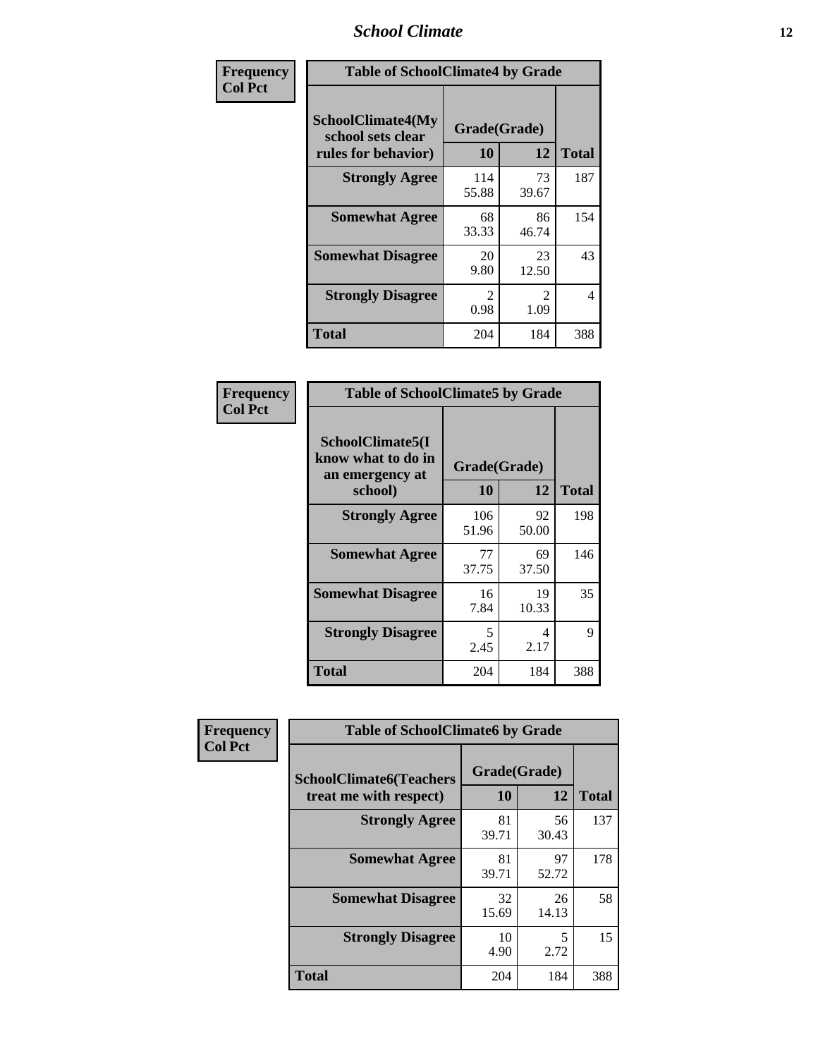| Frequency Col Pct | Table of SchoolClimate4 by Grade | | |
|---|---|---|---|
| SchoolClimate4(My school sets clear rules for behavior) | Grade(Grade) | | |
| | 10 | 12 | Total |
| Strongly Agree | 114<br>55.88 | 73<br>39.67 | 187 |
| Somewhat Agree | 68<br>33.33 | 86<br>46.74 | 154 |
| Somewhat Disagree | 20<br>9.80 | 23<br>12.50 | 43 |
| Strongly Disagree | 2<br>0.98 | 2<br>1.09 | 4 |
| Total | 204 | 184 | 388 |

| Frequency Col Pct | Table of SchoolClimate5 by Grade | | |
|---|---|---|---|
| SchoolClimate5(I know what to do in an emergency at school) | Grade(Grade) | | |
| | 10 | 12 | Total |
| Strongly Agree | 106<br>51.96 | 92<br>50.00 | 198 |
| Somewhat Agree | 77<br>37.75 | 69<br>37.50 | 146 |
| Somewhat Disagree | 16<br>7.84 | 19<br>10.33 | 35 |
| Strongly Disagree | 5<br>2.45 | 4<br>2.17 | 9 |
| Total | 204 | 184 | 388 |

| Frequency Col Pct | Table of SchoolClimate6 by Grade | | |
|---|---|---|---|
| SchoolClimate6(Teachers treat me with respect) | Grade(Grade) | | |
| | 10 | 12 | Total |
| Strongly Agree | 81<br>39.71 | 56<br>30.43 | 137 |
| Somewhat Agree | 81<br>39.71 | 97<br>52.72 | 178 |
| Somewhat Disagree | 32<br>15.69 | 26<br>14.13 | 58 |
| Strongly Disagree | 10<br>4.90 | 5<br>2.72 | 15 |
| Total | 204 | 184 | 388 |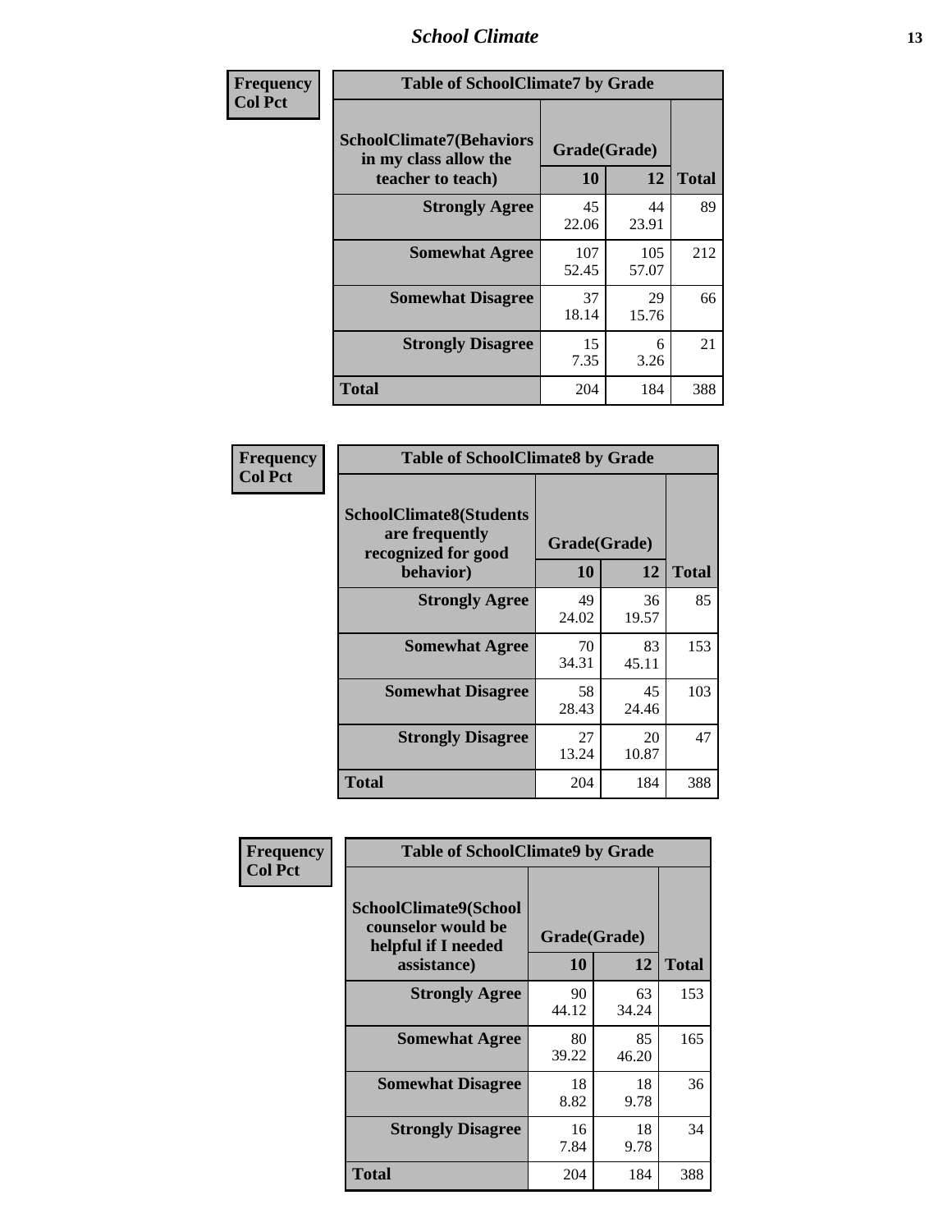| Frequency<br>Col Pct | Table of SchoolClimate7 by Grade | | |
|---|---|---|---|
| SchoolClimate7(Behaviors in my class allow the teacher to teach) | Grade(Grade) | | |
| | 10 | 12 | Total |
| Strongly Agree | 45<br>22.06 | 44<br>23.91 | 89 |
| Somewhat Agree | 107<br>52.45 | 105<br>57.07 | 212 |
| Somewhat Disagree | 37<br>18.14 | 29<br>15.76 | 66 |
| Strongly Disagree | 15<br>7.35 | 6<br>3.26 | 21 |
| Total | 204 | 184 | 388 |

| Frequency<br>Col Pct | Table of SchoolClimate8 by Grade | | |
|---|---|---|---|
| SchoolClimate8(Students are frequently recognized for good behavior) | Grade(Grade) | | |
| | 10 | 12 | Total |
| Strongly Agree | 49<br>24.02 | 36<br>19.57 | 85 |
| Somewhat Agree | 70<br>34.31 | 83<br>45.11 | 153 |
| Somewhat Disagree | 58<br>28.43 | 45<br>24.46 | 103 |
| Strongly Disagree | 27<br>13.24 | 20<br>10.87 | 47 |
| Total | 204 | 184 | 388 |

| Frequency<br>Col Pct | Table of SchoolClimate9 by Grade | | |
|---|---|---|---|
| SchoolClimate9(School counselor would be helpful if I needed assistance) | Grade(Grade) | | |
| | 10 | 12 | Total |
| Strongly Agree | 90<br>44.12 | 63<br>34.24 | 153 |
| Somewhat Agree | 80<br>39.22 | 85<br>46.20 | 165 |
| Somewhat Disagree | 18<br>8.82 | 18<br>9.78 | 36 |
| Strongly Disagree | 16<br>7.84 | 18<br>9.78 | 34 |
| Total | 204 | 184 | 388 |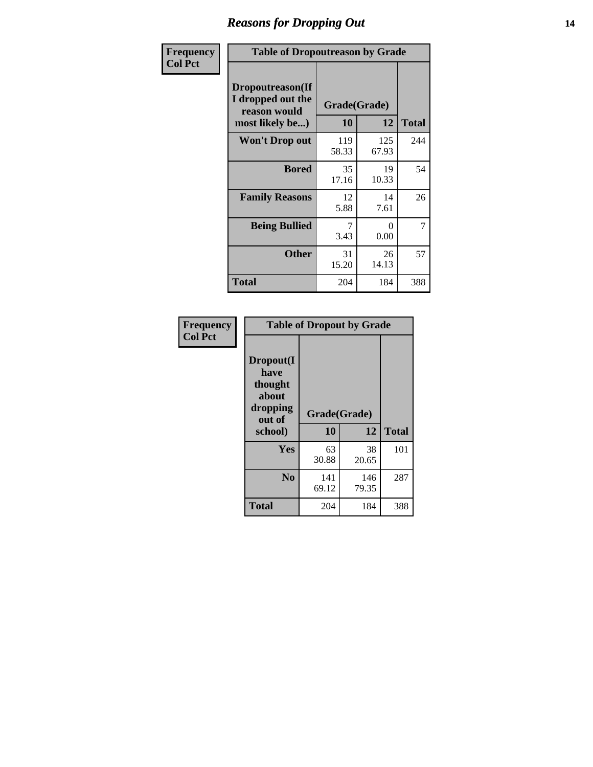# Reasons for Dropping Out

**Frequency**
**Col Pct**

| Table of Dropoutreason by Grade | | | |
|---|---|---|---|
| Dropoutreason(If I dropped out the reason would most likely be...) | Grade(Grade) | | |
| | 10 | 12 | Total |
| **Won't Drop out** | 119<br>58.33 | 125<br>67.93 | 244 |
| **Bored** | 35<br>17.16 | 19<br>10.33 | 54 |
| **Family Reasons** | 12<br>5.88 | 14<br>7.61 | 26 |
| **Being Bullied** | 7<br>3.43 | 0<br>0.00 | 7 |
| **Other** | 31<br>15.20 | 26<br>14.13 | 57 |
| **Total** | 204 | 184 | 388 |

**Frequency**
**Col Pct**

| Table of Dropout by Grade | | | |
|---|---|---|---|
| Dropout(I have thought about dropping out of school) | Grade(Grade) | | |
| | 10 | 12 | Total |
| **Yes** | 63<br>30.88 | 38<br>20.65 | 101 |
| **No** | 141<br>69.12 | 146<br>79.35 | 287 |
| **Total** | 204 | 184 | 388 |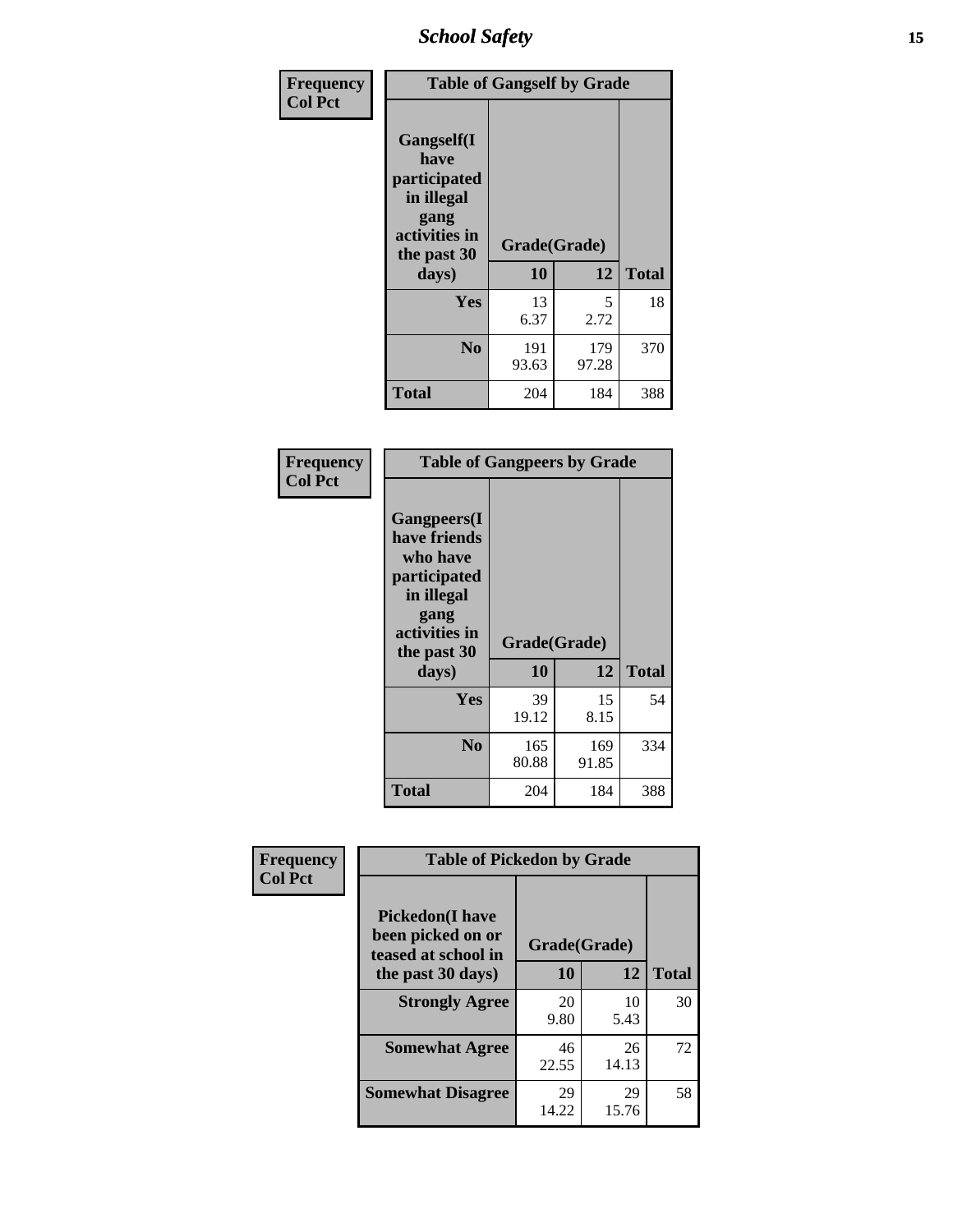| Frequency<br>Col Pct | Table of Gangself by Grade | | |
|---|---|---|---|
| Gangself(I have participated in illegal gang activities in the past 30 days) | Grade(Grade) | | |
| | 10 | 12 | Total |
| Yes | 13<br>6.37 | 5<br>2.72 | 18 |
| No | 191<br>93.63 | 179<br>97.28 | 370 |
| Total | 204 | 184 | 388 |

| Frequency<br>Col Pct | Table of Gangpeers by Grade | | |
|---|---|---|---|
| Gangpeers(I have friends who have participated in illegal gang activities in the past 30 days) | Grade(Grade) | | |
| | 10 | 12 | Total |
| Yes | 39<br>19.12 | 15<br>8.15 | 54 |
| No | 165<br>80.88 | 169<br>91.85 | 334 |
| Total | 204 | 184 | 388 |

| Frequency<br>Col Pct | Table of Pickedon by Grade | | |
|---|---|---|---|
| Pickedon(I have been picked on or teased at school in the past 30 days) | Grade(Grade) | | |
| | 10 | 12 | Total |
| Strongly Agree | 20<br>9.80 | 10<br>5.43 | 30 |
| Somewhat Agree | 46<br>22.55 | 26<br>14.13 | 72 |
| Somewhat Disagree | 29<br>14.22 | 29<br>15.76 | 58 |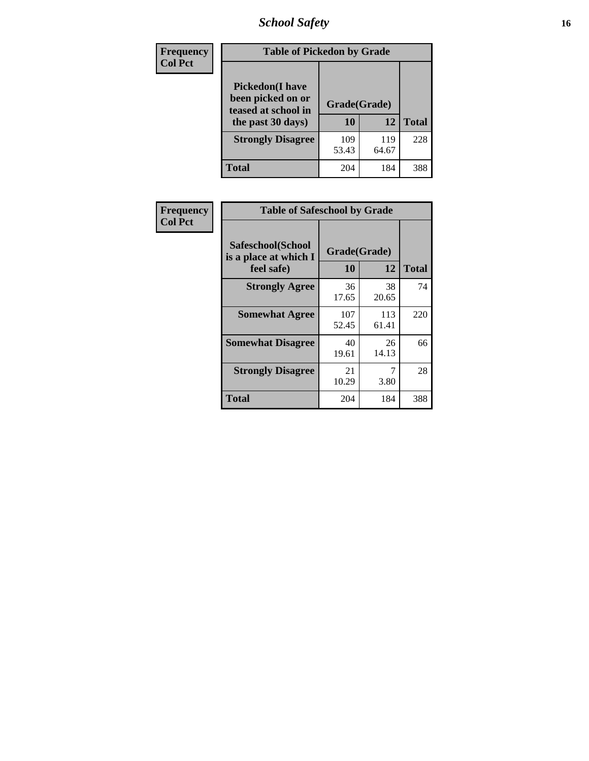| Frequency |
|---|
| Col Pct |

| Table of Pickedon by Grade | | | |
|---|---|---|---|
| Pickedon(I have been picked on or teased at school in the past 30 days) | Grade(Grade) | | Total |
| | 10 | 12 | |
| Strongly Disagree | 109<br>53.43 | 119<br>64.67 | 228 |
| Total | 204 | 184 | 388 |

| Frequency |
|---|
| Col Pct |

| Table of Safeschool by Grade | | | |
|---|---|---|---|
| Safeschool(School is a place at which I feel safe) | Grade(Grade) | | Total |
| | 10 | 12 | |
| Strongly Agree | 36<br>17.65 | 38<br>20.65 | 74 |
| Somewhat Agree | 107<br>52.45 | 113<br>61.41 | 220 |
| Somewhat Disagree | 40<br>19.61 | 26<br>14.13 | 66 |
| Strongly Disagree | 21<br>10.29 | 7<br>3.80 | 28 |
| Total | 204 | 184 | 388 |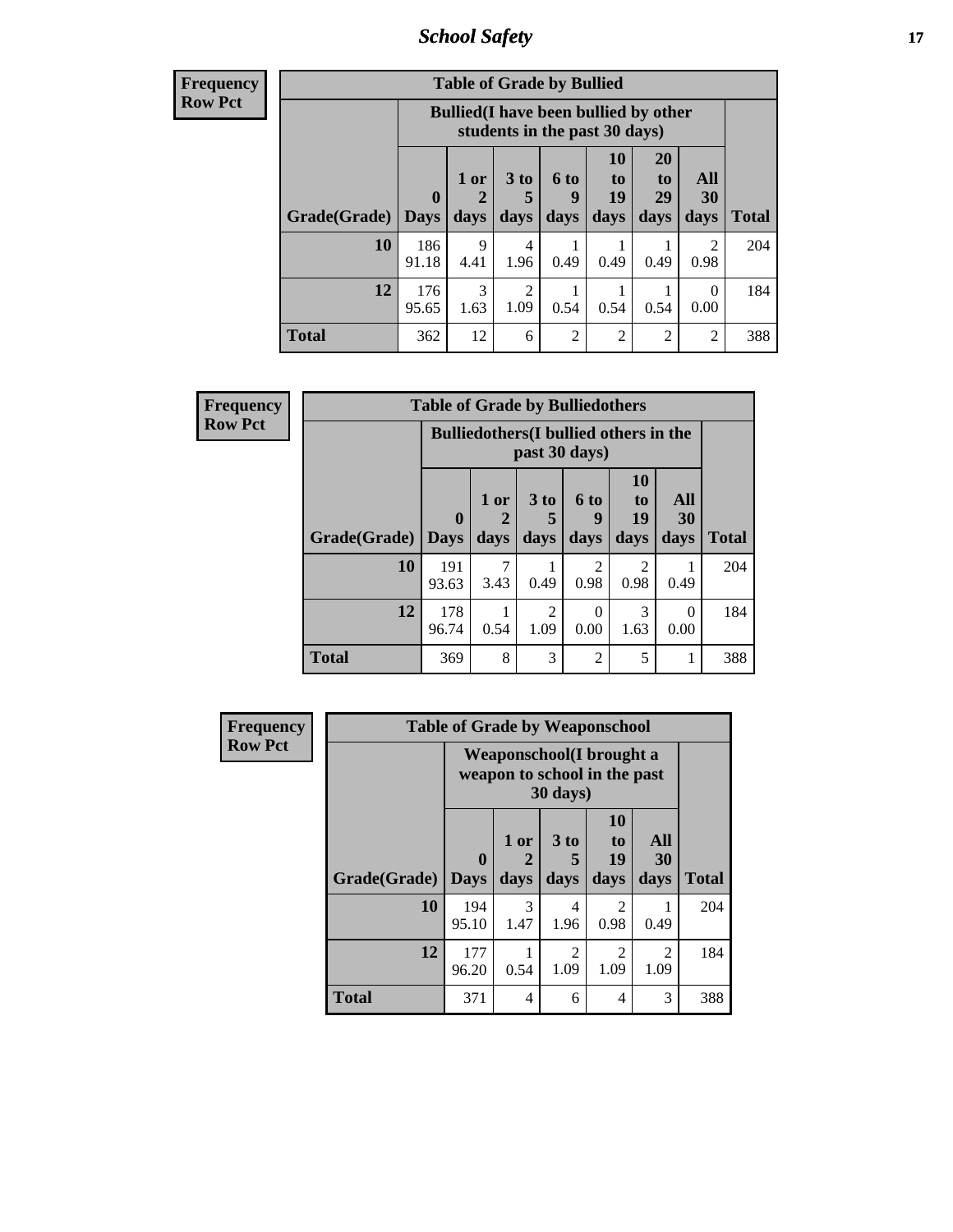| Frequency Row Pct | | | | | | | | |
|---|---|---|---|---|---|---|---|---|
| **Table of Grade by Bullied** | | | | | | | | |
| | **Bullied(I have been bullied by other students in the past 30 days)** | | | | | | | |
| **Grade(Grade)** | **0 Days** | **1 or 2 days** | **3 to 5 days** | **6 to 9 days** | **10 to 19 days** | **20 to 29 days** | **All 30 days** | **Total** |
| **10** | 186<br>91.18 | 9<br>4.41 | 4<br>1.96 | 1<br>0.49 | 1<br>0.49 | 1<br>0.49 | 2<br>0.98 | 204 |
| **12** | 176<br>95.65 | 3<br>1.63 | 2<br>1.09 | 1<br>0.54 | 1<br>0.54 | 1<br>0.54 | 0<br>0.00 | 184 |
| **Total** | 362 | 12 | 6 | 2 | 2 | 2 | 2 | 388 |

| Frequency Row Pct | | | | | | | |
|---|---|---|---|---|---|---|---|
| **Table of Grade by Bulliedothers** | | | | | | | |
| | **Bulliedothers(I bullied others in the past 30 days)** | | | | | | |
| **Grade(Grade)** | **0 Days** | **1 or 2 days** | **3 to 5 days** | **6 to 9 days** | **10 to 19 days** | **All 30 days** | **Total** |
| **10** | 191<br>93.63 | 7<br>3.43 | 1<br>0.49 | 2<br>0.98 | 2<br>0.98 | 1<br>0.49 | 204 |
| **12** | 178<br>96.74 | 1<br>0.54 | 2<br>1.09 | 0<br>0.00 | 3<br>1.63 | 0<br>0.00 | 184 |
| **Total** | 369 | 8 | 3 | 2 | 5 | 1 | 388 |

| Frequency Row Pct | | | | | | |
|---|---|---|---|---|---|---|
| **Table of Grade by Weaponschool** | | | | | | |
| | **Weaponschool(I brought a weapon to school in the past 30 days)** | | | | | |
| **Grade(Grade)** | **0 Days** | **1 or 2 days** | **3 to 5 days** | **10 to 19 days** | **All 30 days** | **Total** |
| **10** | 194<br>95.10 | 3<br>1.47 | 4<br>1.96 | 2<br>0.98 | 1<br>0.49 | 204 |
| **12** | 177<br>96.20 | 1<br>0.54 | 2<br>1.09 | 2<br>1.09 | 2<br>1.09 | 184 |
| **Total** | 371 | 4 | 6 | 4 | 3 | 388 |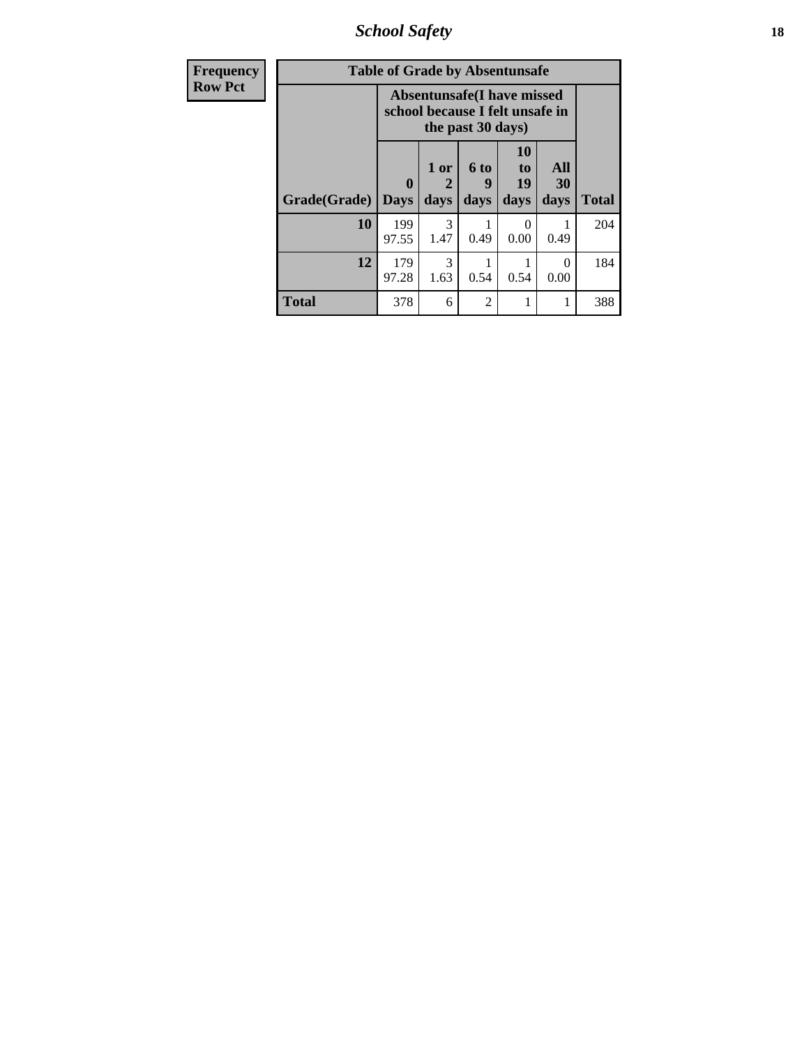| Frequency<br>Row Pct |
|---|

| Table of Grade by Absentunsafe | | | | | | |
|---|---|---|---|---|---|---|
| | Absentunsafe(I have missed school because I felt unsafe in the past 30 days) | | | | | |
| Grade(Grade) | 0 Days | 1 or 2 days | 6 to 9 days | 10 to 19 days | All 30 days | Total |
| 10 | 199<br>97.55 | 3<br>1.47 | 1<br>0.49 | 0<br>0.00 | 1<br>0.49 | 204 |
| 12 | 179<br>97.28 | 3<br>1.63 | 1<br>0.54 | 1<br>0.54 | 0<br>0.00 | 184 |
| Total | 378 | 6 | 2 | 1 | 1 | 388 |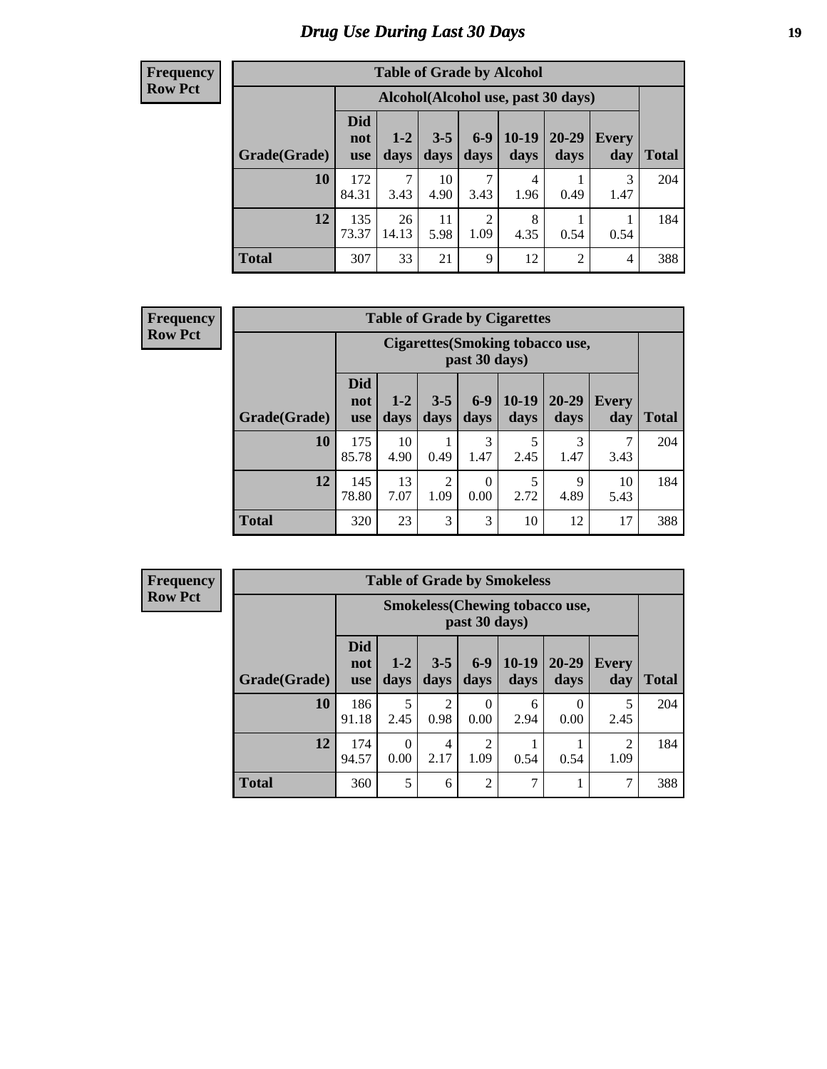# Drug Use During Last 30 Days

**Frequency**
**Row Pct**

| Table of Grade by Alcohol | | | | | | | | |
|---|---|---|---|---|---|---|---|---|
| | Alcohol(Alcohol use, past 30 days) | | | | | | | |
| Grade(Grade) | Did not use | 1-2 days | 3-5 days | 6-9 days | 10-19 days | 20-29 days | Every day | Total |
| 10 | 172<br>84.31 | 7<br>3.43 | 10<br>4.90 | 7<br>3.43 | 4<br>1.96 | 1<br>0.49 | 3<br>1.47 | 204 |
| 12 | 135<br>73.37 | 26<br>14.13 | 11<br>5.98 | 2<br>1.09 | 8<br>4.35 | 1<br>0.54 | 1<br>0.54 | 184 |
| Total | 307 | 33 | 21 | 9 | 12 | 2 | 4 | 388 |

**Frequency**
**Row Pct**

| Table of Grade by Cigarettes | | | | | | | | |
|---|---|---|---|---|---|---|---|---|
| | Cigarettes(Smoking tobacco use, past 30 days) | | | | | | | |
| Grade(Grade) | Did not use | 1-2 days | 3-5 days | 6-9 days | 10-19 days | 20-29 days | Every day | Total |
| 10 | 175<br>85.78 | 10<br>4.90 | 1<br>0.49 | 3<br>1.47 | 5<br>2.45 | 3<br>1.47 | 7<br>3.43 | 204 |
| 12 | 145<br>78.80 | 13<br>7.07 | 2<br>1.09 | 0<br>0.00 | 5<br>2.72 | 9<br>4.89 | 10<br>5.43 | 184 |
| Total | 320 | 23 | 3 | 3 | 10 | 12 | 17 | 388 |

**Frequency**
**Row Pct**

| Table of Grade by Smokeless | | | | | | | | |
|---|---|---|---|---|---|---|---|---|
| | Smokeless(Chewing tobacco use, past 30 days) | | | | | | | |
| Grade(Grade) | Did not use | 1-2 days | 3-5 days | 6-9 days | 10-19 days | 20-29 days | Every day | Total |
| 10 | 186<br>91.18 | 5<br>2.45 | 2<br>0.98 | 0<br>0.00 | 6<br>2.94 | 0<br>0.00 | 5<br>2.45 | 204 |
| 12 | 174<br>94.57 | 0<br>0.00 | 4<br>2.17 | 2<br>1.09 | 1<br>0.54 | 1<br>0.54 | 2<br>1.09 | 184 |
| Total | 360 | 5 | 6 | 2 | 7 | 1 | 7 | 388 |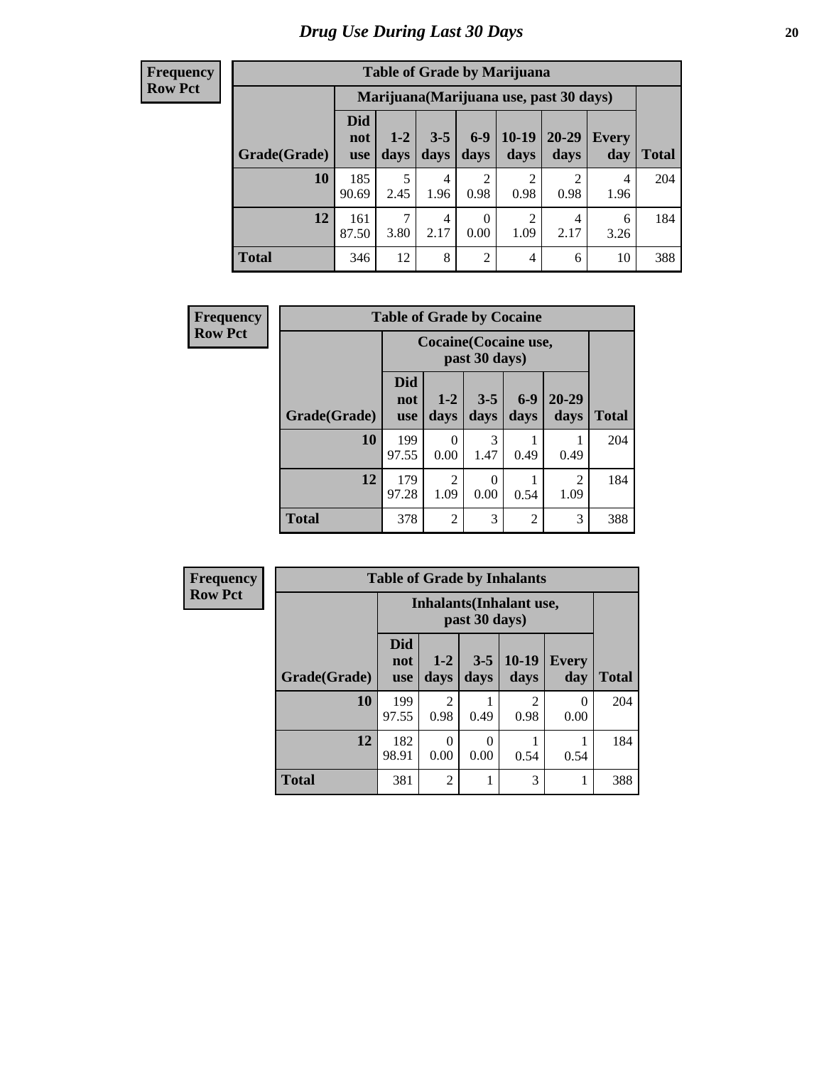# Drug Use During Last 30 Days

**Frequency**
**Row Pct**

| Table of Grade by Marijuana | | | | | | | | |
|---|---|---|---|---|---|---|---|---|
| | Marijuana(Marijuana use, past 30 days) | | | | | | | |
| Grade(Grade) | Did not use | 1-2 days | 3-5 days | 6-9 days | 10-19 days | 20-29 days | Every day | Total |
| 10 | 185<br>90.69 | 5<br>2.45 | 4<br>1.96 | 2<br>0.98 | 2<br>0.98 | 2<br>0.98 | 4<br>1.96 | 204 |
| 12 | 161<br>87.50 | 7<br>3.80 | 4<br>2.17 | 0<br>0.00 | 2<br>1.09 | 4<br>2.17 | 6<br>3.26 | 184 |
| Total | 346 | 12 | 8 | 2 | 4 | 6 | 10 | 388 |

**Frequency**
**Row Pct**

| Table of Grade by Cocaine | | | | | | |
|---|---|---|---|---|---|---|
| | Cocaine(Cocaine use, past 30 days) | | | | | |
| Grade(Grade) | Did not use | 1-2 days | 3-5 days | 6-9 days | 20-29 days | Total |
| 10 | 199<br>97.55 | 0<br>0.00 | 3<br>1.47 | 1<br>0.49 | 1<br>0.49 | 204 |
| 12 | 179<br>97.28 | 2<br>1.09 | 0<br>0.00 | 1<br>0.54 | 2<br>1.09 | 184 |
| Total | 378 | 2 | 3 | 2 | 3 | 388 |

**Frequency**
**Row Pct**

| Table of Grade by Inhalants | | | | | | |
|---|---|---|---|---|---|---|
| | Inhalants(Inhalant use, past 30 days) | | | | | |
| Grade(Grade) | Did not use | 1-2 days | 3-5 days | 10-19 days | Every day | Total |
| 10 | 199<br>97.55 | 2<br>0.98 | 1<br>0.49 | 2<br>0.98 | 0<br>0.00 | 204 |
| 12 | 182<br>98.91 | 0<br>0.00 | 0<br>0.00 | 1<br>0.54 | 1<br>0.54 | 184 |
| Total | 381 | 2 | 1 | 3 | 1 | 388 |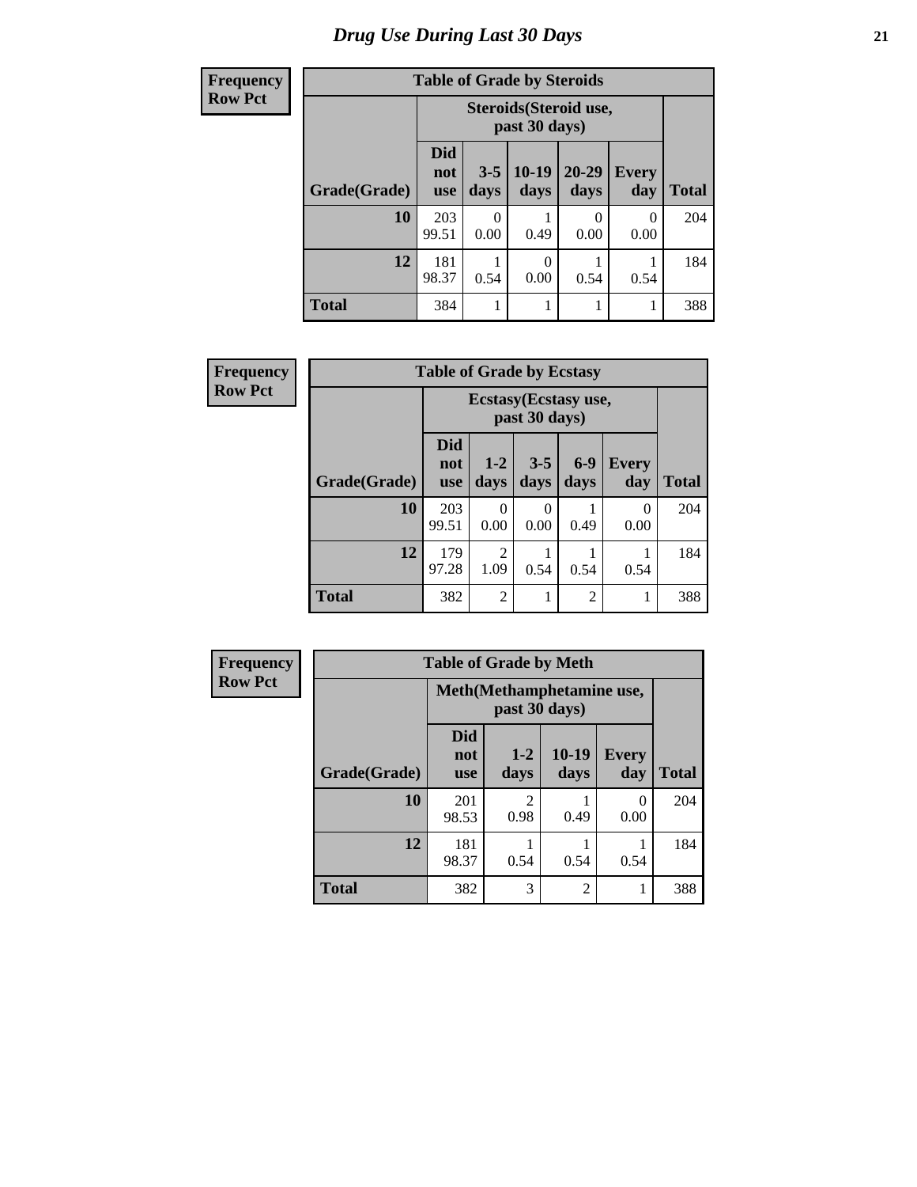# *Drug Use During Last 30 Days*

| Frequency<br>Row Pct |
|---|

**Table of Grade by Steroids**

| | Steroids(Steroid use, past 30 days) | | | | | |
|---|---|---|---|---|---|---|
| Grade(Grade) | Did not use | 3-5 days | 10-19 days | 20-29 days | Every day | Total |
| 10 | 203<br>99.51 | 0<br>0.00 | 1<br>0.49 | 0<br>0.00 | 0<br>0.00 | 204 |
| 12 | 181<br>98.37 | 1<br>0.54 | 0<br>0.00 | 1<br>0.54 | 1<br>0.54 | 184 |
| Total | 384 | 1 | 1 | 1 | 1 | 388 |

| Frequency<br>Row Pct |
|---|

**Table of Grade by Ecstasy**

| | Ecstasy(Ecstasy use, past 30 days) | | | | | |
|---|---|---|---|---|---|---|
| Grade(Grade) | Did not use | 1-2 days | 3-5 days | 6-9 days | Every day | Total |
| 10 | 203<br>99.51 | 0<br>0.00 | 0<br>0.00 | 1<br>0.49 | 0<br>0.00 | 204 |
| 12 | 179<br>97.28 | 2<br>1.09 | 1<br>0.54 | 1<br>0.54 | 1<br>0.54 | 184 |
| Total | 382 | 2 | 1 | 2 | 1 | 388 |

| Frequency<br>Row Pct |
|---|

**Table of Grade by Meth**

| | Meth(Methamphetamine use, past 30 days) | | | | |
|---|---|---|---|---|---|
| Grade(Grade) | Did not use | 1-2 days | 10-19 days | Every day | Total |
| 10 | 201<br>98.53 | 2<br>0.98 | 1<br>0.49 | 0<br>0.00 | 204 |
| 12 | 181<br>98.37 | 1<br>0.54 | 1<br>0.54 | 1<br>0.54 | 184 |
| Total | 382 | 3 | 2 | 1 | 388 |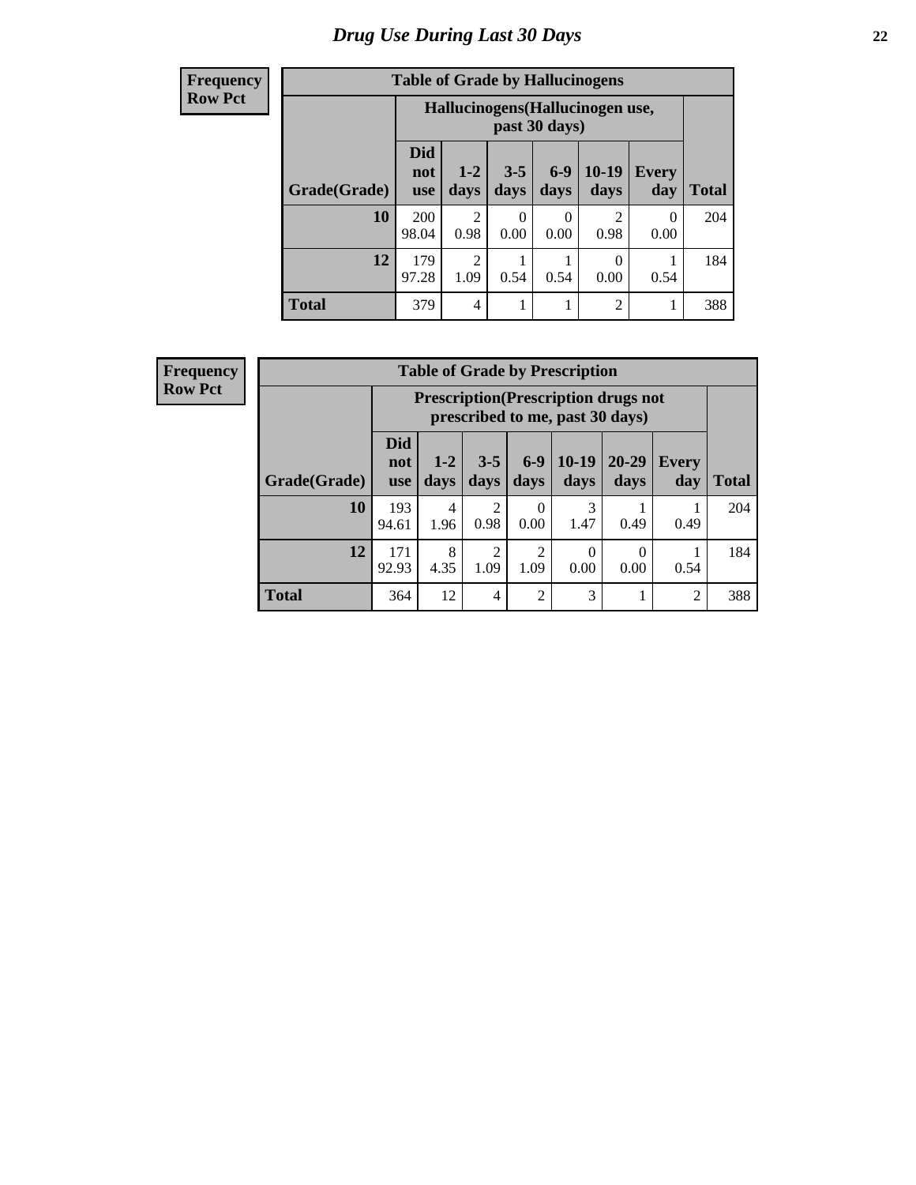# Drug Use During Last 30 Days

**Frequency**
**Row Pct**

| Table of Grade by Hallucinogens | | | | | | | |
|---|---|---|---|---|---|---|---|
| | Hallucinogens(Hallucinogen use, past 30 days) | | | | | | |
| Grade(Grade) | Did not use | 1-2 days | 3-5 days | 6-9 days | 10-19 days | Every day | Total |
| 10 | 200<br>98.04 | 2<br>0.98 | 0<br>0.00 | 0<br>0.00 | 2<br>0.98 | 0<br>0.00 | 204 |
| 12 | 179<br>97.28 | 2<br>1.09 | 1<br>0.54 | 1<br>0.54 | 0<br>0.00 | 1<br>0.54 | 184 |
| Total | 379 | 4 | 1 | 1 | 2 | 1 | 388 |

**Frequency**
**Row Pct**

| Table of Grade by Prescription | | | | | | | | |
|---|---|---|---|---|---|---|---|---|
| | Prescription(Prescription drugs not prescribed to me, past 30 days) | | | | | | | |
| Grade(Grade) | Did not use | 1-2 days | 3-5 days | 6-9 days | 10-19 days | 20-29 days | Every day | Total |
| 10 | 193<br>94.61 | 4<br>1.96 | 2<br>0.98 | 0<br>0.00 | 3<br>1.47 | 1<br>0.49 | 1<br>0.49 | 204 |
| 12 | 171<br>92.93 | 8<br>4.35 | 2<br>1.09 | 2<br>1.09 | 0<br>0.00 | 0<br>0.00 | 1<br>0.54 | 184 |
| Total | 364 | 12 | 4 | 2 | 3 | 1 | 2 | 388 |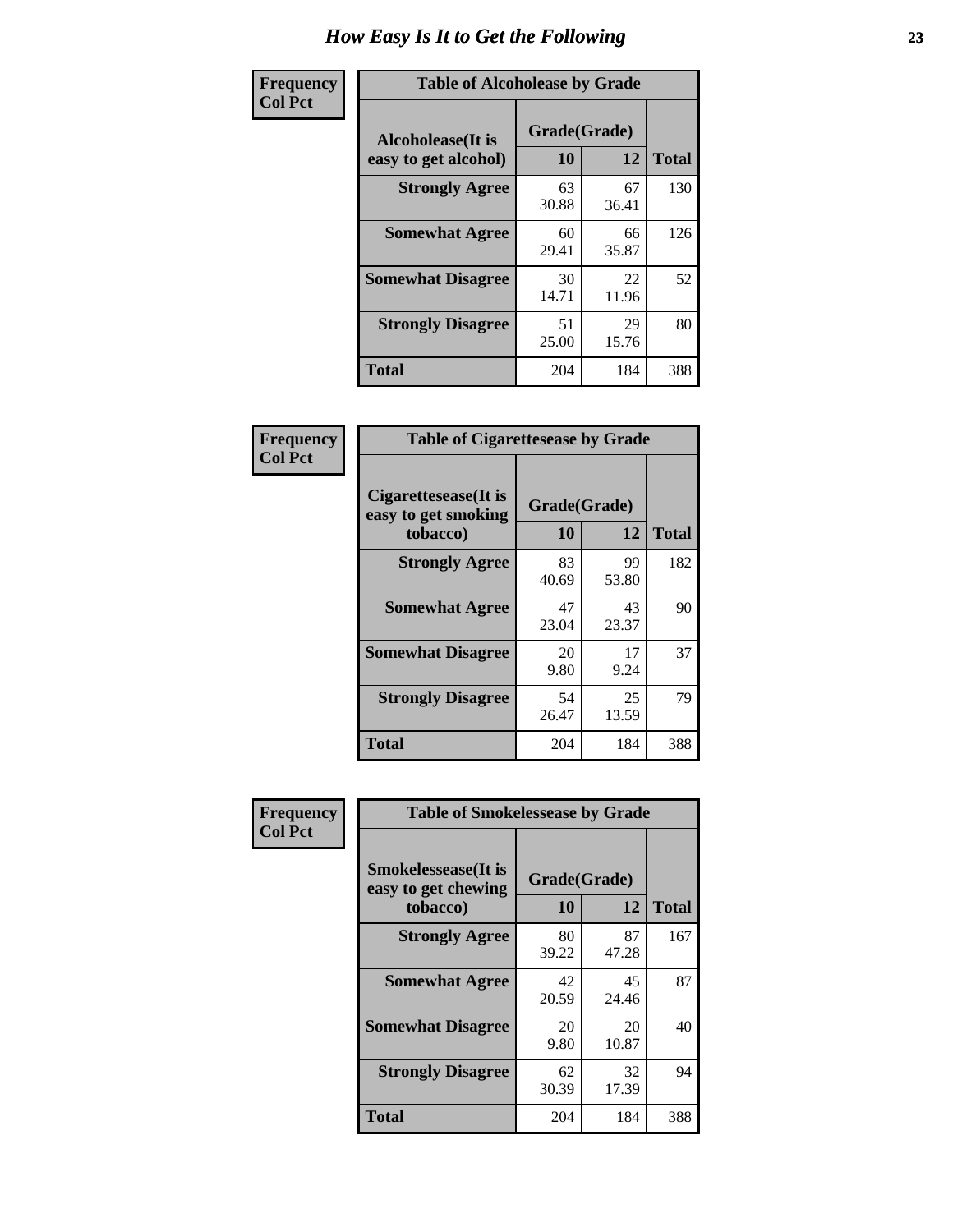# How Easy Is It to Get the Following

**Frequency Col Pct**

**Table of Alcoholease by Grade**

| Alcoholease(It is easy to get alcohol) | Grade(Grade) | | Total |
|---|---|---|---|
| | 10 | 12 | |
| Strongly Agree | 63<br>30.88 | 67<br>36.41 | 130 |
| Somewhat Agree | 60<br>29.41 | 66<br>35.87 | 126 |
| Somewhat Disagree | 30<br>14.71 | 22<br>11.96 | 52 |
| Strongly Disagree | 51<br>25.00 | 29<br>15.76 | 80 |
| Total | 204 | 184 | 388 |

**Frequency Col Pct**

**Table of Cigarettesease by Grade**

| Cigarettesease(It is easy to get smoking tobacco) | Grade(Grade) | | Total |
|---|---|---|---|
| | 10 | 12 | |
| Strongly Agree | 83<br>40.69 | 99<br>53.80 | 182 |
| Somewhat Agree | 47<br>23.04 | 43<br>23.37 | 90 |
| Somewhat Disagree | 20<br>9.80 | 17<br>9.24 | 37 |
| Strongly Disagree | 54<br>26.47 | 25<br>13.59 | 79 |
| Total | 204 | 184 | 388 |

**Frequency Col Pct**

**Table of Smokelessease by Grade**

| Smokelessease(It is easy to get chewing tobacco) | Grade(Grade) | | Total |
|---|---|---|---|
| | 10 | 12 | |
| Strongly Agree | 80<br>39.22 | 87<br>47.28 | 167 |
| Somewhat Agree | 42<br>20.59 | 45<br>24.46 | 87 |
| Somewhat Disagree | 20<br>9.80 | 20<br>10.87 | 40 |
| Strongly Disagree | 62<br>30.39 | 32<br>17.39 | 94 |
| Total | 204 | 184 | 388 |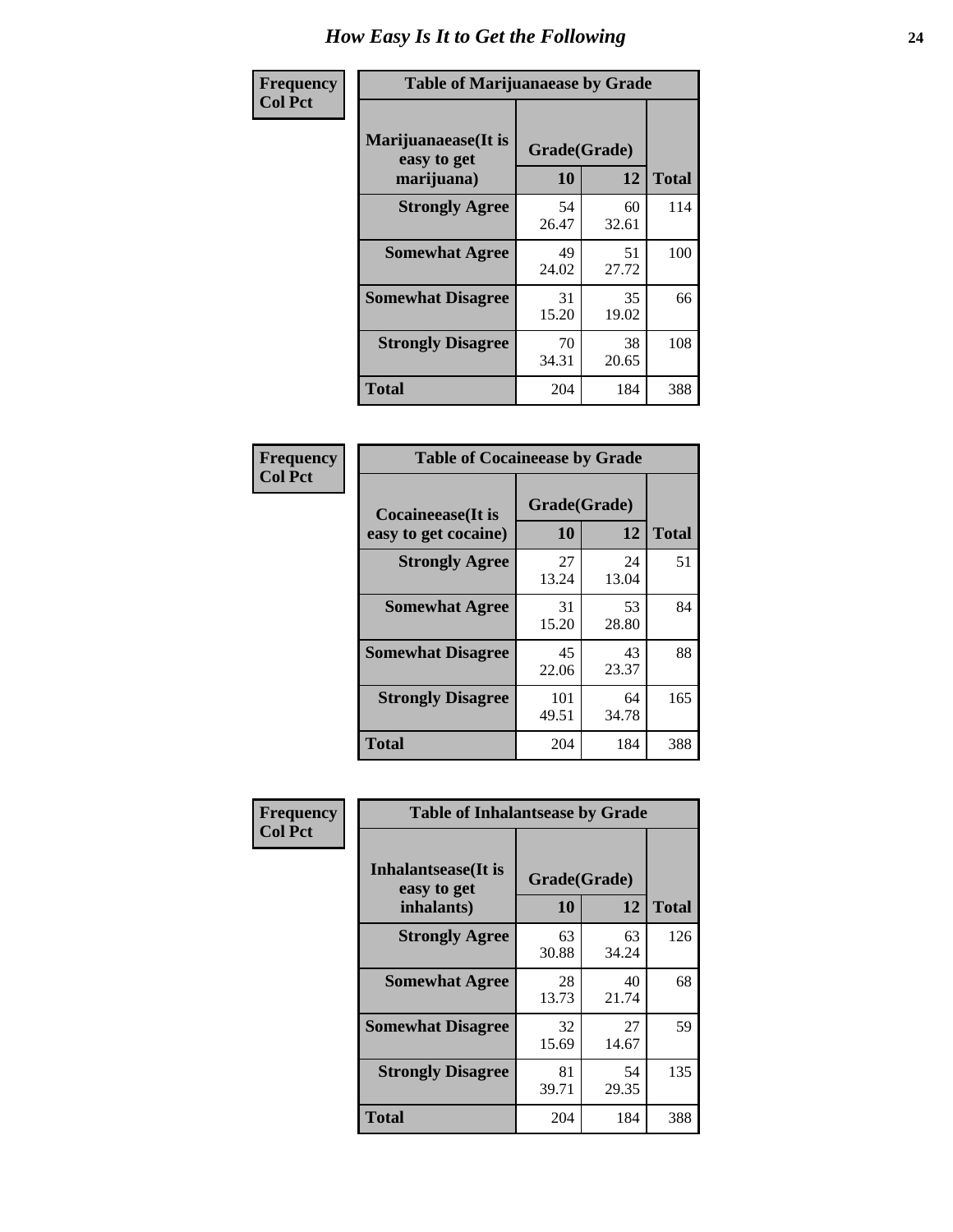# How Easy Is It to Get the Following

**Frequency**
**Col Pct**

| Table of Marijuanaease by Grade | | | |
|---|---|---|---|
| **Marijuanaease(It is easy to get marijuana)** | **Grade(Grade)** | | |
| | **10** | **12** | **Total** |
| **Strongly Agree** | 54<br>26.47 | 60<br>32.61 | 114 |
| **Somewhat Agree** | 49<br>24.02 | 51<br>27.72 | 100 |
| **Somewhat Disagree** | 31<br>15.20 | 35<br>19.02 | 66 |
| **Strongly Disagree** | 70<br>34.31 | 38<br>20.65 | 108 |
| **Total** | 204 | 184 | 388 |

**Frequency**
**Col Pct**

| Table of Cocaineease by Grade | | | |
|---|---|---|---|
| **Cocaineease(It is easy to get cocaine)** | **Grade(Grade)** | | |
| | **10** | **12** | **Total** |
| **Strongly Agree** | 27<br>13.24 | 24<br>13.04 | 51 |
| **Somewhat Agree** | 31<br>15.20 | 53<br>28.80 | 84 |
| **Somewhat Disagree** | 45<br>22.06 | 43<br>23.37 | 88 |
| **Strongly Disagree** | 101<br>49.51 | 64<br>34.78 | 165 |
| **Total** | 204 | 184 | 388 |

**Frequency**
**Col Pct**

| Table of Inhalantsease by Grade | | | |
|---|---|---|---|
| **Inhalantsease(It is easy to get inhalants)** | **Grade(Grade)** | | |
| | **10** | **12** | **Total** |
| **Strongly Agree** | 63<br>30.88 | 63<br>34.24 | 126 |
| **Somewhat Agree** | 28<br>13.73 | 40<br>21.74 | 68 |
| **Somewhat Disagree** | 32<br>15.69 | 27<br>14.67 | 59 |
| **Strongly Disagree** | 81<br>39.71 | 54<br>29.35 | 135 |
| **Total** | 204 | 184 | 388 |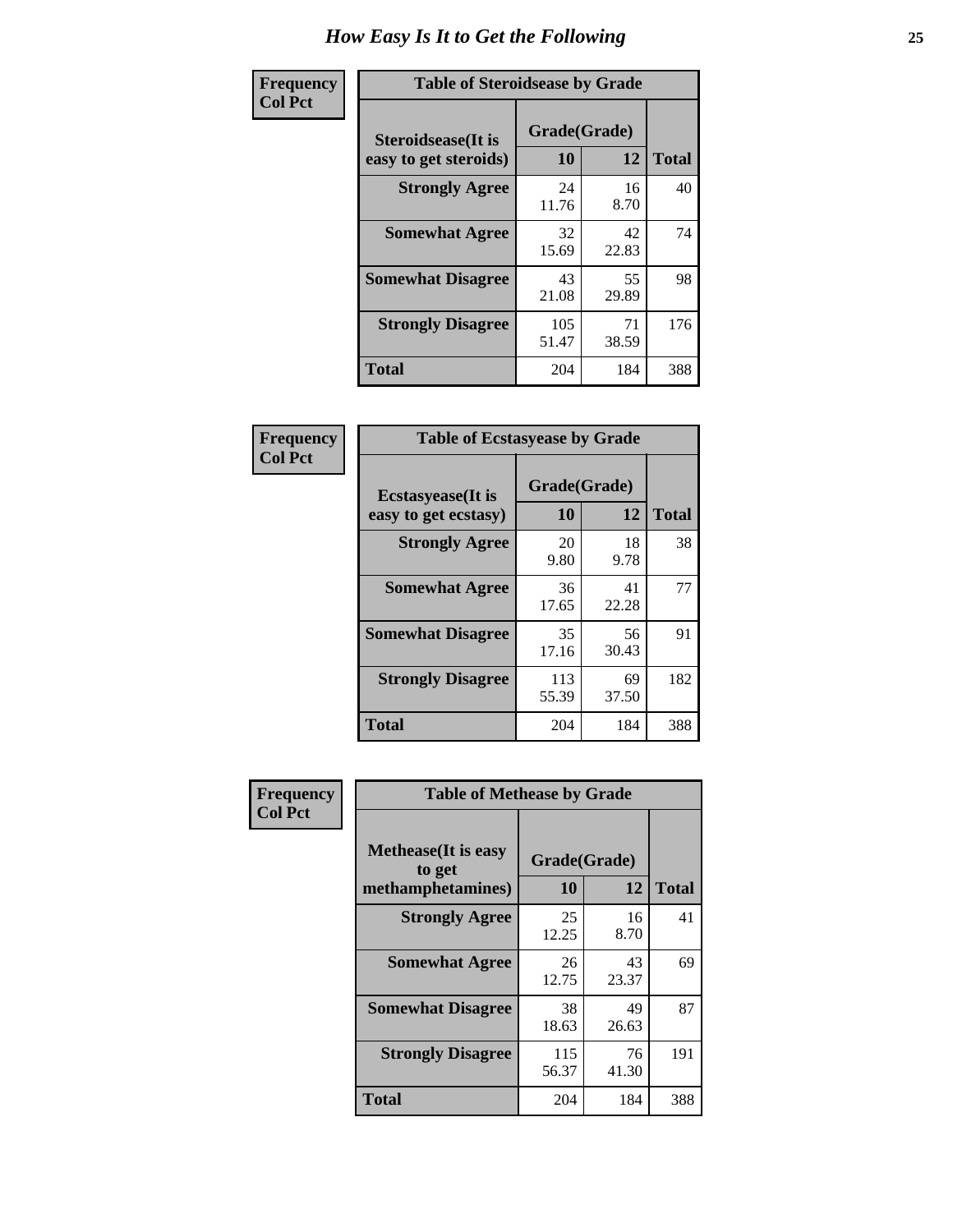# How Easy Is It to Get the Following

**Frequency**
**Col Pct**

| Table of Steroidsease by Grade | | | |
|---|---|---|---|
| Steroidsease(It is easy to get steroids) | Grade(Grade) | | Total |
| | 10 | 12 | |
| Strongly Agree | 24<br>11.76 | 16<br>8.70 | 40 |
| Somewhat Agree | 32<br>15.69 | 42<br>22.83 | 74 |
| Somewhat Disagree | 43<br>21.08 | 55<br>29.89 | 98 |
| Strongly Disagree | 105<br>51.47 | 71<br>38.59 | 176 |
| Total | 204 | 184 | 388 |

**Frequency**
**Col Pct**

| Table of Ecstasyease by Grade | | | |
|---|---|---|---|
| Ecstasyease(It is easy to get ecstasy) | Grade(Grade) | | Total |
| | 10 | 12 | |
| Strongly Agree | 20<br>9.80 | 18<br>9.78 | 38 |
| Somewhat Agree | 36<br>17.65 | 41<br>22.28 | 77 |
| Somewhat Disagree | 35<br>17.16 | 56<br>30.43 | 91 |
| Strongly Disagree | 113<br>55.39 | 69<br>37.50 | 182 |
| Total | 204 | 184 | 388 |

**Frequency**
**Col Pct**

| Table of Methease by Grade | | | |
|---|---|---|---|
| Methease(It is easy to get methamphetamines) | Grade(Grade) | | Total |
| | 10 | 12 | |
| Strongly Agree | 25<br>12.25 | 16<br>8.70 | 41 |
| Somewhat Agree | 26<br>12.75 | 43<br>23.37 | 69 |
| Somewhat Disagree | 38<br>18.63 | 49<br>26.63 | 87 |
| Strongly Disagree | 115<br>56.37 | 76<br>41.30 | 191 |
| Total | 204 | 184 | 388 |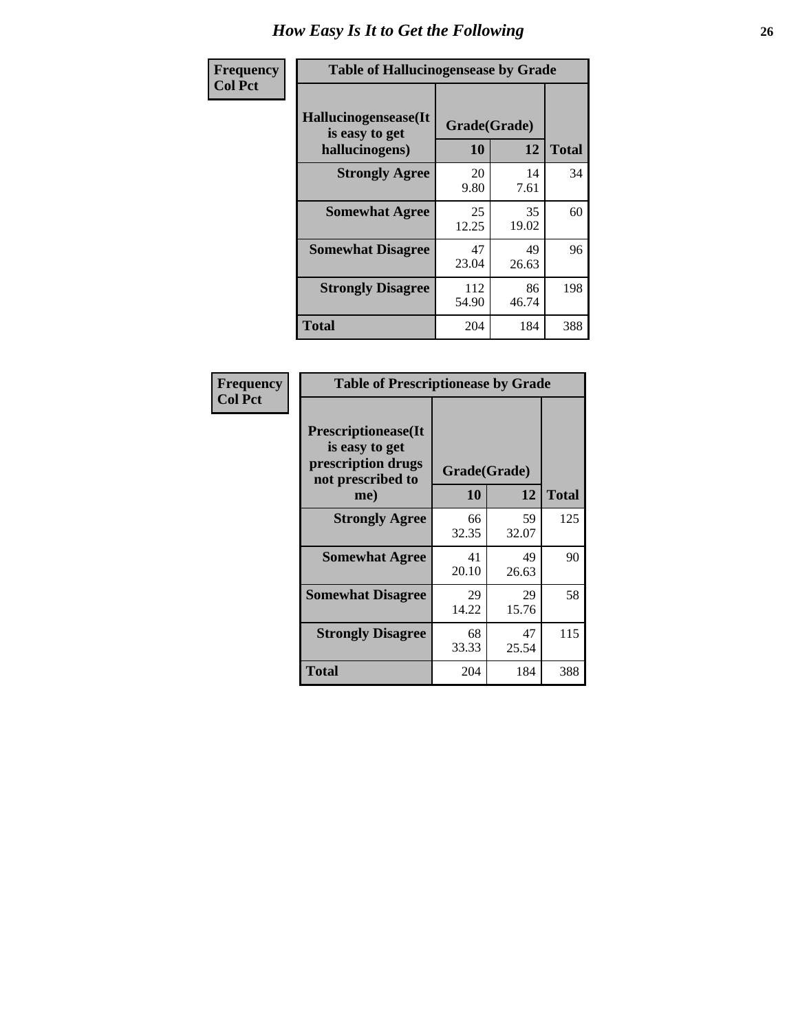# How Easy Is It to Get the Following

| Frequency Col Pct | Table of Hallucinogensease by Grade | | |
|---|---|---|---|
| Hallucinogensease(It is easy to get hallucinogens) | Grade(Grade) | | |
| | 10 | 12 | Total |
| Strongly Agree | 20<br>9.80 | 14<br>7.61 | 34 |
| Somewhat Agree | 25<br>12.25 | 35<br>19.02 | 60 |
| Somewhat Disagree | 47<br>23.04 | 49<br>26.63 | 96 |
| Strongly Disagree | 112<br>54.90 | 86<br>46.74 | 198 |
| Total | 204 | 184 | 388 |

| Frequency Col Pct | Table of Prescriptionease by Grade | | |
|---|---|---|---|
| Prescriptionease(It is easy to get prescription drugs not prescribed to me) | Grade(Grade) | | |
| | 10 | 12 | Total |
| Strongly Agree | 66<br>32.35 | 59<br>32.07 | 125 |
| Somewhat Agree | 41<br>20.10 | 49<br>26.63 | 90 |
| Somewhat Disagree | 29<br>14.22 | 29<br>15.76 | 58 |
| Strongly Disagree | 68<br>33.33 | 47<br>25.54 | 115 |
| Total | 204 | 184 | 388 |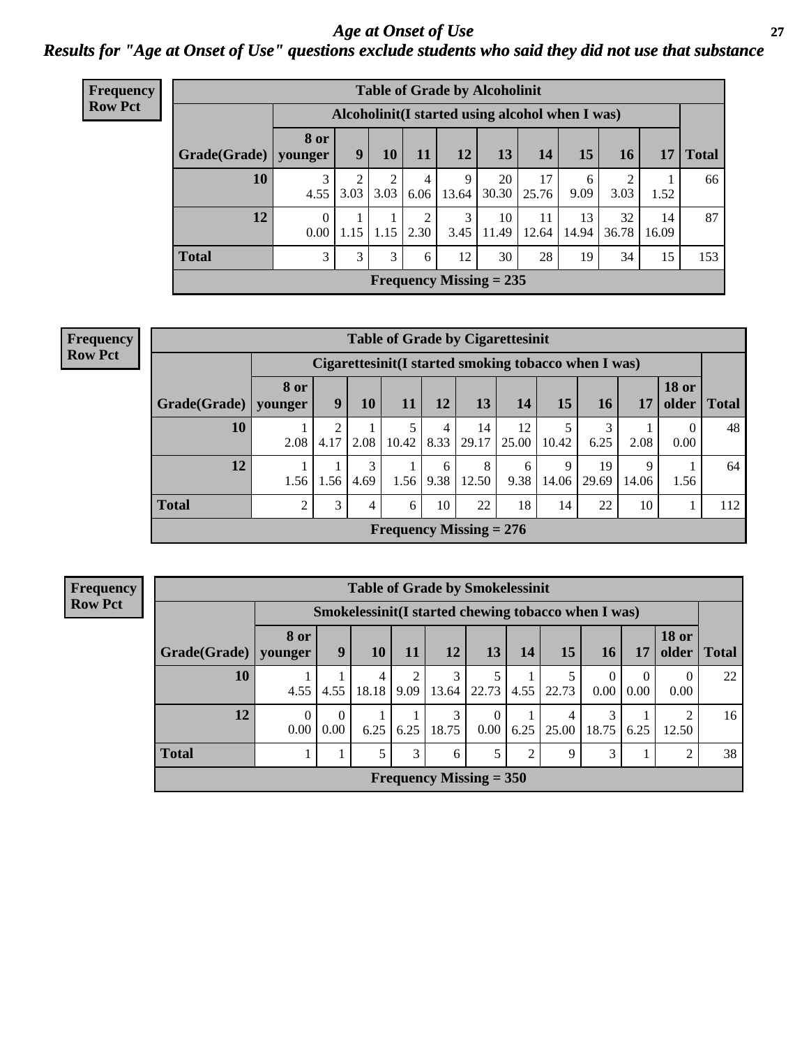# *Age at Onset of Use*

## *Results for "Age at Onset of Use" questions exclude students who said they did not use that substance*

**Frequency**
**Row Pct**

**Table of Grade by Alcoholinit**

| Grade(Grade) | Alcoholinit(I started using alcohol when I was) | | | | | | | | | | Total |
|---|---|---|---|---|---|---|---|---|---|---|---|
| | 8 or younger | 9 | 10 | 11 | 12 | 13 | 14 | 15 | 16 | 17 | |
| 10 | 3<br>4.55 | 2<br>3.03 | 2<br>3.03 | 4<br>6.06 | 9<br>13.64 | 20<br>30.30 | 17<br>25.76 | 6<br>9.09 | 2<br>3.03 | 1<br>1.52 | 66 |
| 12 | 0<br>0.00 | 1<br>1.15 | 1<br>1.15 | 2<br>2.30 | 3<br>3.45 | 10<br>11.49 | 11<br>12.64 | 13<br>14.94 | 32<br>36.78 | 14<br>16.09 | 87 |
| Total | 3 | 3 | 3 | 6 | 12 | 30 | 28 | 19 | 34 | 15 | 153 |

Frequency Missing = 235

**Frequency**
**Row Pct**

**Table of Grade by Cigarettesinit**

| Grade(Grade) | Cigarettesinit(I started smoking tobacco when I was) | | | | | | | | | | | Total |
|---|---|---|---|---|---|---|---|---|---|---|---|---|
| | 8 or younger | 9 | 10 | 11 | 12 | 13 | 14 | 15 | 16 | 17 | 18 or older | |
| 10 | 1<br>2.08 | 2<br>4.17 | 1<br>2.08 | 5<br>10.42 | 4<br>8.33 | 14<br>29.17 | 12<br>25.00 | 5<br>10.42 | 3<br>6.25 | 1<br>2.08 | 0<br>0.00 | 48 |
| 12 | 1<br>1.56 | 1<br>1.56 | 3<br>4.69 | 1<br>1.56 | 6<br>9.38 | 8<br>12.50 | 6<br>9.38 | 9<br>14.06 | 19<br>29.69 | 9<br>14.06 | 1<br>1.56 | 64 |
| Total | 2 | 3 | 4 | 6 | 10 | 22 | 18 | 14 | 22 | 10 | 1 | 112 |

Frequency Missing = 276

**Frequency**
**Row Pct**

**Table of Grade by Smokelessinit**

| Grade(Grade) | Smokelessinit(I started chewing tobacco when I was) | | | | | | | | | | | Total |
|---|---|---|---|---|---|---|---|---|---|---|---|---|
| | 8 or younger | 9 | 10 | 11 | 12 | 13 | 14 | 15 | 16 | 17 | 18 or older | |
| 10 | 1<br>4.55 | 1<br>4.55 | 4<br>18.18 | 2<br>9.09 | 3<br>13.64 | 5<br>22.73 | 1<br>4.55 | 5<br>22.73 | 0<br>0.00 | 0<br>0.00 | 0<br>0.00 | 22 |
| 12 | 0<br>0.00 | 0<br>0.00 | 1<br>6.25 | 1<br>6.25 | 3<br>18.75 | 0<br>0.00 | 1<br>6.25 | 4<br>25.00 | 3<br>18.75 | 1<br>6.25 | 2<br>12.50 | 16 |
| Total | 1 | 1 | 5 | 3 | 6 | 5 | 2 | 9 | 3 | 1 | 2 | 38 |

Frequency Missing = 350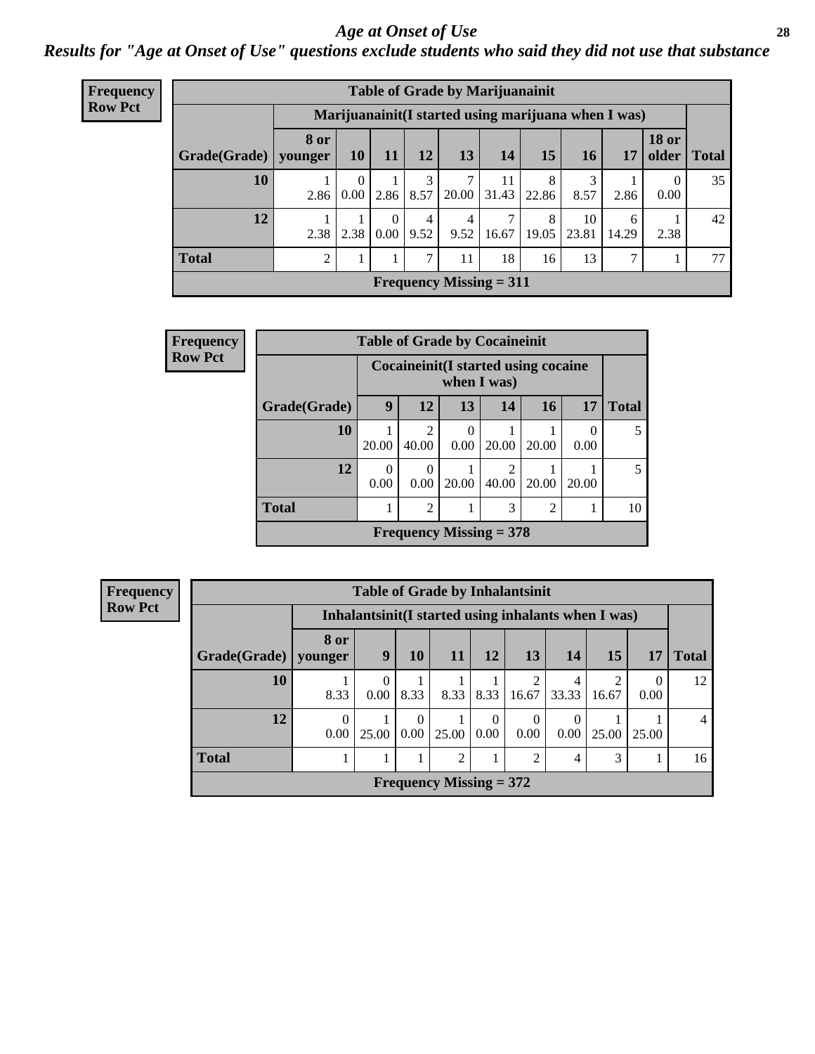# *Age at Onset of Use*

***Results for "Age at Onset of Use" questions exclude students who said they did not use that substance***

**Frequency**
**Row Pct**

| Table of Grade by Marijuanainit | | | | | | | | | | | |
|---|---|---|---|---|---|---|---|---|---|---|---|
| | Marijuanainit(I started using marijuana when I was) | | | | | | | | | | |
| Grade(Grade) | 8 or younger | 10 | 11 | 12 | 13 | 14 | 15 | 16 | 17 | 18 or older | Total |
| 10 | 1<br>2.86 | 0<br>0.00 | 1<br>2.86 | 3<br>8.57 | 7<br>20.00 | 11<br>31.43 | 8<br>22.86 | 3<br>8.57 | 1<br>2.86 | 0<br>0.00 | 35 |
| 12 | 1<br>2.38 | 1<br>2.38 | 0<br>0.00 | 4<br>9.52 | 4<br>9.52 | 7<br>16.67 | 8<br>19.05 | 10<br>23.81 | 6<br>14.29 | 1<br>2.38 | 42 |
| Total | 2 | 1 | 1 | 7 | 11 | 18 | 16 | 13 | 7 | 1 | 77 |
| Frequency Missing = 311 | | | | | | | | | | | |

**Frequency**
**Row Pct**

| Table of Grade by Cocaineinit | | | | | | | |
|---|---|---|---|---|---|---|---|
| | Cocaineinit(I started using cocaine when I was) | | | | | | |
| Grade(Grade) | 9 | 12 | 13 | 14 | 16 | 17 | Total |
| 10 | 1<br>20.00 | 2<br>40.00 | 0<br>0.00 | 1<br>20.00 | 1<br>20.00 | 0<br>0.00 | 5 |
| 12 | 0<br>0.00 | 0<br>0.00 | 1<br>20.00 | 2<br>40.00 | 1<br>20.00 | 1<br>20.00 | 5 |
| Total | 1 | 2 | 1 | 3 | 2 | 1 | 10 |
| Frequency Missing = 378 | | | | | | | |

**Frequency**
**Row Pct**

| Table of Grade by Inhalantsinit | | | | | | | | | | |
|---|---|---|---|---|---|---|---|---|---|---|
| | Inhalantsinit(I started using inhalants when I was) | | | | | | | | | |
| Grade(Grade) | 8 or younger | 9 | 10 | 11 | 12 | 13 | 14 | 15 | 17 | Total |
| 10 | 1<br>8.33 | 0<br>0.00 | 1<br>8.33 | 1<br>8.33 | 1<br>8.33 | 2<br>16.67 | 4<br>33.33 | 2<br>16.67 | 0<br>0.00 | 12 |
| 12 | 0<br>0.00 | 1<br>25.00 | 0<br>0.00 | 1<br>25.00 | 0<br>0.00 | 0<br>0.00 | 0<br>0.00 | 1<br>25.00 | 1<br>25.00 | 4 |
| Total | 1 | 1 | 1 | 2 | 1 | 2 | 4 | 3 | 1 | 16 |
| Frequency Missing = 372 | | | | | | | | | | |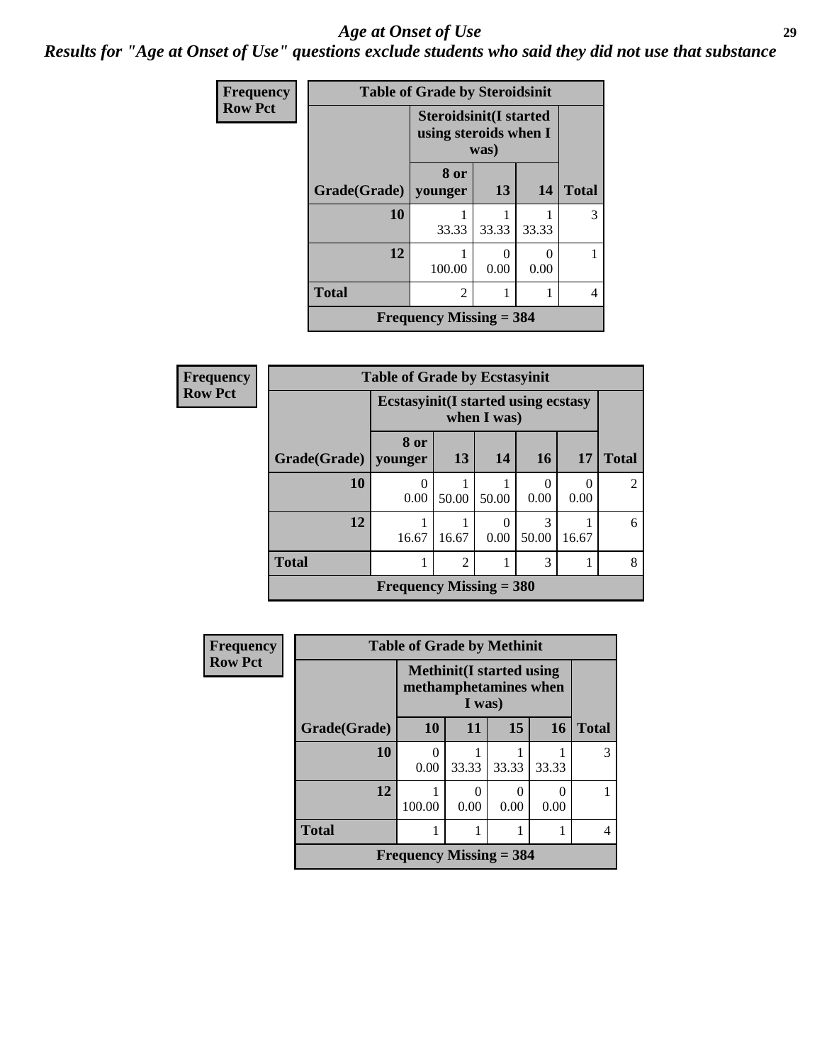# *Age at Onset of Use*

***Results for "Age at Onset of Use" questions exclude students who said they did not use that substance***

**Frequency**
**Row Pct**

| Table of Grade by Steroidsinit | | | | |
|---|---|---|---|---|
| | Steroidsinit(I started using steroids when I was) | | | |
| Grade(Grade) | 8 or younger | 13 | 14 | Total |
| 10 | 1<br>33.33 | 1<br>33.33 | 1<br>33.33 | 3 |
| 12 | 1<br>100.00 | 0<br>0.00 | 0<br>0.00 | 1 |
| Total | 2 | 1 | 1 | 4 |
| Frequency Missing = 384 | | | | |

**Frequency**
**Row Pct**

| Table of Grade by Ecstasyinit | | | | | | |
|---|---|---|---|---|---|---|
| | Ecstasyinit(I started using ecstasy when I was) | | | | | |
| Grade(Grade) | 8 or younger | 13 | 14 | 16 | 17 | Total |
| 10 | 0<br>0.00 | 1<br>50.00 | 1<br>50.00 | 0<br>0.00 | 0<br>0.00 | 2 |
| 12 | 1<br>16.67 | 1<br>16.67 | 0<br>0.00 | 3<br>50.00 | 1<br>16.67 | 6 |
| Total | 1 | 2 | 1 | 3 | 1 | 8 |
| Frequency Missing = 380 | | | | | | |

**Frequency**
**Row Pct**

| Table of Grade by Methinit | | | | | |
|---|---|---|---|---|---|
| | Methinit(I started using methamphetamines when I was) | | | | |
| Grade(Grade) | 10 | 11 | 15 | 16 | Total |
| 10 | 0<br>0.00 | 1<br>33.33 | 1<br>33.33 | 1<br>33.33 | 3 |
| 12 | 1<br>100.00 | 0<br>0.00 | 0<br>0.00 | 0<br>0.00 | 1 |
| Total | 1 | 1 | 1 | 1 | 4 |
| Frequency Missing = 384 | | | | | |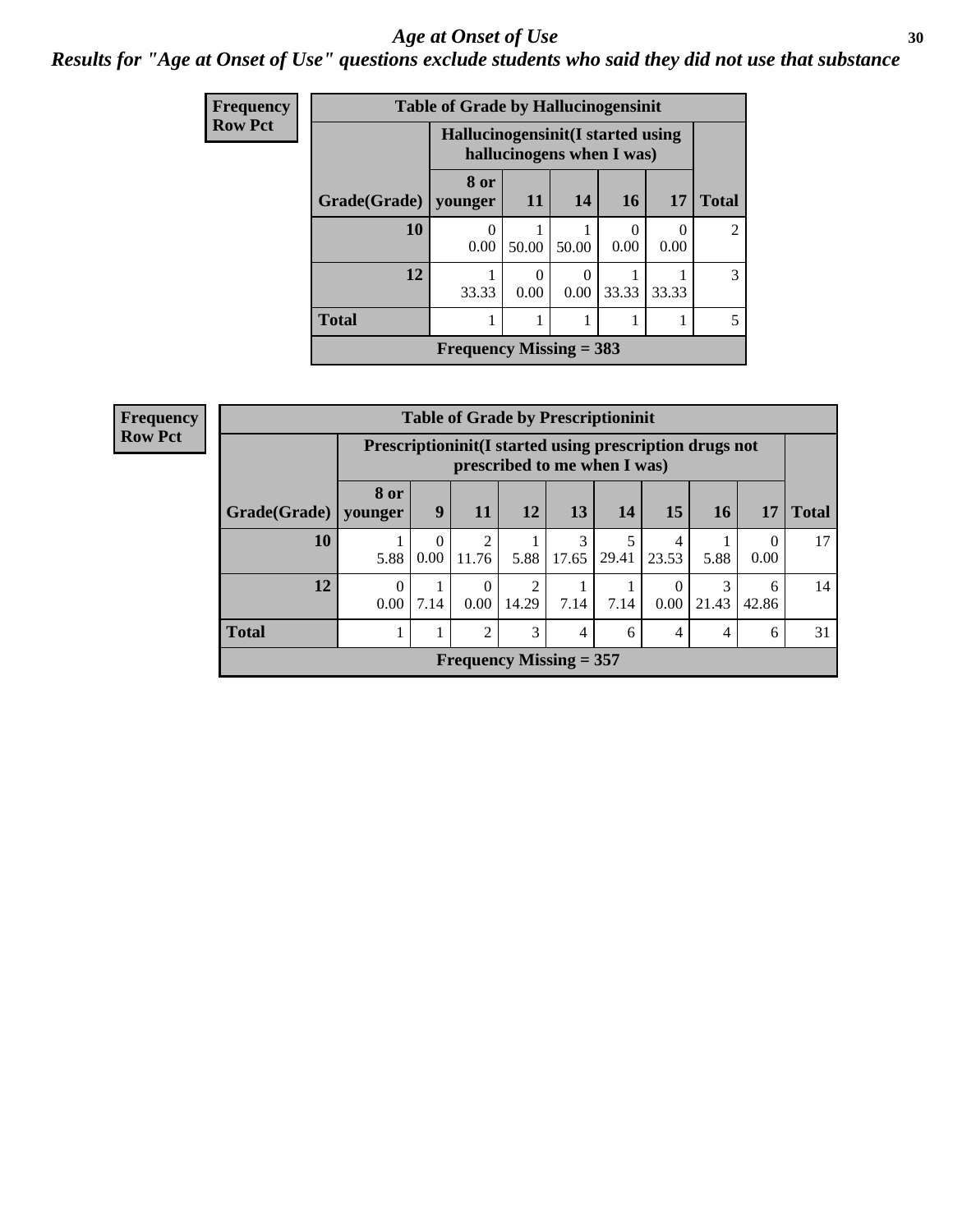# Age at Onset of Use

## Results for "Age at Onset of Use" questions exclude students who said they did not use that substance

**Frequency**
**Row Pct**

| Table of Grade by Hallucinogensinit | | | | | | |
|---|---|---|---|---|---|---|
| | Hallucinogensinit(I started using hallucinogens when I was) | | | | | |
| Grade(Grade) | 8 or younger | 11 | 14 | 16 | 17 | Total |
| 10 | 0<br>0.00 | 1<br>50.00 | 1<br>50.00 | 0<br>0.00 | 0<br>0.00 | 2 |
| 12 | 1<br>33.33 | 0<br>0.00 | 0<br>0.00 | 1<br>33.33 | 1<br>33.33 | 3 |
| Total | 1 | 1 | 1 | 1 | 1 | 5 |
| Frequency Missing = 383 | | | | | | |

**Frequency**
**Row Pct**

| Table of Grade by Prescriptioninit | | | | | | | | | | |
|---|---|---|---|---|---|---|---|---|---|---|
| | Prescriptioninit(I started using prescription drugs not prescribed to me when I was) | | | | | | | | | |
| Grade(Grade) | 8 or younger | 9 | 11 | 12 | 13 | 14 | 15 | 16 | 17 | Total |
| 10 | 1<br>5.88 | 0<br>0.00 | 2<br>11.76 | 1<br>5.88 | 3<br>17.65 | 5<br>29.41 | 4<br>23.53 | 1<br>5.88 | 0<br>0.00 | 17 |
| 12 | 0<br>0.00 | 1<br>7.14 | 0<br>0.00 | 2<br>14.29 | 1<br>7.14 | 1<br>7.14 | 0<br>0.00 | 3<br>21.43 | 6<br>42.86 | 14 |
| Total | 1 | 1 | 2 | 3 | 4 | 6 | 4 | 4 | 6 | 31 |
| Frequency Missing = 357 | | | | | | | | | | |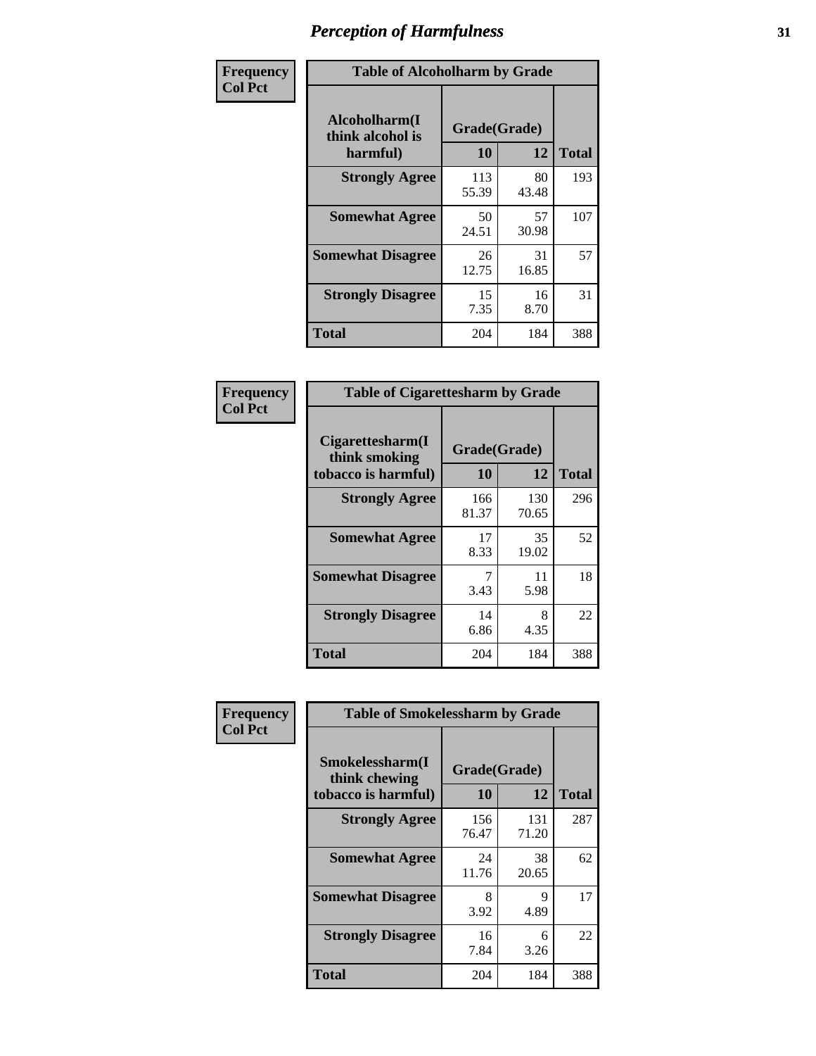# Perception of Harmfulness

**Frequency**
**Col Pct**

**Table of Alcoholharm by Grade**

| Alcoholharm(I think alcohol is harmful) | Grade(Grade) | | Total |
|---|---|---|---|
| | 10 | 12 | |
| Strongly Agree | 113<br>55.39 | 80<br>43.48 | 193 |
| Somewhat Agree | 50<br>24.51 | 57<br>30.98 | 107 |
| Somewhat Disagree | 26<br>12.75 | 31<br>16.85 | 57 |
| Strongly Disagree | 15<br>7.35 | 16<br>8.70 | 31 |
| Total | 204 | 184 | 388 |

**Frequency**
**Col Pct**

**Table of Cigarettesharm by Grade**

| Cigarettesharm(I think smoking tobacco is harmful) | Grade(Grade) | | Total |
|---|---|---|---|
| | 10 | 12 | |
| Strongly Agree | 166<br>81.37 | 130<br>70.65 | 296 |
| Somewhat Agree | 17<br>8.33 | 35<br>19.02 | 52 |
| Somewhat Disagree | 7<br>3.43 | 11<br>5.98 | 18 |
| Strongly Disagree | 14<br>6.86 | 8<br>4.35 | 22 |
| Total | 204 | 184 | 388 |

**Frequency**
**Col Pct**

**Table of Smokelessharm by Grade**

| Smokelessharm(I think chewing tobacco is harmful) | Grade(Grade) | | Total |
|---|---|---|---|
| | 10 | 12 | |
| Strongly Agree | 156<br>76.47 | 131<br>71.20 | 287 |
| Somewhat Agree | 24<br>11.76 | 38<br>20.65 | 62 |
| Somewhat Disagree | 8<br>3.92 | 9<br>4.89 | 17 |
| Strongly Disagree | 16<br>7.84 | 6<br>3.26 | 22 |
| Total | 204 | 184 | 388 |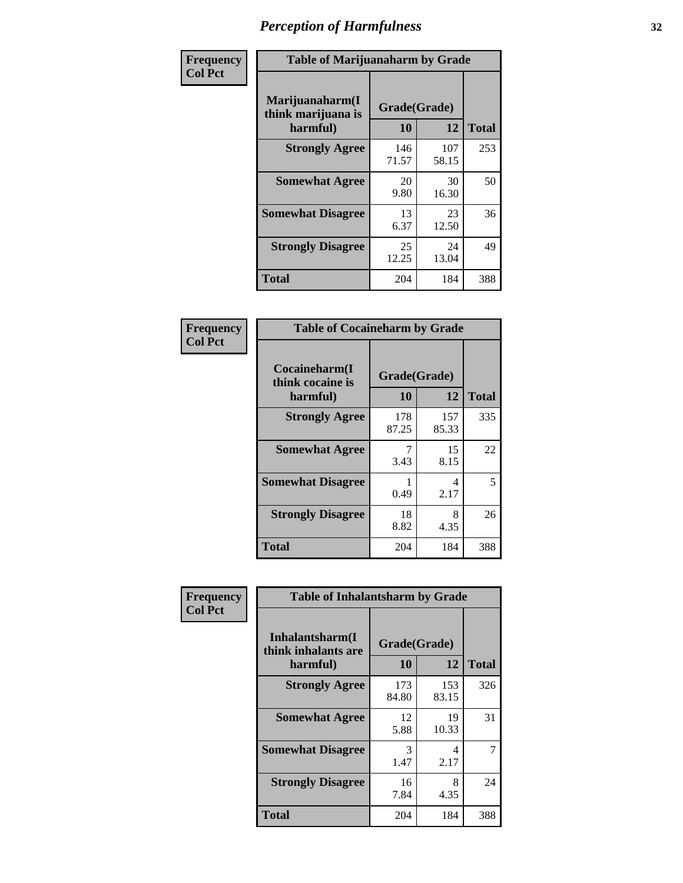# Perception of Harmfulness

| Frequency<br>Col Pct | Table of Marijuanaharm by Grade | | |
|---|---|---|---|
| Marijuanaharm(I think marijuana is harmful) | Grade(Grade) | | |
| | 10 | 12 | Total |
| Strongly Agree | 146<br>71.57 | 107<br>58.15 | 253 |
| Somewhat Agree | 20<br>9.80 | 30<br>16.30 | 50 |
| Somewhat Disagree | 13<br>6.37 | 23<br>12.50 | 36 |
| Strongly Disagree | 25<br>12.25 | 24<br>13.04 | 49 |
| Total | 204 | 184 | 388 |

| Frequency<br>Col Pct | Table of Cocaineharm by Grade | | |
|---|---|---|---|
| Cocaineharm(I think cocaine is harmful) | Grade(Grade) | | |
| | 10 | 12 | Total |
| Strongly Agree | 178<br>87.25 | 157<br>85.33 | 335 |
| Somewhat Agree | 7<br>3.43 | 15<br>8.15 | 22 |
| Somewhat Disagree | 1<br>0.49 | 4<br>2.17 | 5 |
| Strongly Disagree | 18<br>8.82 | 8<br>4.35 | 26 |
| Total | 204 | 184 | 388 |

| Frequency<br>Col Pct | Table of Inhalantsharm by Grade | | |
|---|---|---|---|
| Inhalantsharm(I think inhalants are harmful) | Grade(Grade) | | |
| | 10 | 12 | Total |
| Strongly Agree | 173<br>84.80 | 153<br>83.15 | 326 |
| Somewhat Agree | 12<br>5.88 | 19<br>10.33 | 31 |
| Somewhat Disagree | 3<br>1.47 | 4<br>2.17 | 7 |
| Strongly Disagree | 16<br>7.84 | 8<br>4.35 | 24 |
| Total | 204 | 184 | 388 |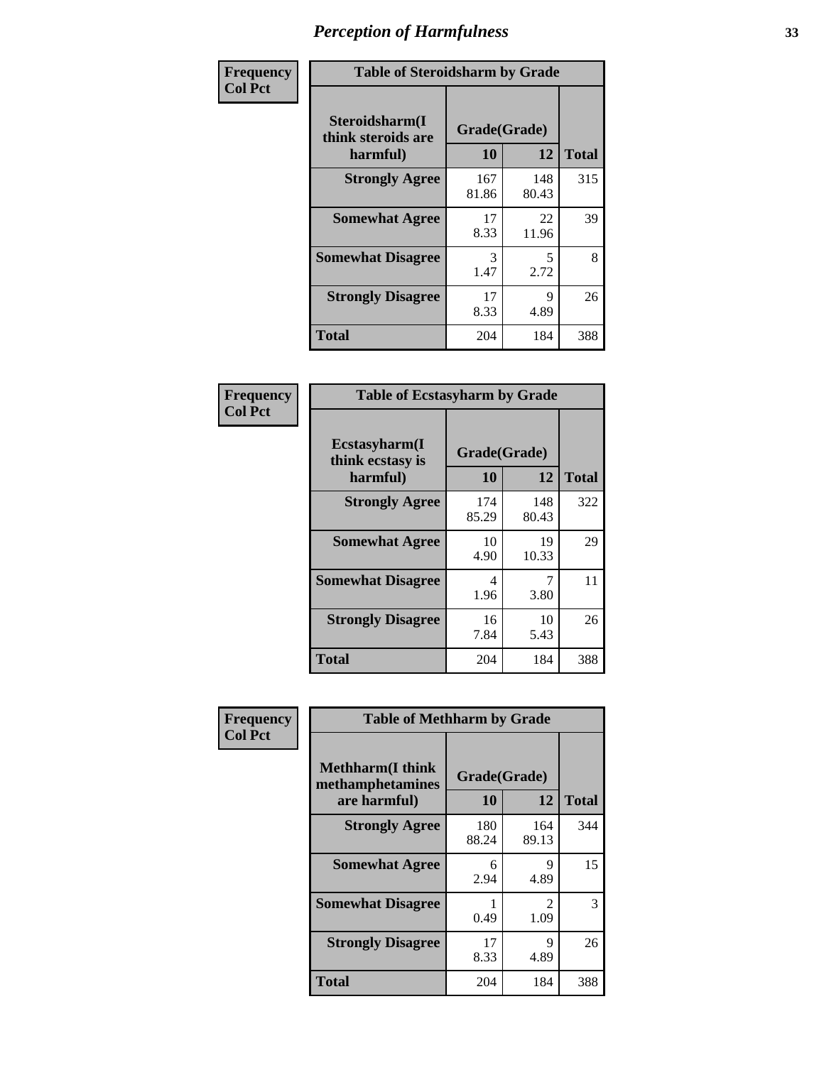# Perception of Harmfulness

**Frequency**
**Col Pct**

| Table of Steroidsharm by Grade | | | |
|---|---|---|---|
| Steroidsharm(I think steroids are harmful) | Grade(Grade) | | Total |
| | 10 | 12 | |
| **Strongly Agree** | 167<br>81.86 | 148<br>80.43 | 315 |
| **Somewhat Agree** | 17<br>8.33 | 22<br>11.96 | 39 |
| **Somewhat Disagree** | 3<br>1.47 | 5<br>2.72 | 8 |
| **Strongly Disagree** | 17<br>8.33 | 9<br>4.89 | 26 |
| **Total** | 204 | 184 | 388 |

**Frequency**
**Col Pct**

| Table of Ecstasyharm by Grade | | | |
|---|---|---|---|
| Ecstasyharm(I think ecstasy is harmful) | Grade(Grade) | | Total |
| | 10 | 12 | |
| **Strongly Agree** | 174<br>85.29 | 148<br>80.43 | 322 |
| **Somewhat Agree** | 10<br>4.90 | 19<br>10.33 | 29 |
| **Somewhat Disagree** | 4<br>1.96 | 7<br>3.80 | 11 |
| **Strongly Disagree** | 16<br>7.84 | 10<br>5.43 | 26 |
| **Total** | 204 | 184 | 388 |

**Frequency**
**Col Pct**

| Table of Methharm by Grade | | | |
|---|---|---|---|
| Methharm(I think methamphetamines are harmful) | Grade(Grade) | | Total |
| | 10 | 12 | |
| **Strongly Agree** | 180<br>88.24 | 164<br>89.13 | 344 |
| **Somewhat Agree** | 6<br>2.94 | 9<br>4.89 | 15 |
| **Somewhat Disagree** | 1<br>0.49 | 2<br>1.09 | 3 |
| **Strongly Disagree** | 17<br>8.33 | 9<br>4.89 | 26 |
| **Total** | 204 | 184 | 388 |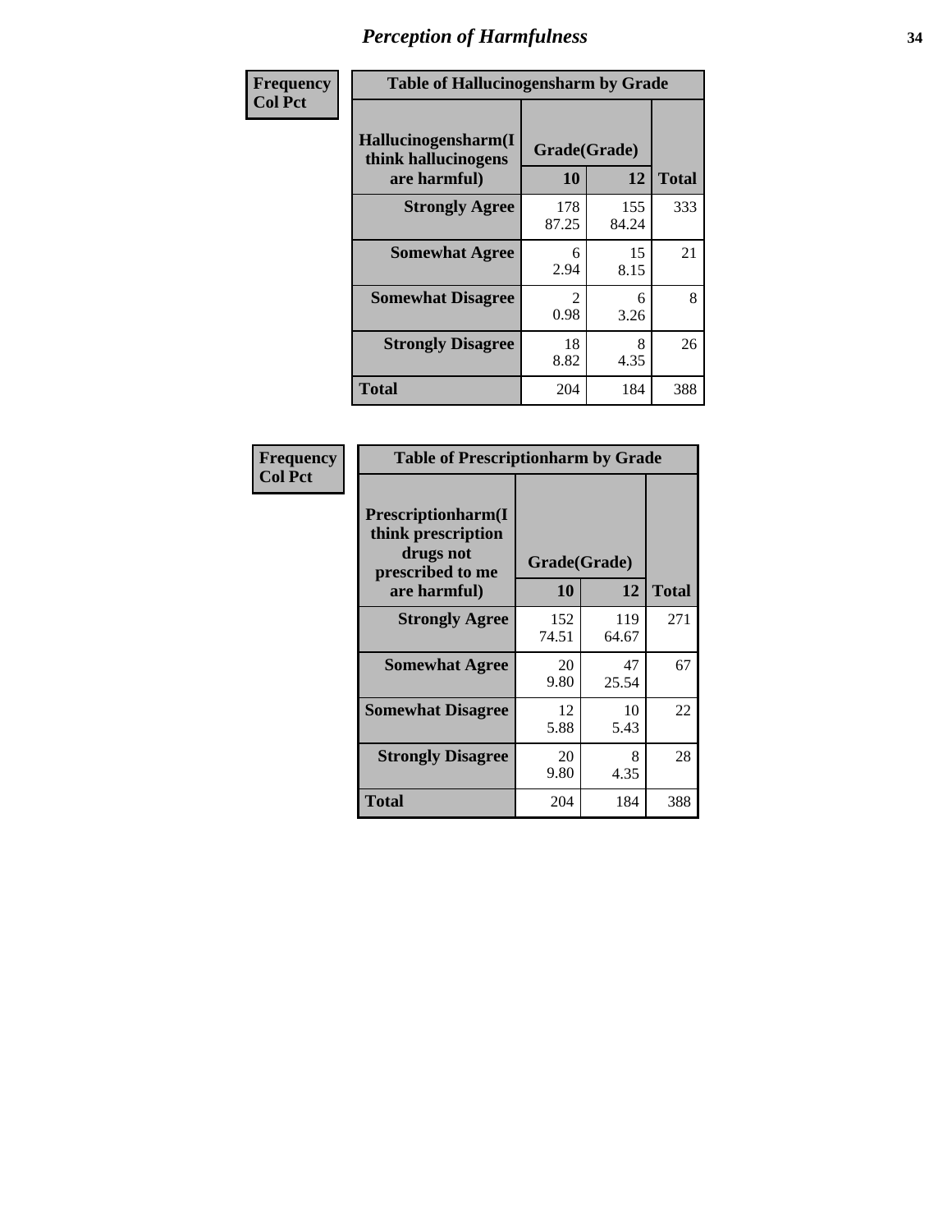# *Perception of Harmfulness*

| Frequency<br>Col Pct | Table of Hallucinogensharm by Grade | | |
|---|---|---|---|
| Hallucinogensharm(I think hallucinogens are harmful) | Grade(Grade) 10 | 12 | Total |
| Strongly Agree | 178<br>87.25 | 155<br>84.24 | 333 |
| Somewhat Agree | 6<br>2.94 | 15<br>8.15 | 21 |
| Somewhat Disagree | 2<br>0.98 | 6<br>3.26 | 8 |
| Strongly Disagree | 18<br>8.82 | 8<br>4.35 | 26 |
| Total | 204 | 184 | 388 |

| Frequency<br>Col Pct | Table of Prescriptionharm by Grade | | |
|---|---|---|---|
| Prescriptionharm(I think prescription drugs not prescribed to me are harmful) | Grade(Grade) 10 | 12 | Total |
| Strongly Agree | 152<br>74.51 | 119<br>64.67 | 271 |
| Somewhat Agree | 20<br>9.80 | 47<br>25.54 | 67 |
| Somewhat Disagree | 12<br>5.88 | 10<br>5.43 | 22 |
| Strongly Disagree | 20<br>9.80 | 8<br>4.35 | 28 |
| Total | 204 | 184 | 388 |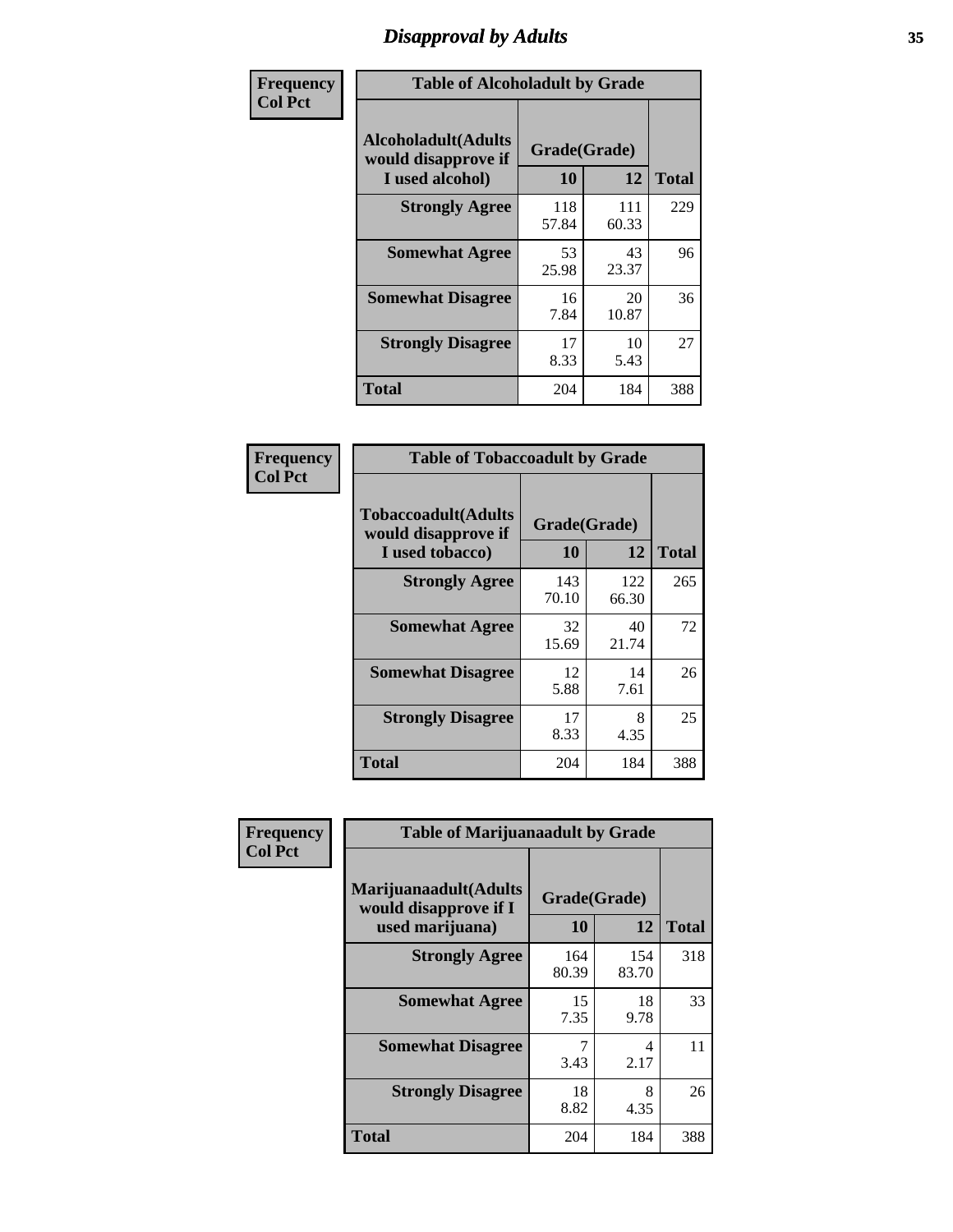# Disapproval by Adults

| Frequency Col Pct | Table of Alcoholadult by Grade | | |
|---|---|---|---|
| Alcoholadult(Adults would disapprove if I used alcohol) | Grade(Grade) | | |
| | 10 | 12 | Total |
| Strongly Agree | 118<br>57.84 | 111<br>60.33 | 229 |
| Somewhat Agree | 53<br>25.98 | 43<br>23.37 | 96 |
| Somewhat Disagree | 16<br>7.84 | 20<br>10.87 | 36 |
| Strongly Disagree | 17<br>8.33 | 10<br>5.43 | 27 |
| Total | 204 | 184 | 388 |

| Frequency Col Pct | Table of Tobaccoadult by Grade | | |
|---|---|---|---|
| Tobaccoadult(Adults would disapprove if I used tobacco) | Grade(Grade) | | |
| | 10 | 12 | Total |
| Strongly Agree | 143<br>70.10 | 122<br>66.30 | 265 |
| Somewhat Agree | 32<br>15.69 | 40<br>21.74 | 72 |
| Somewhat Disagree | 12<br>5.88 | 14<br>7.61 | 26 |
| Strongly Disagree | 17<br>8.33 | 8<br>4.35 | 25 |
| Total | 204 | 184 | 388 |

| Frequency Col Pct | Table of Marijuanaadult by Grade | | |
|---|---|---|---|
| Marijuanaadult(Adults would disapprove if I used marijuana) | Grade(Grade) | | |
| | 10 | 12 | Total |
| Strongly Agree | 164<br>80.39 | 154<br>83.70 | 318 |
| Somewhat Agree | 15<br>7.35 | 18<br>9.78 | 33 |
| Somewhat Disagree | 7<br>3.43 | 4<br>2.17 | 11 |
| Strongly Disagree | 18<br>8.82 | 8<br>4.35 | 26 |
| Total | 204 | 184 | 388 |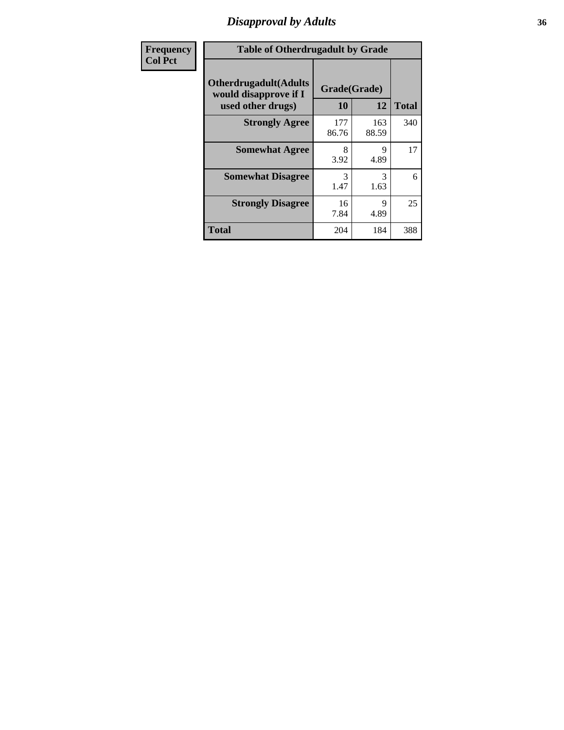# Disapproval by Adults

| Frequency Col Pct | Table of Otherdrugadult by Grade | | |
|---|---|---|---|
| Otherdrugadult(Adults would disapprove if I used other drugs) | Grade(Grade) | | |
| | 10 | 12 | Total |
| Strongly Agree | 177<br>86.76 | 163<br>88.59 | 340 |
| Somewhat Agree | 8<br>3.92 | 9<br>4.89 | 17 |
| Somewhat Disagree | 3<br>1.47 | 3<br>1.63 | 6 |
| Strongly Disagree | 16<br>7.84 | 9<br>4.89 | 25 |
| Total | 204 | 184 | 388 |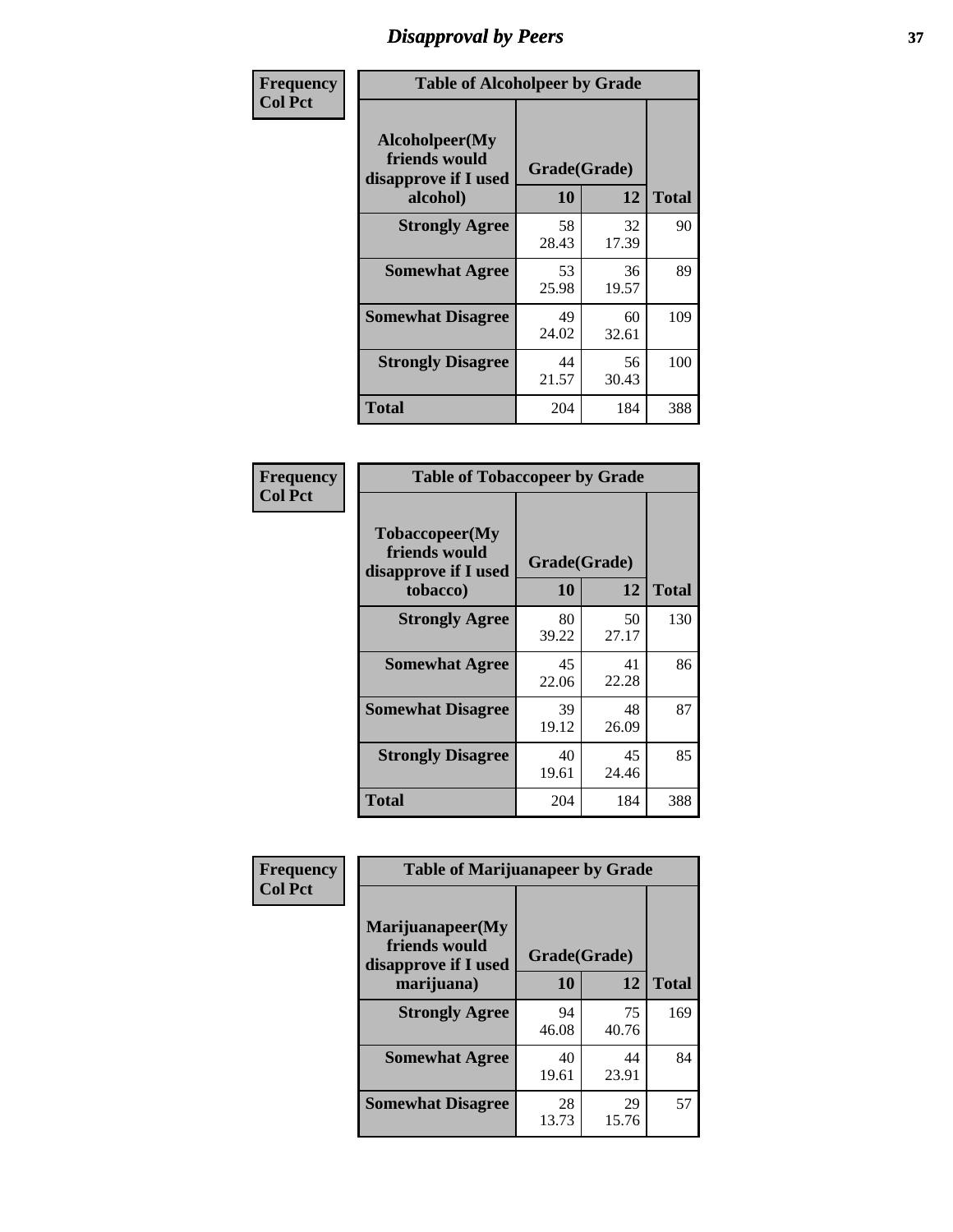# Disapproval by Peers

| Frequency Col Pct | Table of Alcoholpeer by Grade | | |
|---|---|---|---|
| Alcoholpeer(My friends would disapprove if I used alcohol) | Grade(Grade) | | |
| | 10 | 12 | Total |
| Strongly Agree | 58<br>28.43 | 32<br>17.39 | 90 |
| Somewhat Agree | 53<br>25.98 | 36<br>19.57 | 89 |
| Somewhat Disagree | 49<br>24.02 | 60<br>32.61 | 109 |
| Strongly Disagree | 44<br>21.57 | 56<br>30.43 | 100 |
| Total | 204 | 184 | 388 |

| Frequency Col Pct | Table of Tobaccopeer by Grade | | |
|---|---|---|---|
| Tobaccopeer(My friends would disapprove if I used tobacco) | Grade(Grade) | | |
| | 10 | 12 | Total |
| Strongly Agree | 80<br>39.22 | 50<br>27.17 | 130 |
| Somewhat Agree | 45<br>22.06 | 41<br>22.28 | 86 |
| Somewhat Disagree | 39<br>19.12 | 48<br>26.09 | 87 |
| Strongly Disagree | 40<br>19.61 | 45<br>24.46 | 85 |
| Total | 204 | 184 | 388 |

| Frequency Col Pct | Table of Marijuanapeer by Grade | | |
|---|---|---|---|
| Marijuanapeer(My friends would disapprove if I used marijuana) | Grade(Grade) | | |
| | 10 | 12 | Total |
| Strongly Agree | 94<br>46.08 | 75<br>40.76 | 169 |
| Somewhat Agree | 40<br>19.61 | 44<br>23.91 | 84 |
| Somewhat Disagree | 28<br>13.73 | 29<br>15.76 | 57 |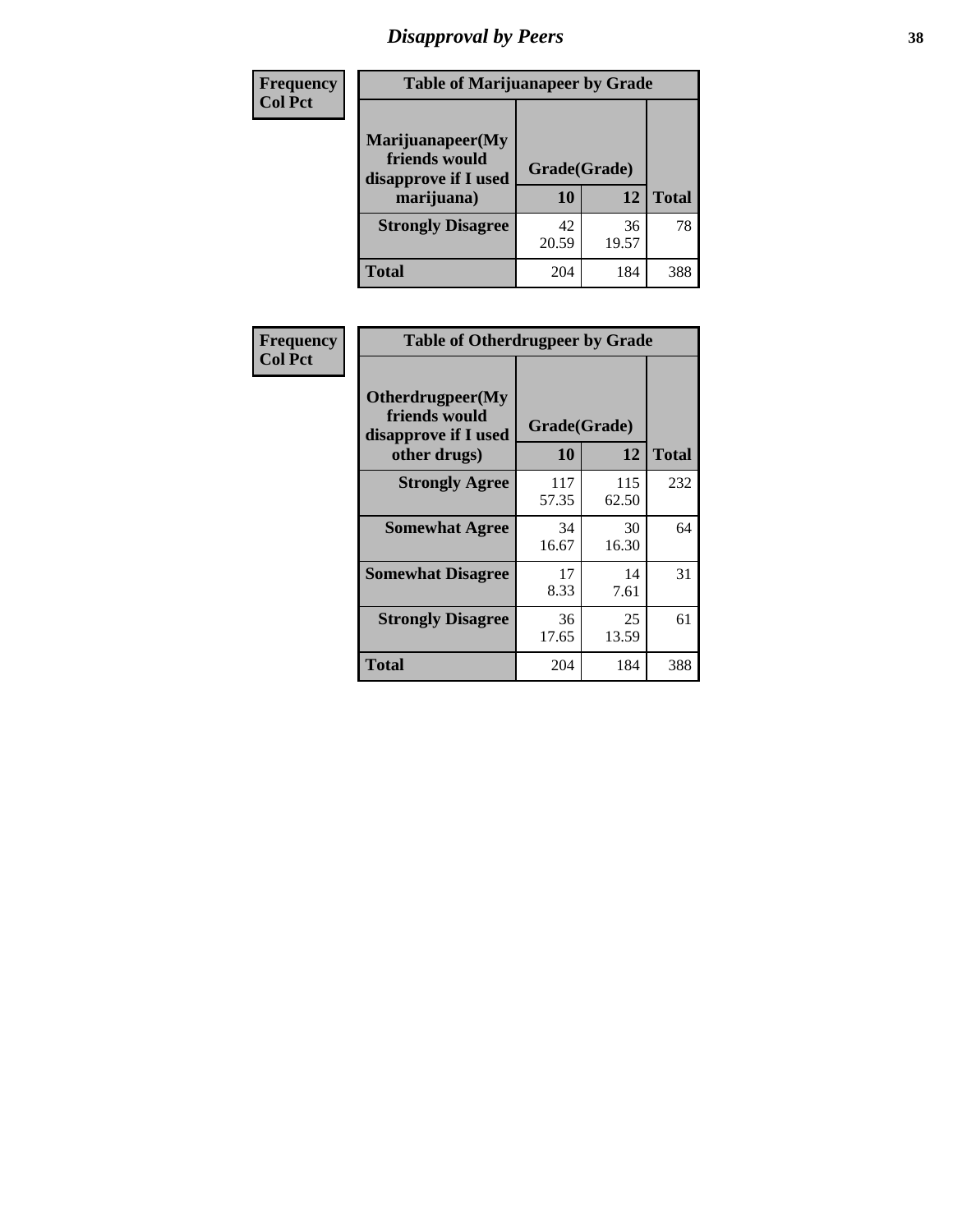# Disapproval by Peers

| Frequency Col Pct | Table of Marijuanapeer by Grade | | |
|---|---|---|---|
| Marijuanapeer(My friends would disapprove if I used marijuana) | Grade(Grade) | | |
| | 10 | 12 | Total |
| Strongly Disagree | 42<br>20.59 | 36<br>19.57 | 78 |
| Total | 204 | 184 | 388 |

| Frequency Col Pct | Table of Otherdrugpeer by Grade | | |
|---|---|---|---|
| Otherdrugpeer(My friends would disapprove if I used other drugs) | Grade(Grade) | | |
| | 10 | 12 | Total |
| Strongly Agree | 117<br>57.35 | 115<br>62.50 | 232 |
| Somewhat Agree | 34<br>16.67 | 30<br>16.30 | 64 |
| Somewhat Disagree | 17<br>8.33 | 14<br>7.61 | 31 |
| Strongly Disagree | 36<br>17.65 | 25<br>13.59 | 61 |
| Total | 204 | 184 | 388 |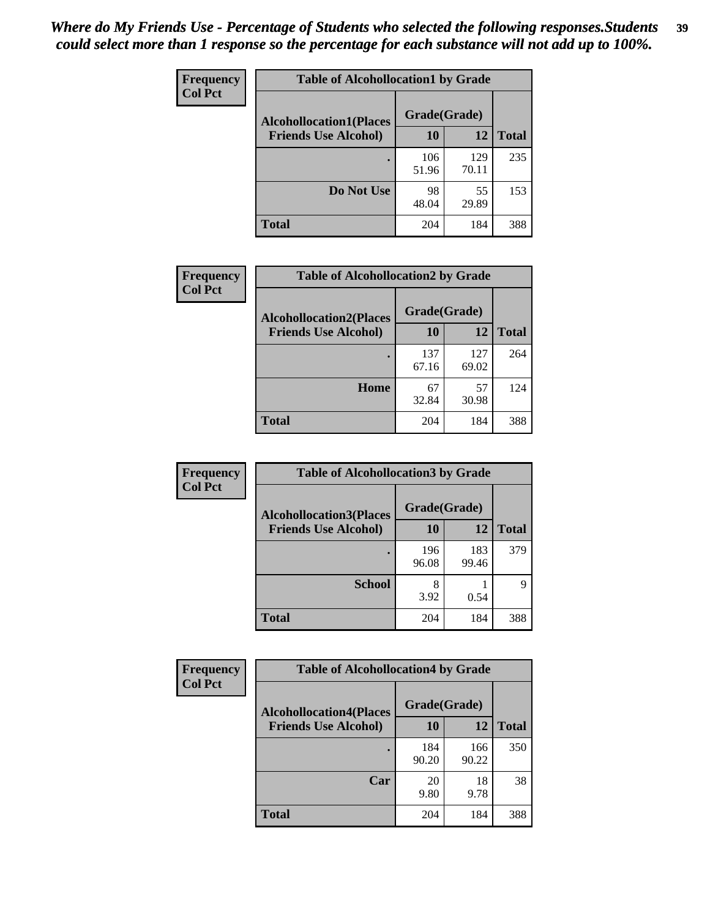*Where do My Friends Use - Percentage of Students who selected the following responses.Students could select more than 1 response so the percentage for each substance will not add up to 100%.*

**Frequency**
**Col Pct**

| Table of Alcohollocation1 by Grade | | | |
|---|---|---|---|
| **Alcohollocation1(Places Friends Use Alcohol)** | **Grade(Grade)** | | **Total** |
| | **10** | **12** | |
| **.** | 106<br>51.96 | 129<br>70.11 | 235 |
| **Do Not Use** | 98<br>48.04 | 55<br>29.89 | 153 |
| **Total** | 204 | 184 | 388 |

**Frequency**
**Col Pct**

| Table of Alcohollocation2 by Grade | | | |
|---|---|---|---|
| **Alcohollocation2(Places Friends Use Alcohol)** | **Grade(Grade)** | | **Total** |
| | **10** | **12** | |
| **.** | 137<br>67.16 | 127<br>69.02 | 264 |
| **Home** | 67<br>32.84 | 57<br>30.98 | 124 |
| **Total** | 204 | 184 | 388 |

**Frequency**
**Col Pct**

| Table of Alcohollocation3 by Grade | | | |
|---|---|---|---|
| **Alcohollocation3(Places Friends Use Alcohol)** | **Grade(Grade)** | | **Total** |
| | **10** | **12** | |
| **.** | 196<br>96.08 | 183<br>99.46 | 379 |
| **School** | 8<br>3.92 | 1<br>0.54 | 9 |
| **Total** | 204 | 184 | 388 |

**Frequency**
**Col Pct**

| Table of Alcohollocation4 by Grade | | | |
|---|---|---|---|
| **Alcohollocation4(Places Friends Use Alcohol)** | **Grade(Grade)** | | **Total** |
| | **10** | **12** | |
| **.** | 184<br>90.20 | 166<br>90.22 | 350 |
| **Car** | 20<br>9.80 | 18<br>9.78 | 38 |
| **Total** | 204 | 184 | 388 |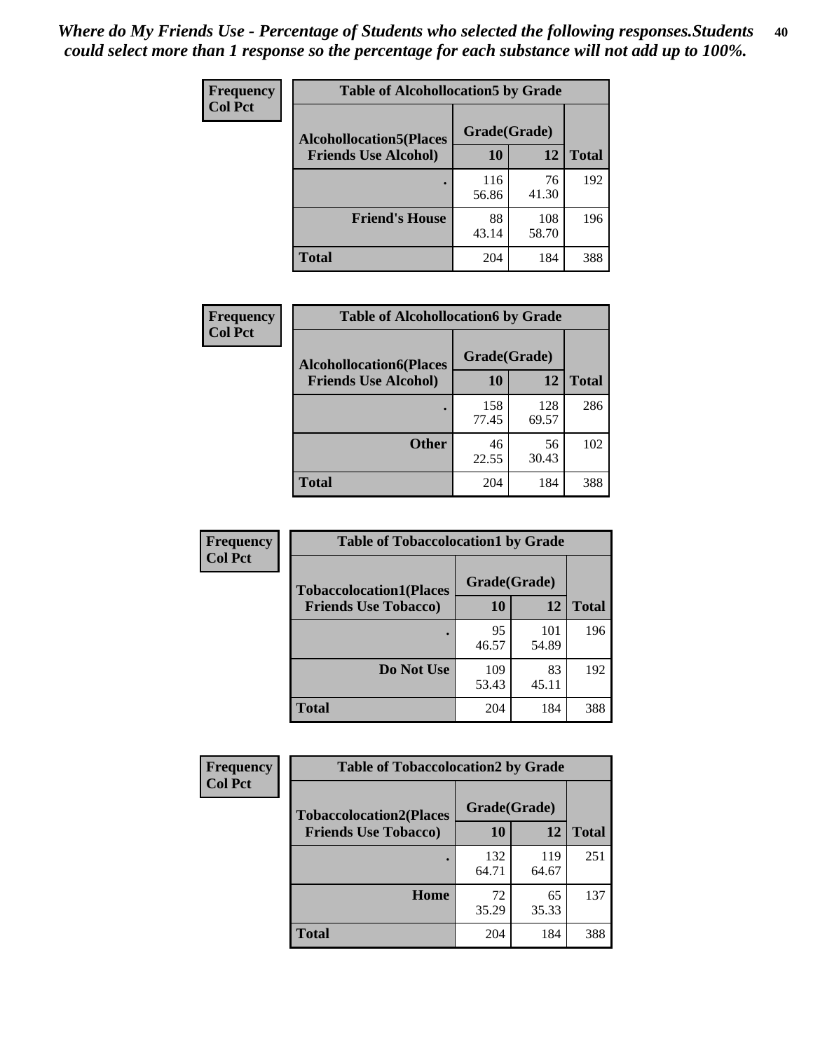*Where do My Friends Use - Percentage of Students who selected the following responses.Students could select more than 1 response so the percentage for each substance will not add up to 100%.*

**Frequency**
**Col Pct**

| Table of Alcohollocation5 by Grade | | | |
|---|---|---|---|
| **Alcohollocation5(Places Friends Use Alcohol)** | **Grade(Grade)** | | **Total** |
| | **10** | **12** | |
| **.** | 116<br>56.86 | 76<br>41.30 | 192 |
| **Friend's House** | 88<br>43.14 | 108<br>58.70 | 196 |
| **Total** | 204 | 184 | 388 |

**Frequency**
**Col Pct**

| Table of Alcohollocation6 by Grade | | | |
|---|---|---|---|
| **Alcohollocation6(Places Friends Use Alcohol)** | **Grade(Grade)** | | **Total** |
| | **10** | **12** | |
| **.** | 158<br>77.45 | 128<br>69.57 | 286 |
| **Other** | 46<br>22.55 | 56<br>30.43 | 102 |
| **Total** | 204 | 184 | 388 |

**Frequency**
**Col Pct**

| Table of Tobaccolocation1 by Grade | | | |
|---|---|---|---|
| **Tobaccolocation1(Places Friends Use Tobacco)** | **Grade(Grade)** | | **Total** |
| | **10** | **12** | |
| **.** | 95<br>46.57 | 101<br>54.89 | 196 |
| **Do Not Use** | 109<br>53.43 | 83<br>45.11 | 192 |
| **Total** | 204 | 184 | 388 |

**Frequency**
**Col Pct**

| Table of Tobaccolocation2 by Grade | | | |
|---|---|---|---|
| **Tobaccolocation2(Places Friends Use Tobacco)** | **Grade(Grade)** | | **Total** |
| | **10** | **12** | |
| **.** | 132<br>64.71 | 119<br>64.67 | 251 |
| **Home** | 72<br>35.29 | 65<br>35.33 | 137 |
| **Total** | 204 | 184 | 388 |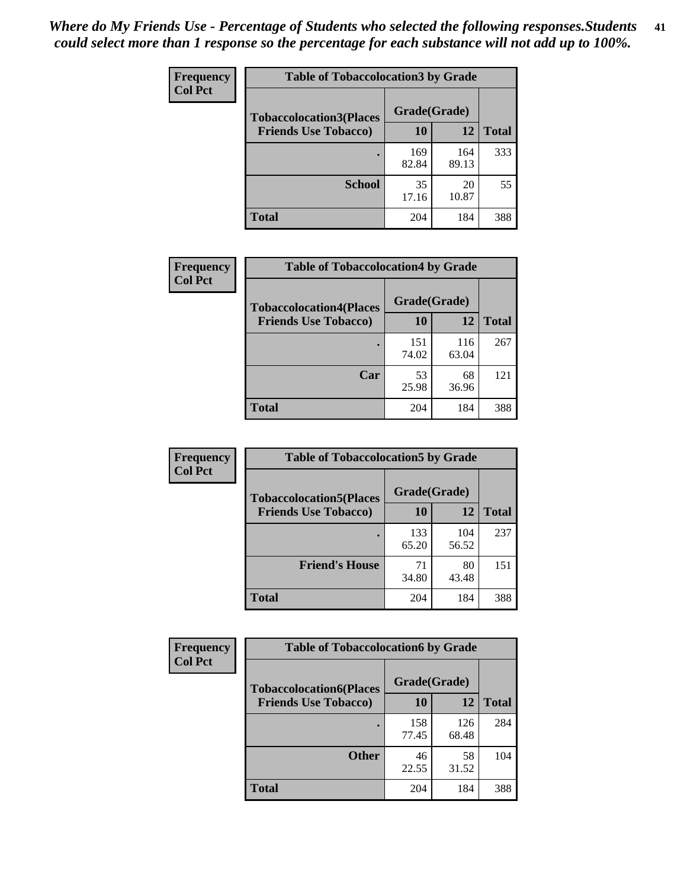*Where do My Friends Use - Percentage of Students who selected the following responses.Students could select more than 1 response so the percentage for each substance will not add up to 100%.*

**Frequency**
**Col Pct**

| Table of Tobaccolocation3 by Grade | | | |
|---|---|---|---|
| Tobaccolocation3(Places Friends Use Tobacco) | Grade(Grade) | | Total |
| | 10 | 12 | |
| . | 169<br>82.84 | 164<br>89.13 | 333 |
| School | 35<br>17.16 | 20<br>10.87 | 55 |
| Total | 204 | 184 | 388 |

**Frequency**
**Col Pct**

| Table of Tobaccolocation4 by Grade | | | |
|---|---|---|---|
| Tobaccolocation4(Places Friends Use Tobacco) | Grade(Grade) | | Total |
| | 10 | 12 | |
| . | 151<br>74.02 | 116<br>63.04 | 267 |
| Car | 53<br>25.98 | 68<br>36.96 | 121 |
| Total | 204 | 184 | 388 |

**Frequency**
**Col Pct**

| Table of Tobaccolocation5 by Grade | | | |
|---|---|---|---|
| Tobaccolocation5(Places Friends Use Tobacco) | Grade(Grade) | | Total |
| | 10 | 12 | |
| . | 133<br>65.20 | 104<br>56.52 | 237 |
| Friend's House | 71<br>34.80 | 80<br>43.48 | 151 |
| Total | 204 | 184 | 388 |

**Frequency**
**Col Pct**

| Table of Tobaccolocation6 by Grade | | | |
|---|---|---|---|
| Tobaccolocation6(Places Friends Use Tobacco) | Grade(Grade) | | Total |
| | 10 | 12 | |
| . | 158<br>77.45 | 126<br>68.48 | 284 |
| Other | 46<br>22.55 | 58<br>31.52 | 104 |
| Total | 204 | 184 | 388 |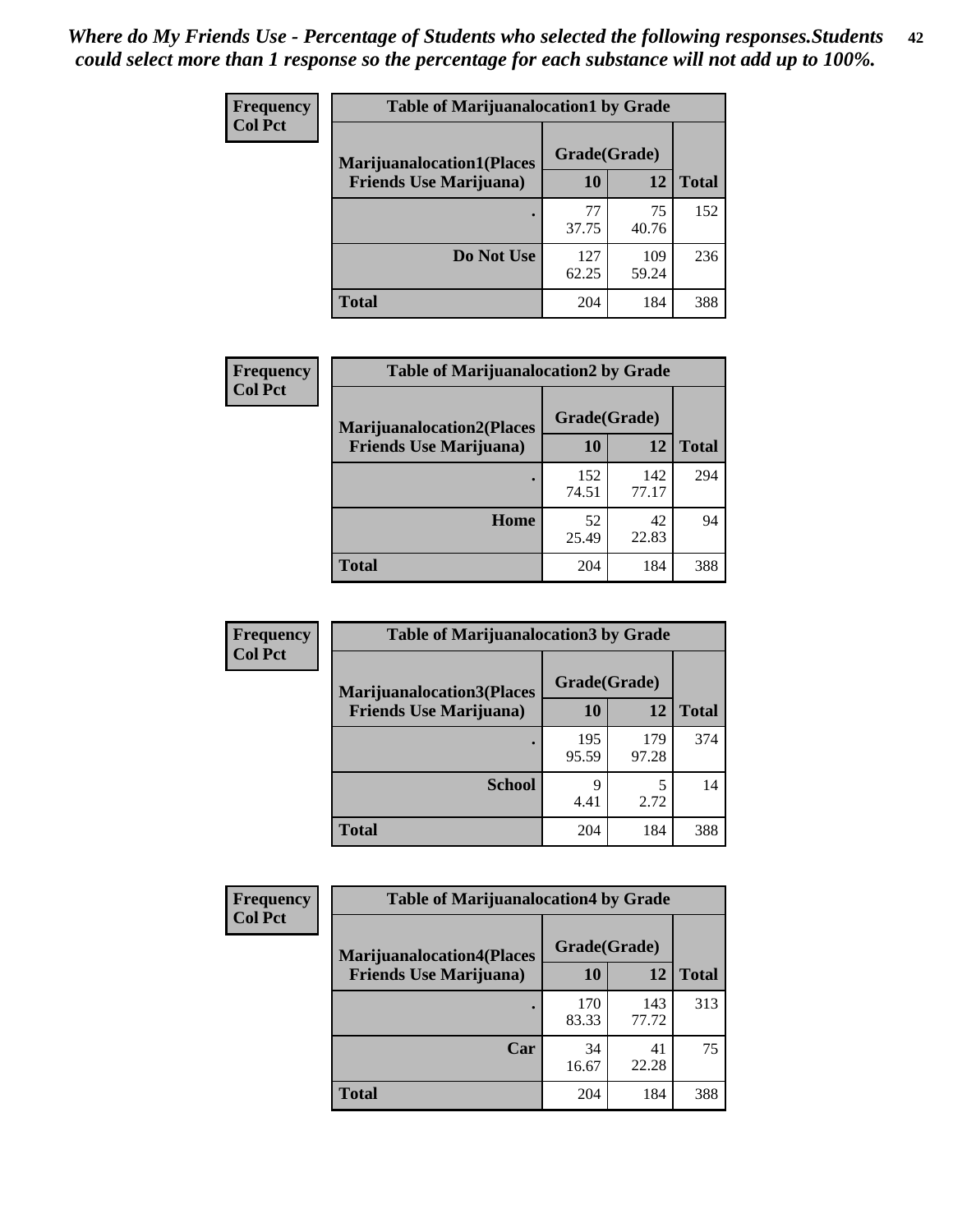*Where do My Friends Use - Percentage of Students who selected the following responses.Students could select more than 1 response so the percentage for each substance will not add up to 100%.*

**Frequency**
**Col Pct**

| Table of Marijuanalocation1 by Grade | | | |
|---|---|---|---|
| Marijuanalocation1(Places Friends Use Marijuana) | Grade(Grade) | | Total |
| | 10 | 12 | |
| . | 77<br>37.75 | 75<br>40.76 | 152 |
| Do Not Use | 127<br>62.25 | 109<br>59.24 | 236 |
| Total | 204 | 184 | 388 |

**Frequency**
**Col Pct**

| Table of Marijuanalocation2 by Grade | | | |
|---|---|---|---|
| Marijuanalocation2(Places Friends Use Marijuana) | Grade(Grade) | | Total |
| | 10 | 12 | |
| . | 152<br>74.51 | 142<br>77.17 | 294 |
| Home | 52<br>25.49 | 42<br>22.83 | 94 |
| Total | 204 | 184 | 388 |

**Frequency**
**Col Pct**

| Table of Marijuanalocation3 by Grade | | | |
|---|---|---|---|
| Marijuanalocation3(Places Friends Use Marijuana) | Grade(Grade) | | Total |
| | 10 | 12 | |
| . | 195<br>95.59 | 179<br>97.28 | 374 |
| School | 9<br>4.41 | 5<br>2.72 | 14 |
| Total | 204 | 184 | 388 |

**Frequency**
**Col Pct**

| Table of Marijuanalocation4 by Grade | | | |
|---|---|---|---|
| Marijuanalocation4(Places Friends Use Marijuana) | Grade(Grade) | | Total |
| | 10 | 12 | |
| . | 170<br>83.33 | 143<br>77.72 | 313 |
| Car | 34<br>16.67 | 41<br>22.28 | 75 |
| Total | 204 | 184 | 388 |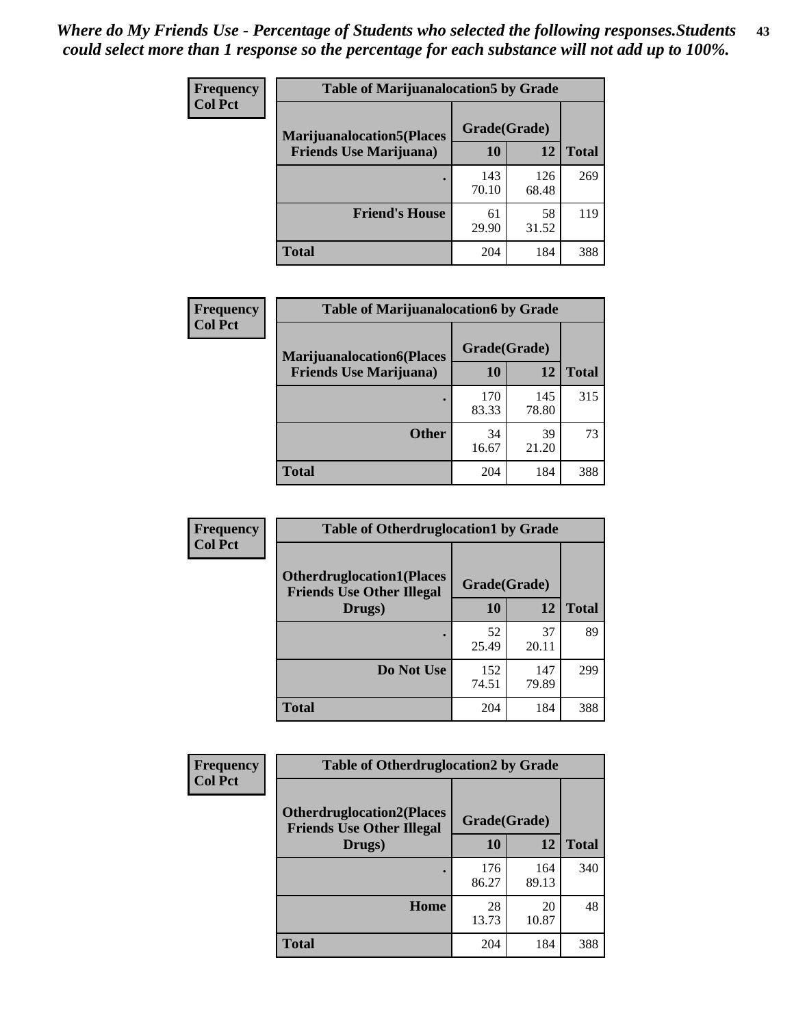*Where do My Friends Use - Percentage of Students who selected the following responses.Students could select more than 1 response so the percentage for each substance will not add up to 100%.*

**Frequency**
**Col Pct**

| Table of Marijuanalocation5 by Grade | | | |
|---|---|---|---|
| **Marijuanalocation5(Places Friends Use Marijuana)** | **Grade(Grade)** | | **Total** |
| | **10** | **12** | |
| . | 143<br>70.10 | 126<br>68.48 | 269 |
| **Friend's House** | 61<br>29.90 | 58<br>31.52 | 119 |
| **Total** | 204 | 184 | 388 |

**Frequency**
**Col Pct**

| Table of Marijuanalocation6 by Grade | | | |
|---|---|---|---|
| **Marijuanalocation6(Places Friends Use Marijuana)** | **Grade(Grade)** | | **Total** |
| | **10** | **12** | |
| . | 170<br>83.33 | 145<br>78.80 | 315 |
| **Other** | 34<br>16.67 | 39<br>21.20 | 73 |
| **Total** | 204 | 184 | 388 |

**Frequency**
**Col Pct**

| Table of Otherdruglocation1 by Grade | | | |
|---|---|---|---|
| **Otherdruglocation1(Places Friends Use Other Illegal Drugs)** | **Grade(Grade)** | | **Total** |
| | **10** | **12** | |
| . | 52<br>25.49 | 37<br>20.11 | 89 |
| **Do Not Use** | 152<br>74.51 | 147<br>79.89 | 299 |
| **Total** | 204 | 184 | 388 |

**Frequency**
**Col Pct**

| Table of Otherdruglocation2 by Grade | | | |
|---|---|---|---|
| **Otherdruglocation2(Places Friends Use Other Illegal Drugs)** | **Grade(Grade)** | | **Total** |
| | **10** | **12** | |
| . | 176<br>86.27 | 164<br>89.13 | 340 |
| **Home** | 28<br>13.73 | 20<br>10.87 | 48 |
| **Total** | 204 | 184 | 388 |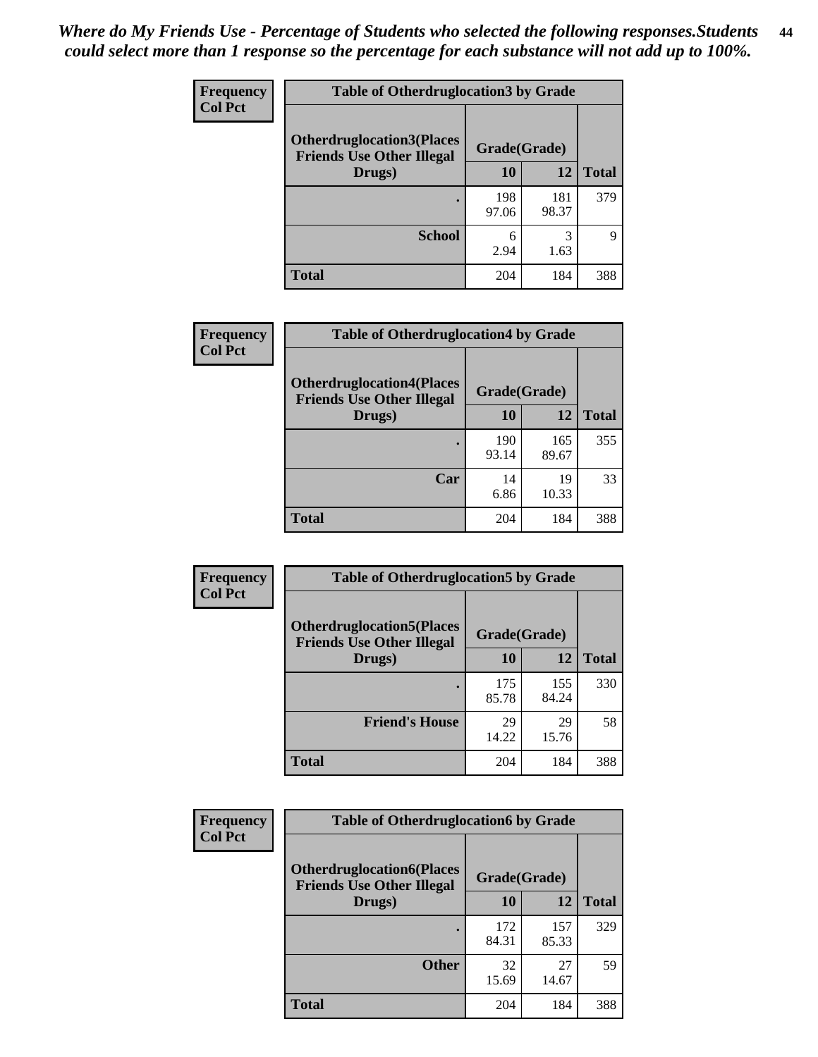*Where do My Friends Use - Percentage of Students who selected the following responses.Students could select more than 1 response so the percentage for each substance will not add up to 100%.*

| Frequency Col Pct | Table of Otherdruglocation3 by Grade | | |
|---|---|---|---|
| Otherdruglocation3(Places Friends Use Other Illegal Drugs) | Grade(Grade) | | |
| | 10 | 12 | Total |
| . | 198<br>97.06 | 181<br>98.37 | 379 |
| School | 6<br>2.94 | 3<br>1.63 | 9 |
| Total | 204 | 184 | 388 |

| Frequency Col Pct | Table of Otherdruglocation4 by Grade | | |
|---|---|---|---|
| Otherdruglocation4(Places Friends Use Other Illegal Drugs) | Grade(Grade) | | |
| | 10 | 12 | Total |
| . | 190<br>93.14 | 165<br>89.67 | 355 |
| Car | 14<br>6.86 | 19<br>10.33 | 33 |
| Total | 204 | 184 | 388 |

| Frequency Col Pct | Table of Otherdruglocation5 by Grade | | |
|---|---|---|---|
| Otherdruglocation5(Places Friends Use Other Illegal Drugs) | Grade(Grade) | | |
| | 10 | 12 | Total |
| . | 175<br>85.78 | 155<br>84.24 | 330 |
| Friend's House | 29<br>14.22 | 29<br>15.76 | 58 |
| Total | 204 | 184 | 388 |

| Frequency Col Pct | Table of Otherdruglocation6 by Grade | | |
|---|---|---|---|
| Otherdruglocation6(Places Friends Use Other Illegal Drugs) | Grade(Grade) | | |
| | 10 | 12 | Total |
| . | 172<br>84.31 | 157<br>85.33 | 329 |
| Other | 32<br>15.69 | 27<br>14.67 | 59 |
| Total | 204 | 184 | 388 |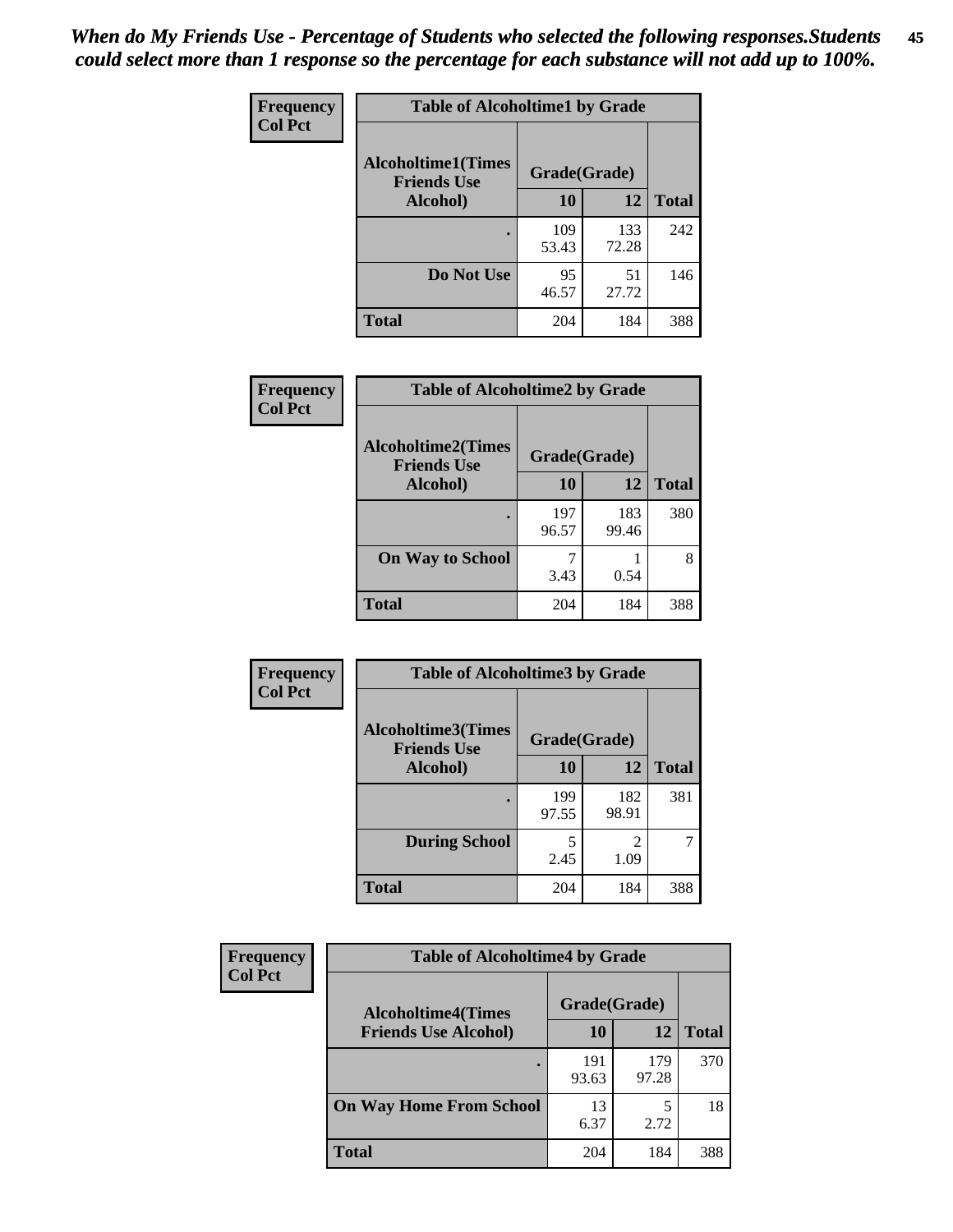*When do My Friends Use - Percentage of Students who selected the following responses.Students could select more than 1 response so the percentage for each substance will not add up to 100%.*

Frequency
Col Pct

| Table of Alcoholtime1 by Grade | | | |
|---|---|---|---|
| Alcoholtime1(Times Friends Use Alcohol) | Grade(Grade) | | Total |
| | 10 | 12 | |
| . | 109<br>53.43 | 133<br>72.28 | 242 |
| Do Not Use | 95<br>46.57 | 51<br>27.72 | 146 |
| Total | 204 | 184 | 388 |

Frequency
Col Pct

| Table of Alcoholtime2 by Grade | | | |
|---|---|---|---|
| Alcoholtime2(Times Friends Use Alcohol) | Grade(Grade) | | Total |
| | 10 | 12 | |
| . | 197<br>96.57 | 183<br>99.46 | 380 |
| On Way to School | 7<br>3.43 | 1<br>0.54 | 8 |
| Total | 204 | 184 | 388 |

Frequency
Col Pct

| Table of Alcoholtime3 by Grade | | | |
|---|---|---|---|
| Alcoholtime3(Times Friends Use Alcohol) | Grade(Grade) | | Total |
| | 10 | 12 | |
| . | 199<br>97.55 | 182<br>98.91 | 381 |
| During School | 5<br>2.45 | 2<br>1.09 | 7 |
| Total | 204 | 184 | 388 |

Frequency
Col Pct

| Table of Alcoholtime4 by Grade | | | |
|---|---|---|---|
| Alcoholtime4(Times Friends Use Alcohol) | Grade(Grade) | | Total |
| | 10 | 12 | |
| . | 191<br>93.63 | 179<br>97.28 | 370 |
| On Way Home From School | 13<br>6.37 | 5<br>2.72 | 18 |
| Total | 204 | 184 | 388 |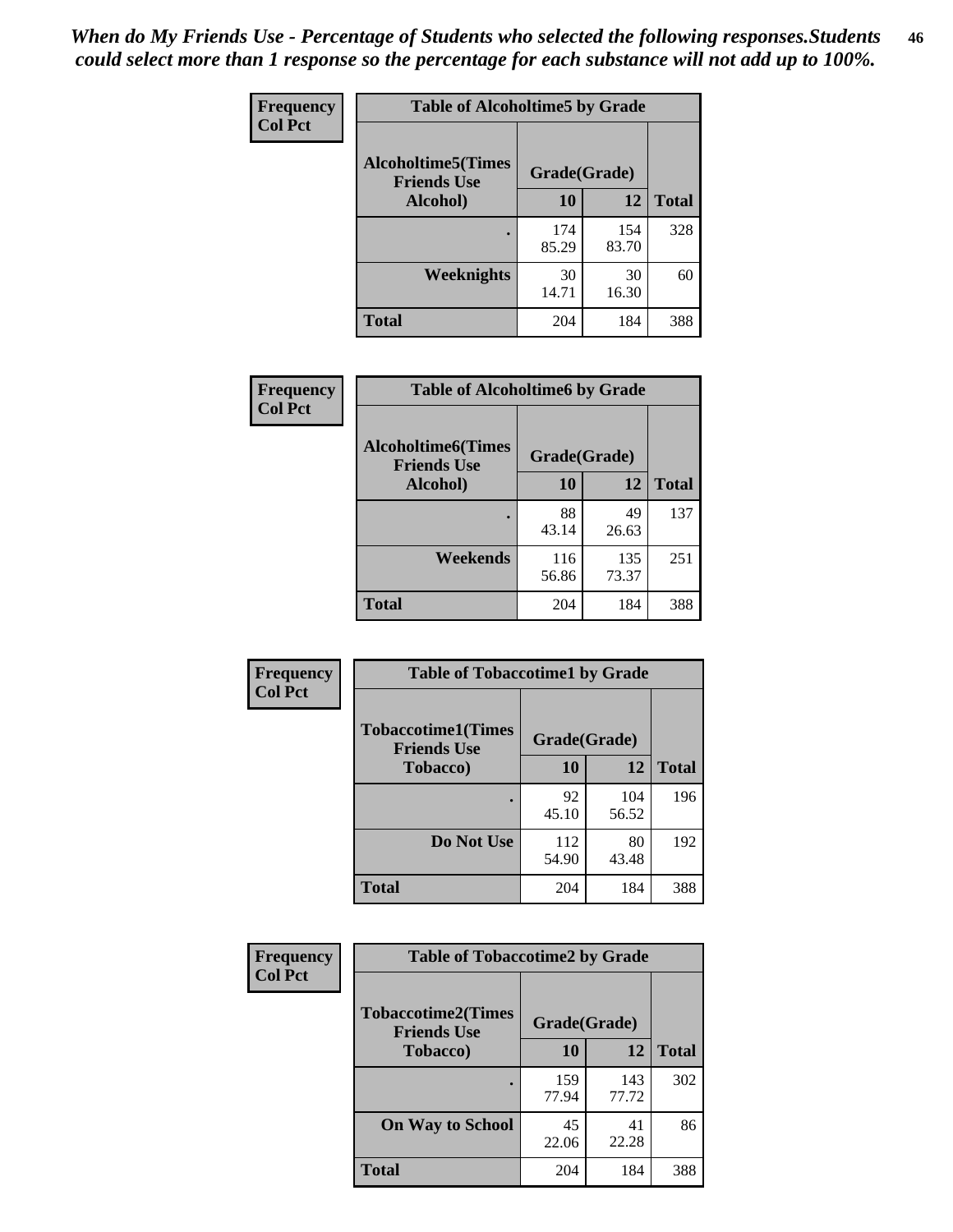*When do My Friends Use - Percentage of Students who selected the following responses.Students could select more than 1 response so the percentage for each substance will not add up to 100%.*

**Frequency**
**Col Pct**

| Table of Alcoholtime5 by Grade | | | |
|---|---|---|---|
| **Alcoholtime5(Times Friends Use Alcohol)** | **Grade(Grade)** | | **Total** |
| | **10** | **12** | |
| **.** | 174<br>85.29 | 154<br>83.70 | 328 |
| **Weeknights** | 30<br>14.71 | 30<br>16.30 | 60 |
| **Total** | 204 | 184 | 388 |

**Frequency**
**Col Pct**

| Table of Alcoholtime6 by Grade | | | |
|---|---|---|---|
| **Alcoholtime6(Times Friends Use Alcohol)** | **Grade(Grade)** | | **Total** |
| | **10** | **12** | |
| **.** | 88<br>43.14 | 49<br>26.63 | 137 |
| **Weekends** | 116<br>56.86 | 135<br>73.37 | 251 |
| **Total** | 204 | 184 | 388 |

**Frequency**
**Col Pct**

| Table of Tobaccotime1 by Grade | | | |
|---|---|---|---|
| **Tobaccotime1(Times Friends Use Tobacco)** | **Grade(Grade)** | | **Total** |
| | **10** | **12** | |
| **.** | 92<br>45.10 | 104<br>56.52 | 196 |
| **Do Not Use** | 112<br>54.90 | 80<br>43.48 | 192 |
| **Total** | 204 | 184 | 388 |

**Frequency**
**Col Pct**

| Table of Tobaccotime2 by Grade | | | |
|---|---|---|---|
| **Tobaccotime2(Times Friends Use Tobacco)** | **Grade(Grade)** | | **Total** |
| | **10** | **12** | |
| **.** | 159<br>77.94 | 143<br>77.72 | 302 |
| **On Way to School** | 45<br>22.06 | 41<br>22.28 | 86 |
| **Total** | 204 | 184 | 388 |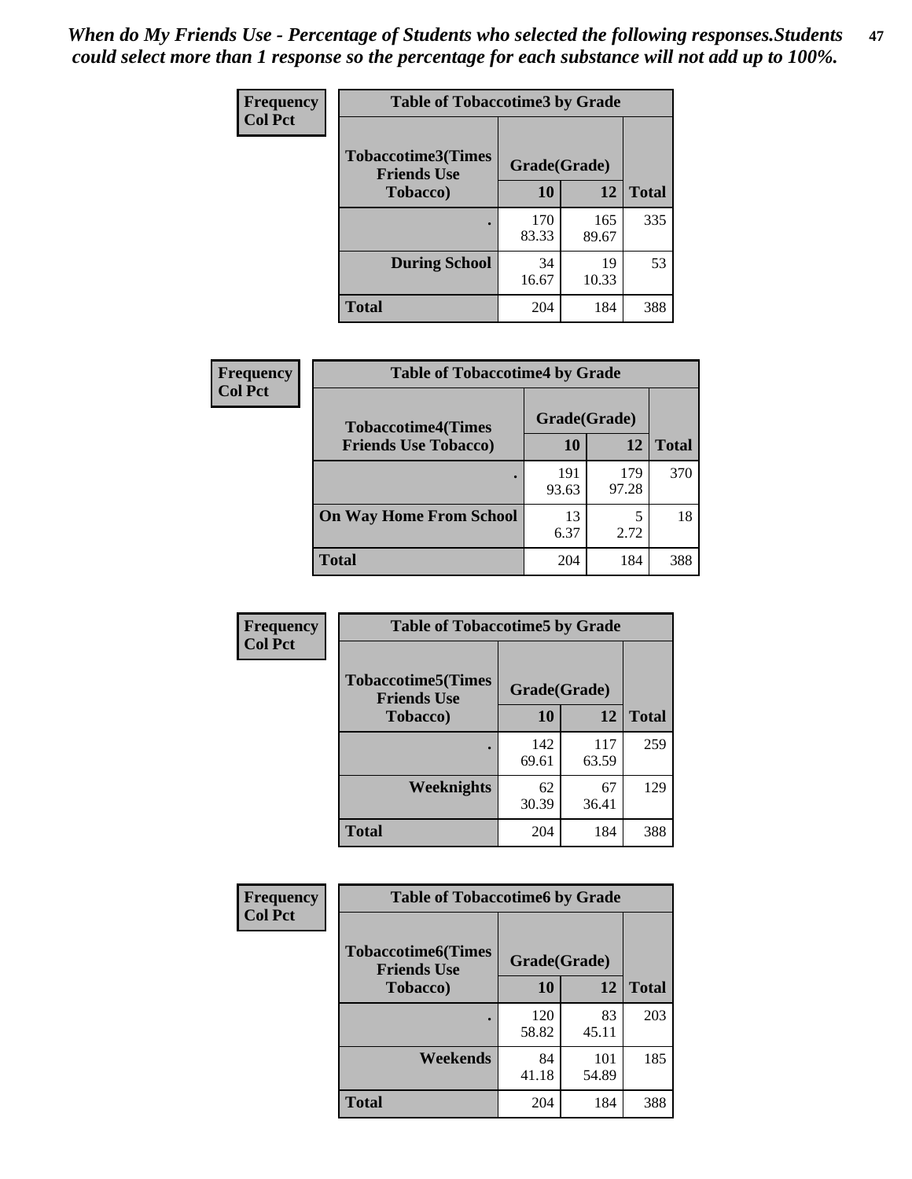*When do My Friends Use - Percentage of Students who selected the following responses.Students could select more than 1 response so the percentage for each substance will not add up to 100%.*

**Frequency**
**Col Pct**

| Table of Tobaccotime3 by Grade | | | |
|---|---|---|---|
| **Tobaccotime3(Times Friends Use Tobacco)** | **Grade(Grade)** | | **Total** |
| | **10** | **12** | |
| . | 170<br>83.33 | 165<br>89.67 | 335 |
| **During School** | 34<br>16.67 | 19<br>10.33 | 53 |
| **Total** | 204 | 184 | 388 |

**Frequency**
**Col Pct**

| Table of Tobaccotime4 by Grade | | | |
|---|---|---|---|
| **Tobaccotime4(Times Friends Use Tobacco)** | **Grade(Grade)** | | **Total** |
| | **10** | **12** | |
| . | 191<br>93.63 | 179<br>97.28 | 370 |
| **On Way Home From School** | 13<br>6.37 | 5<br>2.72 | 18 |
| **Total** | 204 | 184 | 388 |

**Frequency**
**Col Pct**

| Table of Tobaccotime5 by Grade | | | |
|---|---|---|---|
| **Tobaccotime5(Times Friends Use Tobacco)** | **Grade(Grade)** | | **Total** |
| | **10** | **12** | |
| . | 142<br>69.61 | 117<br>63.59 | 259 |
| **Weeknights** | 62<br>30.39 | 67<br>36.41 | 129 |
| **Total** | 204 | 184 | 388 |

**Frequency**
**Col Pct**

| Table of Tobaccotime6 by Grade | | | |
|---|---|---|---|
| **Tobaccotime6(Times Friends Use Tobacco)** | **Grade(Grade)** | | **Total** |
| | **10** | **12** | |
| . | 120<br>58.82 | 83<br>45.11 | 203 |
| **Weekends** | 84<br>41.18 | 101<br>54.89 | 185 |
| **Total** | 204 | 184 | 388 |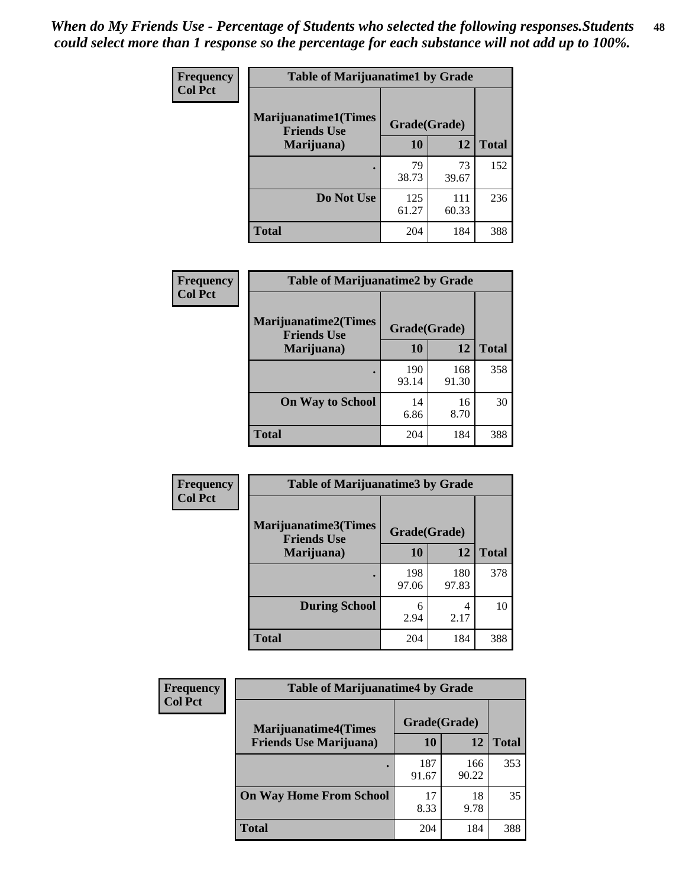*When do My Friends Use - Percentage of Students who selected the following responses.Students could select more than 1 response so the percentage for each substance will not add up to 100%.*

Frequency
Col Pct

| Table of Marijuanatime1 by Grade | | | |
|---|---|---|---|
| Marijuanatime1(Times Friends Use Marijuana) | Grade(Grade) | | Total |
| | 10 | 12 | |
| . | 79<br>38.73 | 73<br>39.67 | 152 |
| Do Not Use | 125<br>61.27 | 111<br>60.33 | 236 |
| Total | 204 | 184 | 388 |

Frequency
Col Pct

| Table of Marijuanatime2 by Grade | | | |
|---|---|---|---|
| Marijuanatime2(Times Friends Use Marijuana) | Grade(Grade) | | Total |
| | 10 | 12 | |
| . | 190<br>93.14 | 168<br>91.30 | 358 |
| On Way to School | 14<br>6.86 | 16<br>8.70 | 30 |
| Total | 204 | 184 | 388 |

Frequency
Col Pct

| Table of Marijuanatime3 by Grade | | | |
|---|---|---|---|
| Marijuanatime3(Times Friends Use Marijuana) | Grade(Grade) | | Total |
| | 10 | 12 | |
| . | 198<br>97.06 | 180<br>97.83 | 378 |
| During School | 6<br>2.94 | 4<br>2.17 | 10 |
| Total | 204 | 184 | 388 |

Frequency
Col Pct

| Table of Marijuanatime4 by Grade | | | |
|---|---|---|---|
| Marijuanatime4(Times Friends Use Marijuana) | Grade(Grade) | | Total |
| | 10 | 12 | |
| . | 187<br>91.67 | 166<br>90.22 | 353 |
| On Way Home From School | 17<br>8.33 | 18<br>9.78 | 35 |
| Total | 204 | 184 | 388 |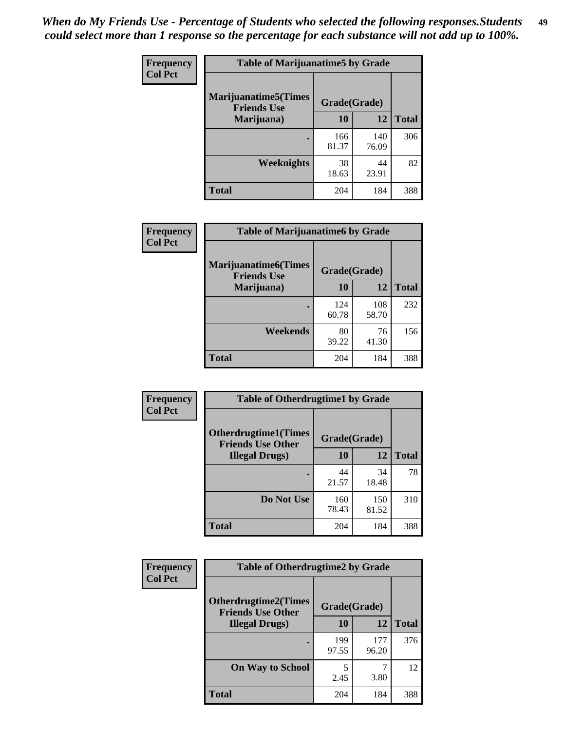*When do My Friends Use - Percentage of Students who selected the following responses.Students could select more than 1 response so the percentage for each substance will not add up to 100%.*

**Frequency**
**Col Pct**

| Table of Marijuanatime5 by Grade | | | |
|---|---|---|---|
| Marijuanatime5(Times Friends Use Marijuana) | Grade(Grade) | | Total |
| | 10 | 12 | |
| . | 166<br>81.37 | 140<br>76.09 | 306 |
| Weeknights | 38<br>18.63 | 44<br>23.91 | 82 |
| Total | 204 | 184 | 388 |

**Frequency**
**Col Pct**

| Table of Marijuanatime6 by Grade | | | |
|---|---|---|---|
| Marijuanatime6(Times Friends Use Marijuana) | Grade(Grade) | | Total |
| | 10 | 12 | |
| . | 124<br>60.78 | 108<br>58.70 | 232 |
| Weekends | 80<br>39.22 | 76<br>41.30 | 156 |
| Total | 204 | 184 | 388 |

**Frequency**
**Col Pct**

| Table of Otherdrugtime1 by Grade | | | |
|---|---|---|---|
| Otherdrugtime1(Times Friends Use Other Illegal Drugs) | Grade(Grade) | | Total |
| | 10 | 12 | |
| . | 44<br>21.57 | 34<br>18.48 | 78 |
| Do Not Use | 160<br>78.43 | 150<br>81.52 | 310 |
| Total | 204 | 184 | 388 |

**Frequency**
**Col Pct**

| Table of Otherdrugtime2 by Grade | | | |
|---|---|---|---|
| Otherdrugtime2(Times Friends Use Other Illegal Drugs) | Grade(Grade) | | Total |
| | 10 | 12 | |
| . | 199<br>97.55 | 177<br>96.20 | 376 |
| On Way to School | 5<br>2.45 | 7<br>3.80 | 12 |
| Total | 204 | 184 | 388 |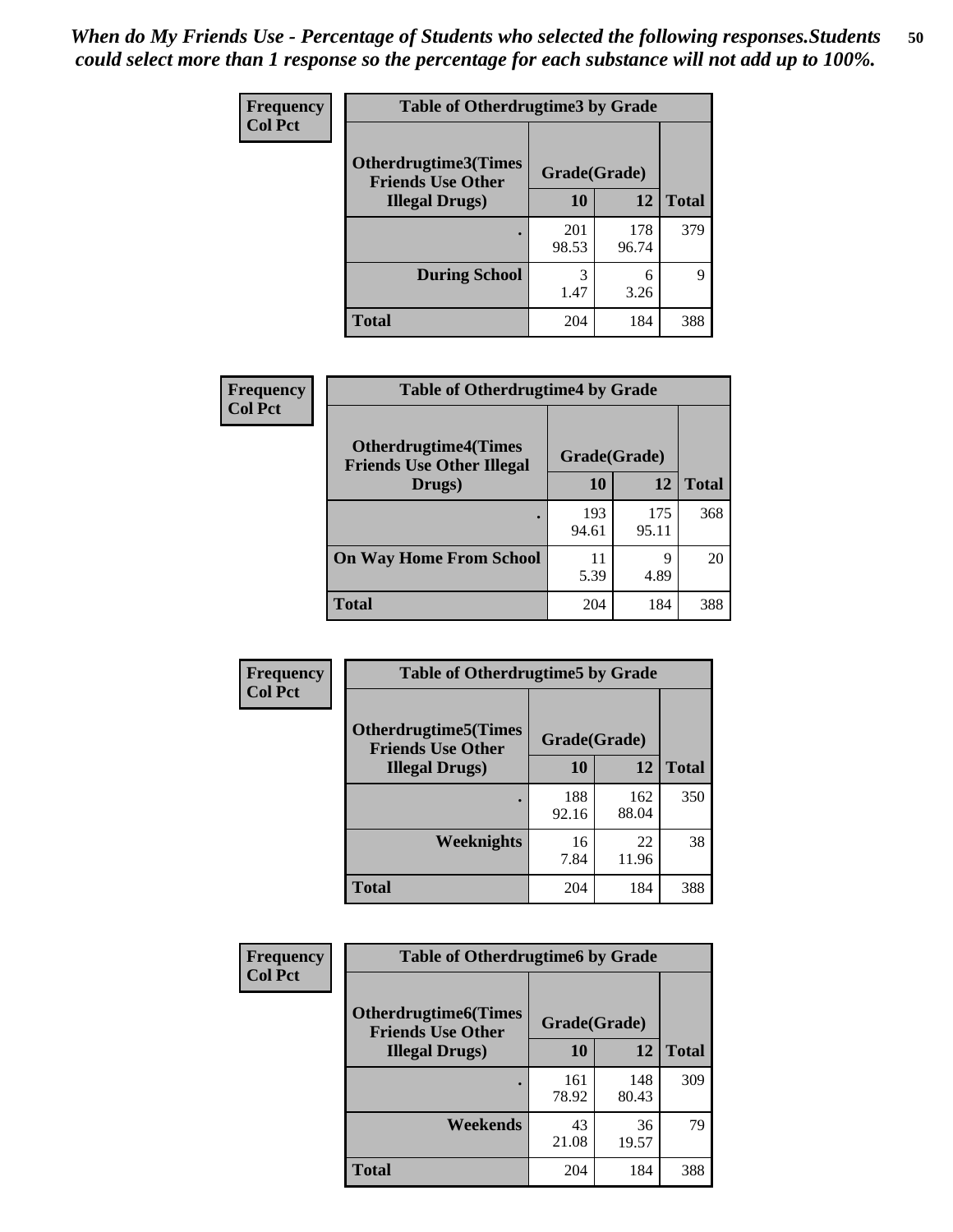*When do My Friends Use - Percentage of Students who selected the following responses.Students could select more than 1 response so the percentage for each substance will not add up to 100%.*

**Frequency**
**Col Pct**

| Table of Otherdrugtime3 by Grade | | | |
|---|---|---|---|
| **Otherdrugtime3(Times Friends Use Other Illegal Drugs)** | **Grade(Grade)** | | |
| | **10** | **12** | **Total** |
| **.** | 201<br>98.53 | 178<br>96.74 | 379 |
| **During School** | 3<br>1.47 | 6<br>3.26 | 9 |
| **Total** | 204 | 184 | 388 |

**Frequency**
**Col Pct**

| Table of Otherdrugtime4 by Grade | | | |
|---|---|---|---|
| **Otherdrugtime4(Times Friends Use Other Illegal Drugs)** | **Grade(Grade)** | | |
| | **10** | **12** | **Total** |
| **.** | 193<br>94.61 | 175<br>95.11 | 368 |
| **On Way Home From School** | 11<br>5.39 | 9<br>4.89 | 20 |
| **Total** | 204 | 184 | 388 |

**Frequency**
**Col Pct**

| Table of Otherdrugtime5 by Grade | | | |
|---|---|---|---|
| **Otherdrugtime5(Times Friends Use Other Illegal Drugs)** | **Grade(Grade)** | | |
| | **10** | **12** | **Total** |
| **.** | 188<br>92.16 | 162<br>88.04 | 350 |
| **Weeknights** | 16<br>7.84 | 22<br>11.96 | 38 |
| **Total** | 204 | 184 | 388 |

**Frequency**
**Col Pct**

| Table of Otherdrugtime6 by Grade | | | |
|---|---|---|---|
| **Otherdrugtime6(Times Friends Use Other Illegal Drugs)** | **Grade(Grade)** | | |
| | **10** | **12** | **Total** |
| **.** | 161<br>78.92 | 148<br>80.43 | 309 |
| **Weekends** | 43<br>21.08 | 36<br>19.57 | 79 |
| **Total** | 204 | 184 | 388 |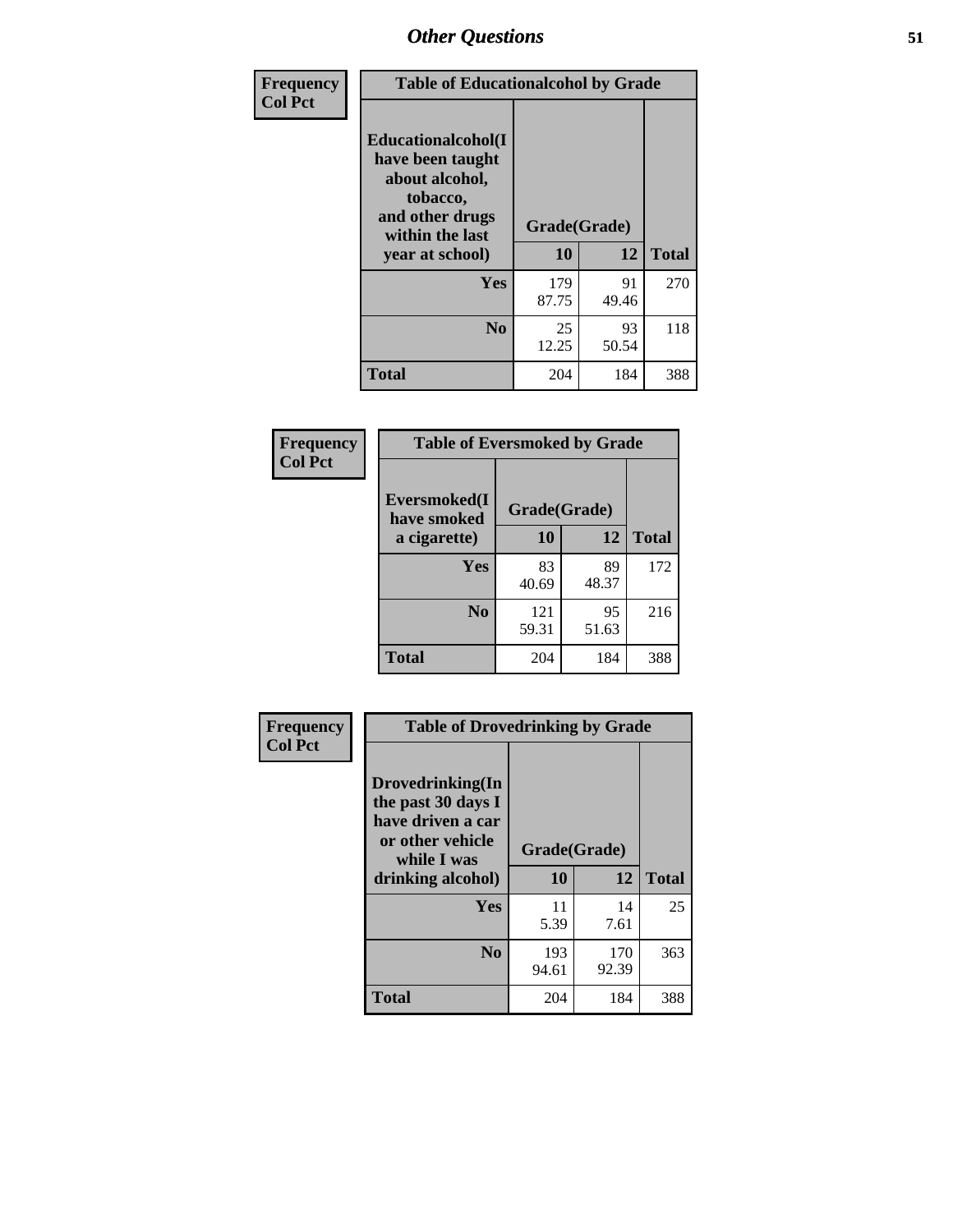| Frequency Col Pct | Table of Educationalalcohol by Grade | | |
|---|---|---|---|
| Educationalalcohol(I have been taught about alcohol, tobacco, and other drugs within the last year at school) | Grade(Grade) | | |
| | 10 | 12 | Total |
| Yes | 179<br>87.75 | 91<br>49.46 | 270 |
| No | 25<br>12.25 | 93<br>50.54 | 118 |
| Total | 204 | 184 | 388 |

| Frequency Col Pct | Table of Eversmoked by Grade | | |
|---|---|---|---|
| Eversmoked(I have smoked a cigarette) | Grade(Grade) | | |
| | 10 | 12 | Total |
| Yes | 83<br>40.69 | 89<br>48.37 | 172 |
| No | 121<br>59.31 | 95<br>51.63 | 216 |
| Total | 204 | 184 | 388 |

| Frequency Col Pct | Table of Drovedrinking by Grade | | |
|---|---|---|---|
| Drovedrinking(In the past 30 days I have driven a car or other vehicle while I was drinking alcohol) | Grade(Grade) | | |
| | 10 | 12 | Total |
| Yes | 11<br>5.39 | 14<br>7.61 | 25 |
| No | 193<br>94.61 | 170<br>92.39 | 363 |
| Total | 204 | 184 | 388 |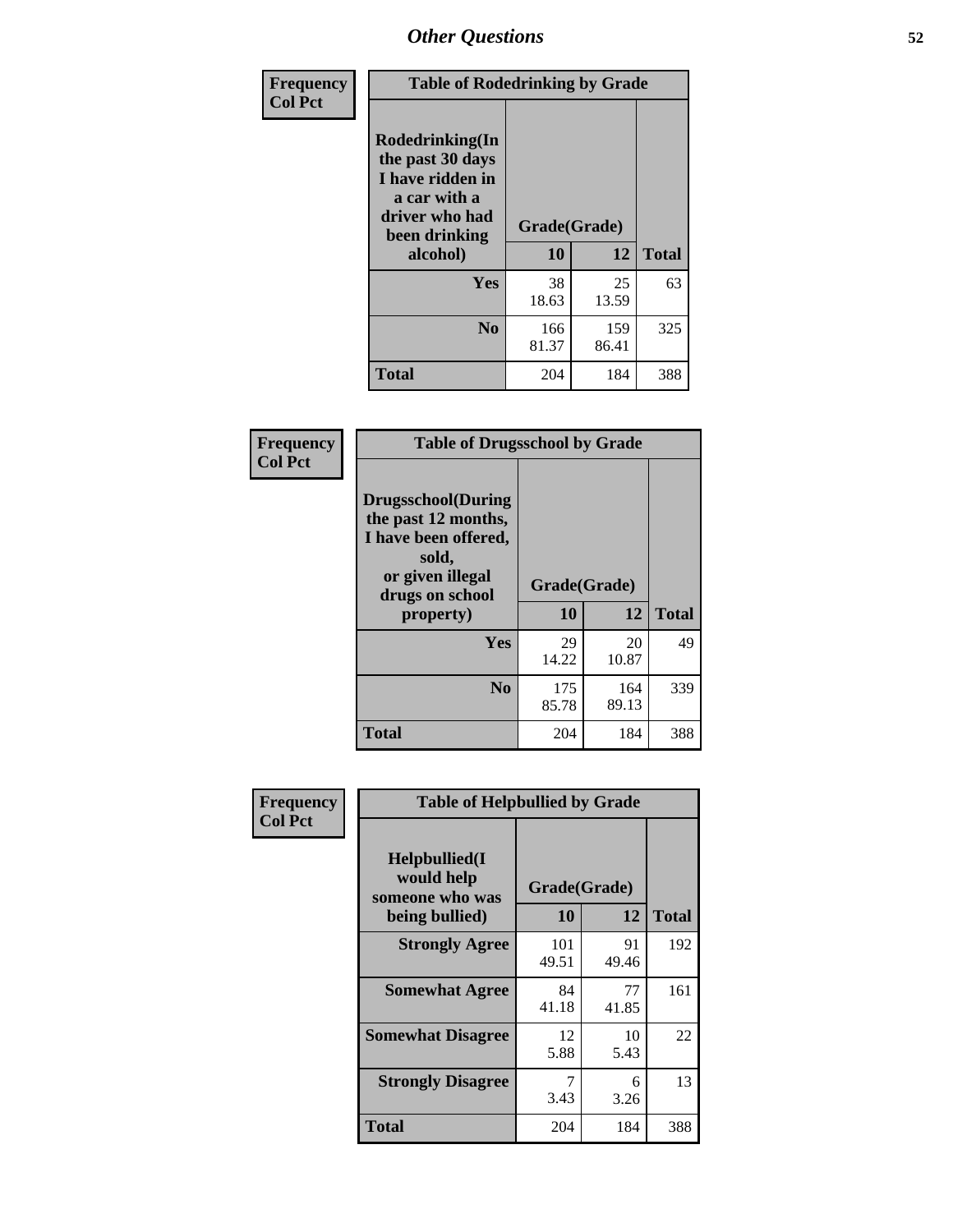# Other Questions

**Frequency**
**Col Pct**

| Table of Rodedrinking by Grade | | | |
|---|---|---|---|
| Rodedrinking(In the past 30 days I have ridden in a car with a driver who had been drinking alcohol) | Grade(Grade) | | |
| | 10 | 12 | Total |
| Yes | 38<br>18.63 | 25<br>13.59 | 63 |
| No | 166<br>81.37 | 159<br>86.41 | 325 |
| Total | 204 | 184 | 388 |

**Frequency**
**Col Pct**

| Table of Drugsschool by Grade | | | |
|---|---|---|---|
| Drugsschool(During the past 12 months, I have been offered, sold, or given illegal drugs on school property) | Grade(Grade) | | |
| | 10 | 12 | Total |
| Yes | 29<br>14.22 | 20<br>10.87 | 49 |
| No | 175<br>85.78 | 164<br>89.13 | 339 |
| Total | 204 | 184 | 388 |

**Frequency**
**Col Pct**

| Table of Helpbullied by Grade | | | |
|---|---|---|---|
| Helpbullied(I would help someone who was being bullied) | Grade(Grade) | | |
| | 10 | 12 | Total |
| Strongly Agree | 101<br>49.51 | 91<br>49.46 | 192 |
| Somewhat Agree | 84<br>41.18 | 77<br>41.85 | 161 |
| Somewhat Disagree | 12<br>5.88 | 10<br>5.43 | 22 |
| Strongly Disagree | 7<br>3.43 | 6<br>3.26 | 13 |
| Total | 204 | 184 | 388 |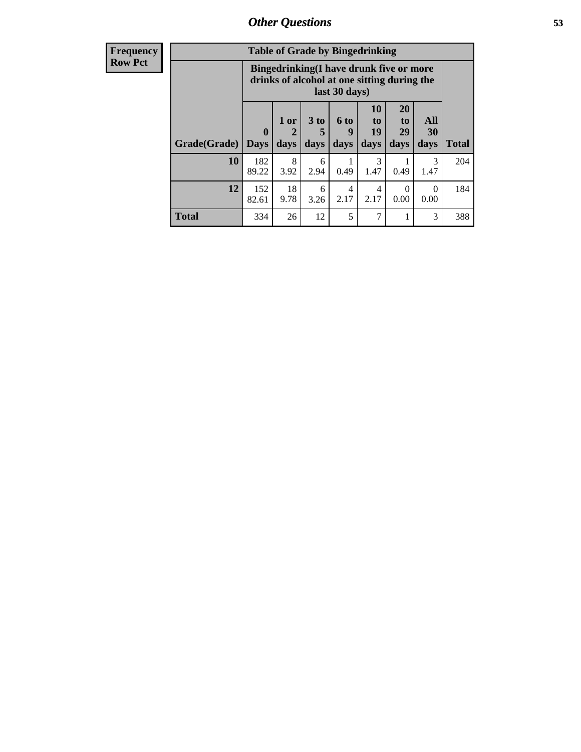| Frequency Row Pct |
|---|

| Table of Grade by Bingedrinking | | | | | | | | |
|---|---|---|---|---|---|---|---|---|
| | Bingedrinking(I have drunk five or more drinks of alcohol at one sitting during the last 30 days) | | | | | | | |
| Grade(Grade) | 0 Days | 1 or 2 days | 3 to 5 days | 6 to 9 days | 10 to 19 days | 20 to 29 days | All 30 days | Total |
| 10 | 182 89.22 | 8 3.92 | 6 2.94 | 1 0.49 | 3 1.47 | 1 0.49 | 3 1.47 | 204 |
| 12 | 152 82.61 | 18 9.78 | 6 3.26 | 4 2.17 | 4 2.17 | 0 0.00 | 0 0.00 | 184 |
| Total | 334 | 26 | 12 | 5 | 7 | 1 | 3 | 388 |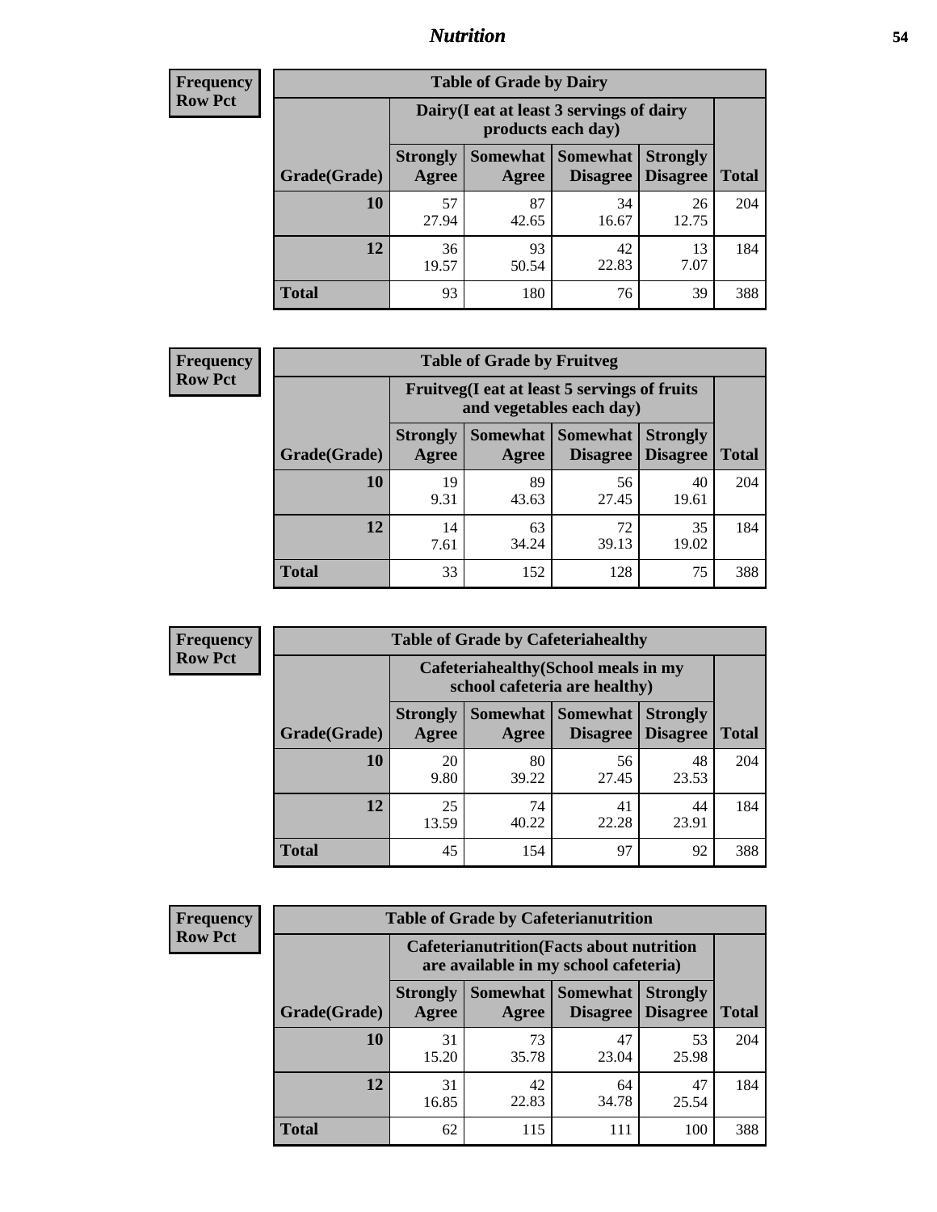# Nutrition

**Frequency**
**Row Pct**

| Table of Grade by Dairy | | | | | |
|---|---|---|---|---|---|
| | Dairy(I eat at least 3 servings of dairy products each day) | | | | |
| Grade(Grade) | Strongly Agree | Somewhat Agree | Somewhat Disagree | Strongly Disagree | Total |
| **10** | 57<br>27.94 | 87<br>42.65 | 34<br>16.67 | 26<br>12.75 | 204 |
| **12** | 36<br>19.57 | 93<br>50.54 | 42<br>22.83 | 13<br>7.07 | 184 |
| **Total** | 93 | 180 | 76 | 39 | 388 |

**Frequency**
**Row Pct**

| Table of Grade by Fruitveg | | | | | |
|---|---|---|---|---|---|
| | Fruitveg(I eat at least 5 servings of fruits and vegetables each day) | | | | |
| Grade(Grade) | Strongly Agree | Somewhat Agree | Somewhat Disagree | Strongly Disagree | Total |
| **10** | 19<br>9.31 | 89<br>43.63 | 56<br>27.45 | 40<br>19.61 | 204 |
| **12** | 14<br>7.61 | 63<br>34.24 | 72<br>39.13 | 35<br>19.02 | 184 |
| **Total** | 33 | 152 | 128 | 75 | 388 |

**Frequency**
**Row Pct**

| Table of Grade by Cafeteriahealthy | | | | | |
|---|---|---|---|---|---|
| | Cafeteriahealthy(School meals in my school cafeteria are healthy) | | | | |
| Grade(Grade) | Strongly Agree | Somewhat Agree | Somewhat Disagree | Strongly Disagree | Total |
| **10** | 20<br>9.80 | 80<br>39.22 | 56<br>27.45 | 48<br>23.53 | 204 |
| **12** | 25<br>13.59 | 74<br>40.22 | 41<br>22.28 | 44<br>23.91 | 184 |
| **Total** | 45 | 154 | 97 | 92 | 388 |

**Frequency**
**Row Pct**

| Table of Grade by Cafeterianutrition | | | | | |
|---|---|---|---|---|---|
| | Cafeterianutrition(Facts about nutrition are available in my school cafeteria) | | | | |
| Grade(Grade) | Strongly Agree | Somewhat Agree | Somewhat Disagree | Strongly Disagree | Total |
| **10** | 31<br>15.20 | 73<br>35.78 | 47<br>23.04 | 53<br>25.98 | 204 |
| **12** | 31<br>16.85 | 42<br>22.83 | 64<br>34.78 | 47<br>25.54 | 184 |
| **Total** | 62 | 115 | 111 | 100 | 388 |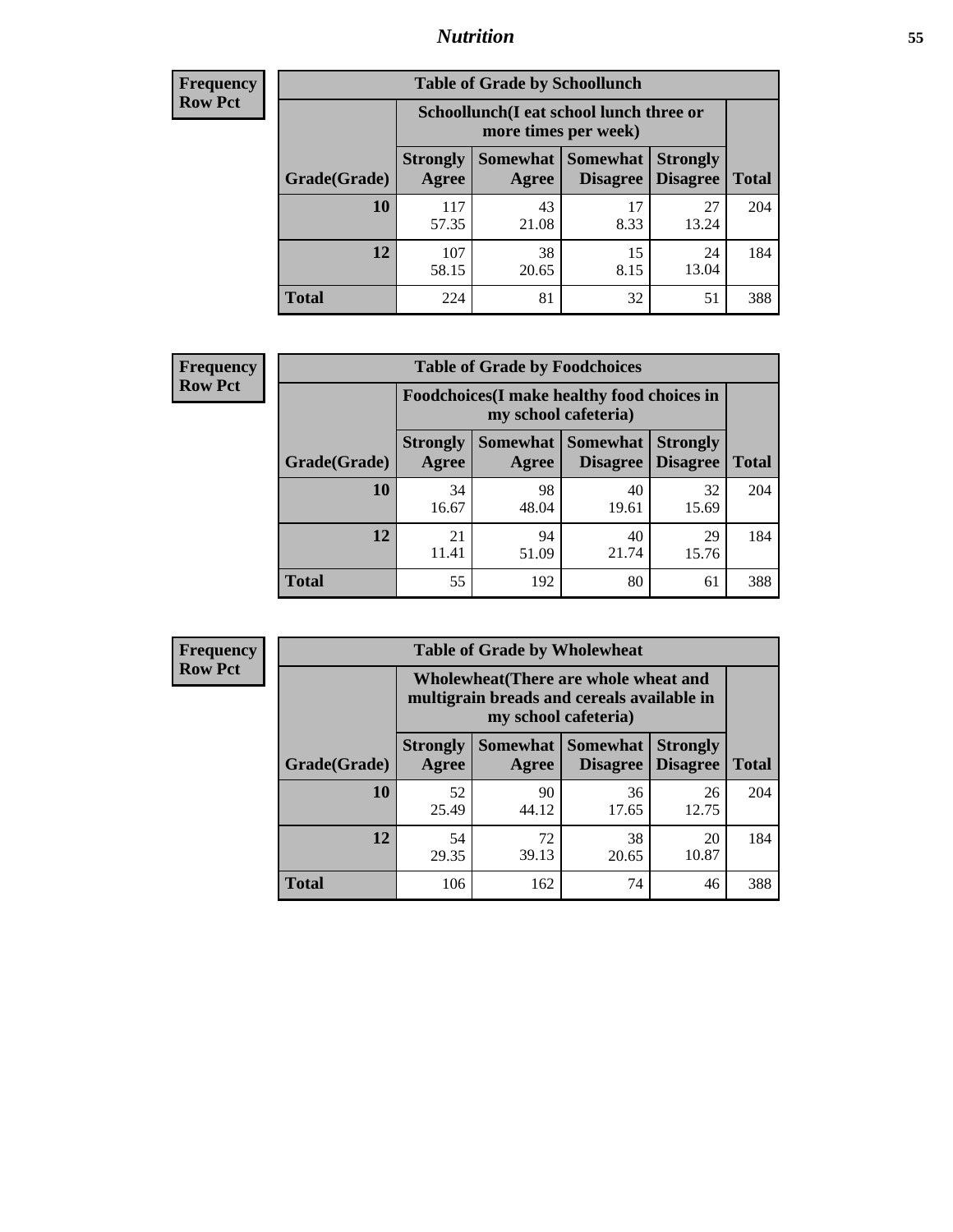# Nutrition

**Frequency**
**Row Pct**

| Table of Grade by Schoollunch | | | | | |
|---|---|---|---|---|---|
| | Schoollunch(I eat school lunch three or more times per week) | | | | |
| Grade(Grade) | Strongly Agree | Somewhat Agree | Somewhat Disagree | Strongly Disagree | Total |
| 10 | 117<br>57.35 | 43<br>21.08 | 17<br>8.33 | 27<br>13.24 | 204 |
| 12 | 107<br>58.15 | 38<br>20.65 | 15<br>8.15 | 24<br>13.04 | 184 |
| Total | 224 | 81 | 32 | 51 | 388 |

**Frequency**
**Row Pct**

| Table of Grade by Foodchoices | | | | | |
|---|---|---|---|---|---|
| | Foodchoices(I make healthy food choices in my school cafeteria) | | | | |
| Grade(Grade) | Strongly Agree | Somewhat Agree | Somewhat Disagree | Strongly Disagree | Total |
| 10 | 34<br>16.67 | 98<br>48.04 | 40<br>19.61 | 32<br>15.69 | 204 |
| 12 | 21<br>11.41 | 94<br>51.09 | 40<br>21.74 | 29<br>15.76 | 184 |
| Total | 55 | 192 | 80 | 61 | 388 |

**Frequency**
**Row Pct**

| Table of Grade by Wholewheat | | | | | |
|---|---|---|---|---|---|
| | Wholewheat(There are whole wheat and multigrain breads and cereals available in my school cafeteria) | | | | |
| Grade(Grade) | Strongly Agree | Somewhat Agree | Somewhat Disagree | Strongly Disagree | Total |
| 10 | 52<br>25.49 | 90<br>44.12 | 36<br>17.65 | 26<br>12.75 | 204 |
| 12 | 54<br>29.35 | 72<br>39.13 | 38<br>20.65 | 20<br>10.87 | 184 |
| Total | 106 | 162 | 74 | 46 | 388 |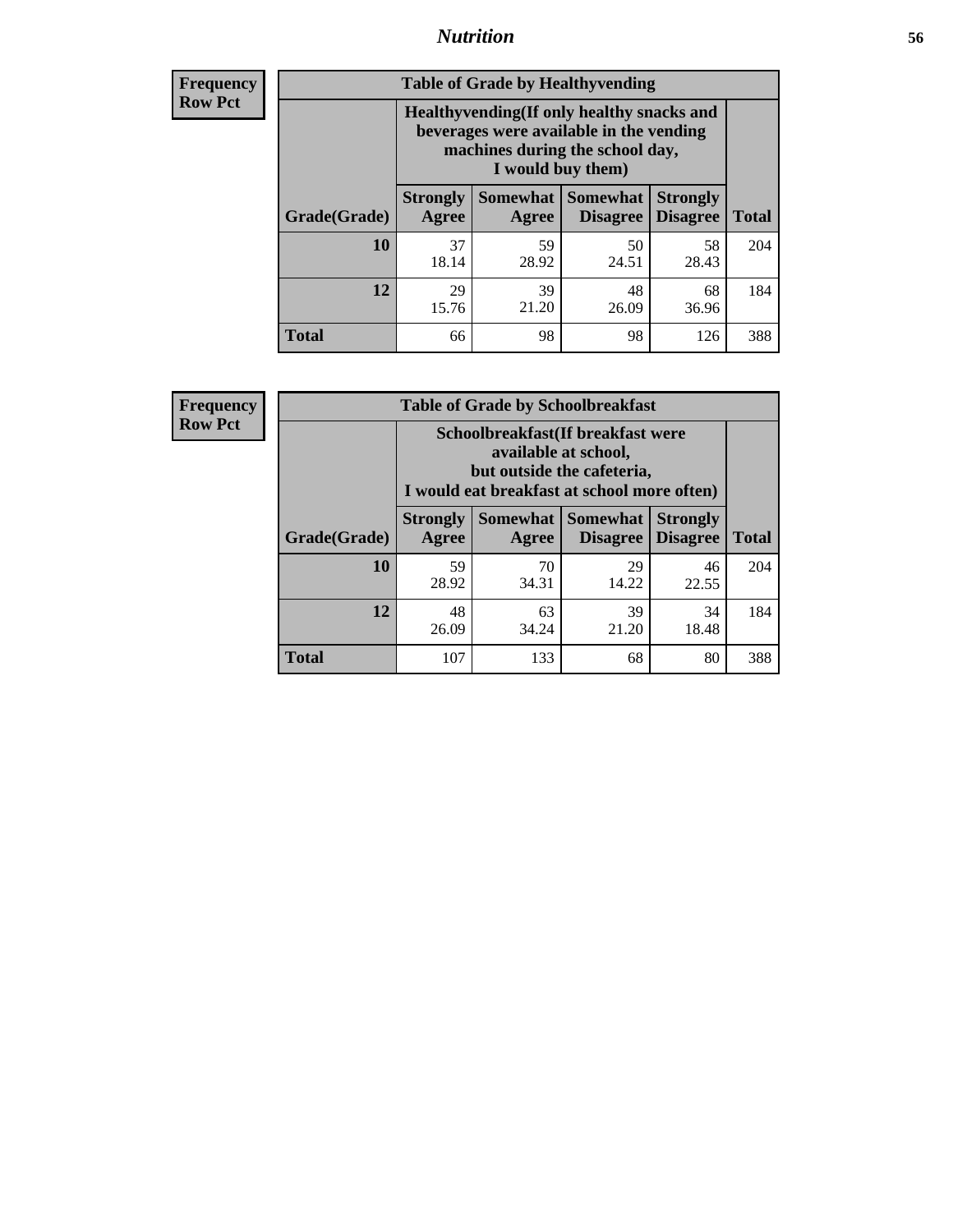**Frequency**
**Row Pct**

| Table of Grade by Healthyvending | | | | | |
|---|---|---|---|---|---|
| | Healthyvending(If only healthy snacks and beverages were available in the vending machines during the school day, I would buy them) | | | | |
| Grade(Grade) | Strongly Agree | Somewhat Agree | Somewhat Disagree | Strongly Disagree | Total |
| 10 | 37<br>18.14 | 59<br>28.92 | 50<br>24.51 | 58<br>28.43 | 204 |
| 12 | 29<br>15.76 | 39<br>21.20 | 48<br>26.09 | 68<br>36.96 | 184 |
| Total | 66 | 98 | 98 | 126 | 388 |

**Frequency**
**Row Pct**

| Table of Grade by Schoolbreakfast | | | | | |
|---|---|---|---|---|---|
| | Schoolbreakfast(If breakfast were available at school, but outside the cafeteria, I would eat breakfast at school more often) | | | | |
| Grade(Grade) | Strongly Agree | Somewhat Agree | Somewhat Disagree | Strongly Disagree | Total |
| 10 | 59<br>28.92 | 70<br>34.31 | 29<br>14.22 | 46<br>22.55 | 204 |
| 12 | 48<br>26.09 | 63<br>34.24 | 39<br>21.20 | 34<br>18.48 | 184 |
| Total | 107 | 133 | 68 | 80 | 388 |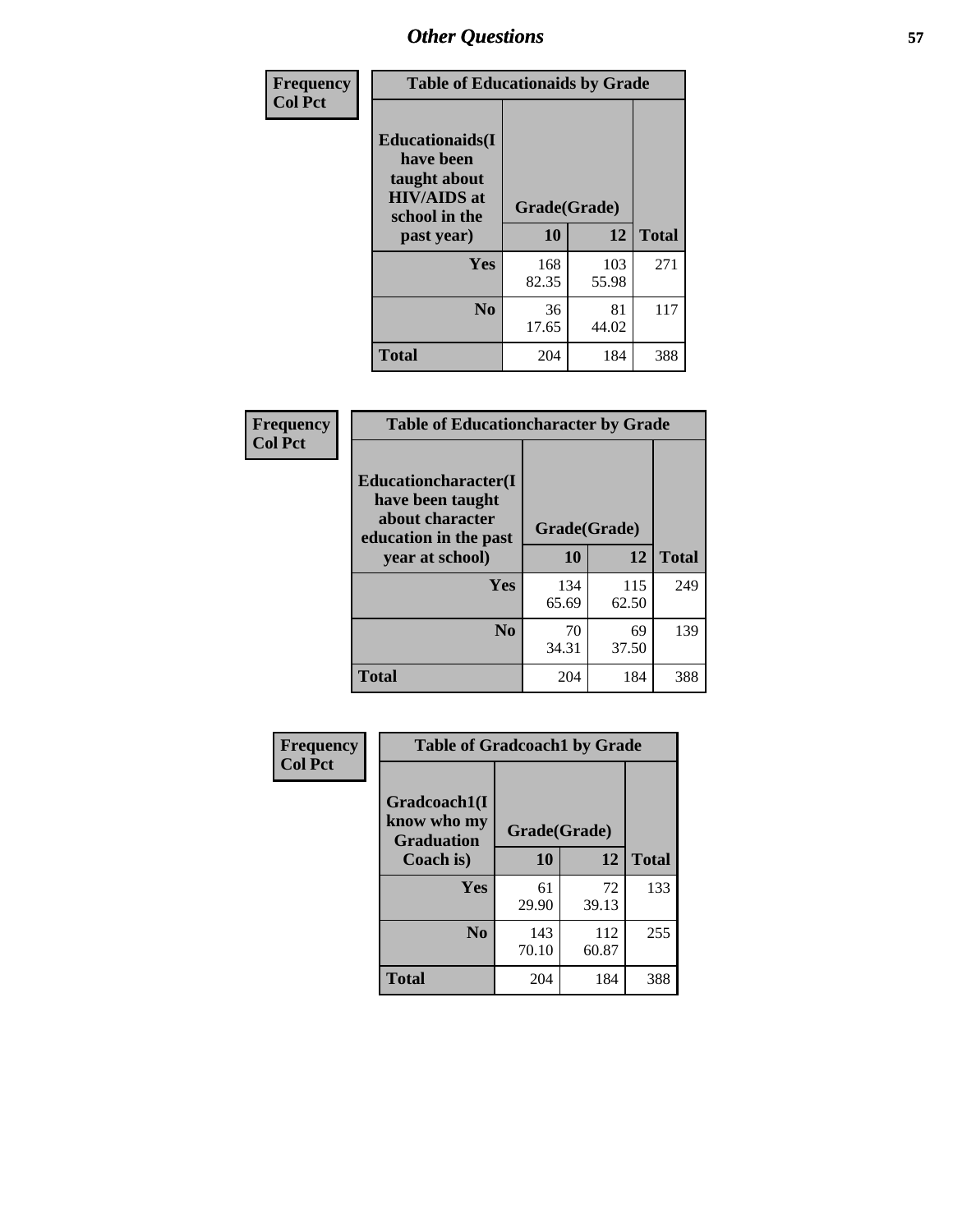# Other Questions

Frequency
Col Pct

**Table of Educationaids by Grade**

| Educationaids(I have been taught about HIV/AIDS at school in the past year) | Grade(Grade) | | Total |
|---|---|---|---|
| | 10 | 12 | |
| Yes | 168<br>82.35 | 103<br>55.98 | 271 |
| No | 36<br>17.65 | 81<br>44.02 | 117 |
| Total | 204 | 184 | 388 |

Frequency
Col Pct

**Table of Educationcharacter by Grade**

| Educationcharacter(I have been taught about character education in the past year at school) | Grade(Grade) | | Total |
|---|---|---|---|
| | 10 | 12 | |
| Yes | 134<br>65.69 | 115<br>62.50 | 249 |
| No | 70<br>34.31 | 69<br>37.50 | 139 |
| Total | 204 | 184 | 388 |

Frequency
Col Pct

**Table of Gradcoach1 by Grade**

| Gradcoach1(I know who my Graduation Coach is) | Grade(Grade) | | Total |
|---|---|---|---|
| | 10 | 12 | |
| Yes | 61<br>29.90 | 72<br>39.13 | 133 |
| No | 143<br>70.10 | 112<br>60.87 | 255 |
| Total | 204 | 184 | 388 |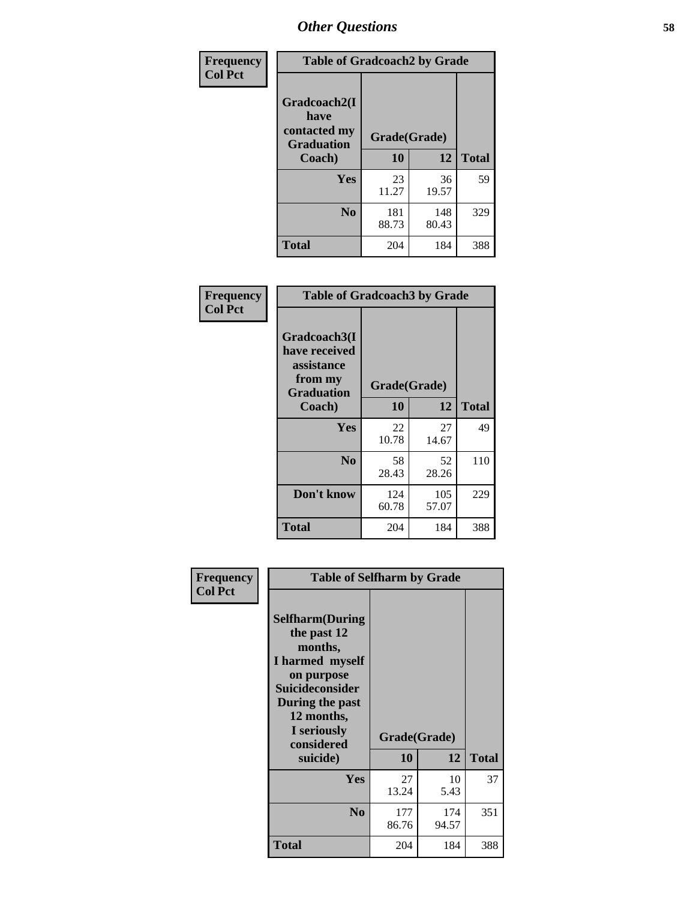| Frequency Col Pct | Table of Gradcoach2 by Grade | | |
|---|---|---|---|
| Gradcoach2(I have contacted my Graduation Coach) | Grade(Grade) | | |
| | 10 | 12 | Total |
| Yes | 23<br>11.27 | 36<br>19.57 | 59 |
| No | 181<br>88.73 | 148<br>80.43 | 329 |
| Total | 204 | 184 | 388 |

| Frequency Col Pct | Table of Gradcoach3 by Grade | | |
|---|---|---|---|
| Gradcoach3(I have received assistance from my Graduation Coach) | Grade(Grade) | | |
| | 10 | 12 | Total |
| Yes | 22<br>10.78 | 27<br>14.67 | 49 |
| No | 58<br>28.43 | 52<br>28.26 | 110 |
| Don't know | 124<br>60.78 | 105<br>57.07 | 229 |
| Total | 204 | 184 | 388 |

| Frequency Col Pct | Table of Selfharm by Grade | | |
|---|---|---|---|
| Selfharm(During the past 12 months, I harmed myself on purpose Suicideconsider During the past 12 months, I seriously considered suicide) | Grade(Grade) | | |
| | 10 | 12 | Total |
| Yes | 27<br>13.24 | 10<br>5.43 | 37 |
| No | 177<br>86.76 | 174<br>94.57 | 351 |
| Total | 204 | 184 | 388 |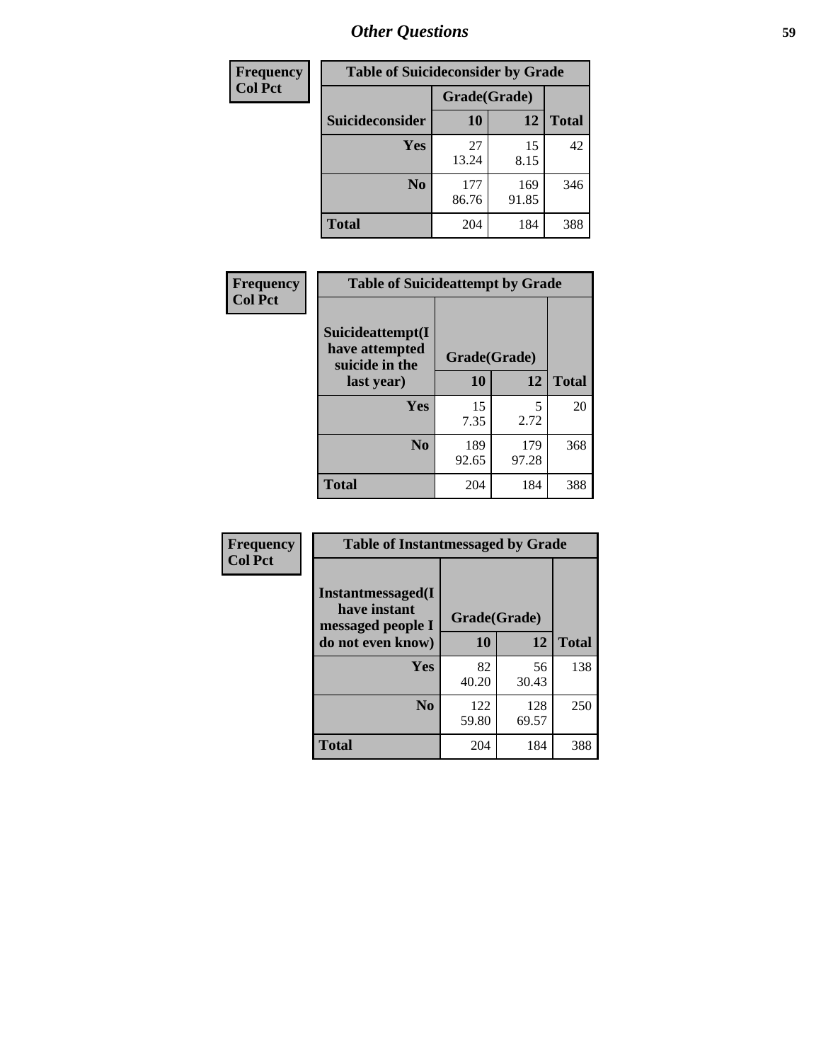## Other Questions

**Frequency**
**Col Pct**

| Table of Suicideconsider by Grade | | | |
|---|---|---|---|
| | Grade(Grade) | | |
| **Suicideconsider** | **10** | **12** | **Total** |
| **Yes** | 27<br>13.24 | 15<br>8.15 | 42 |
| **No** | 177<br>86.76 | 169<br>91.85 | 346 |
| **Total** | 204 | 184 | 388 |

**Frequency**
**Col Pct**

| Table of Suicideattempt by Grade | | | |
|---|---|---|---|
| **Suicideattempt(I have attempted suicide in the last year)** | Grade(Grade) | | |
| | **10** | **12** | **Total** |
| **Yes** | 15<br>7.35 | 5<br>2.72 | 20 |
| **No** | 189<br>92.65 | 179<br>97.28 | 368 |
| **Total** | 204 | 184 | 388 |

**Frequency**
**Col Pct**

| Table of Instantmessaged by Grade | | | |
|---|---|---|---|
| **Instantmessaged(I have instant messaged people I do not even know)** | Grade(Grade) | | |
| | **10** | **12** | **Total** |
| **Yes** | 82<br>40.20 | 56<br>30.43 | 138 |
| **No** | 122<br>59.80 | 128<br>69.57 | 250 |
| **Total** | 204 | 184 | 388 |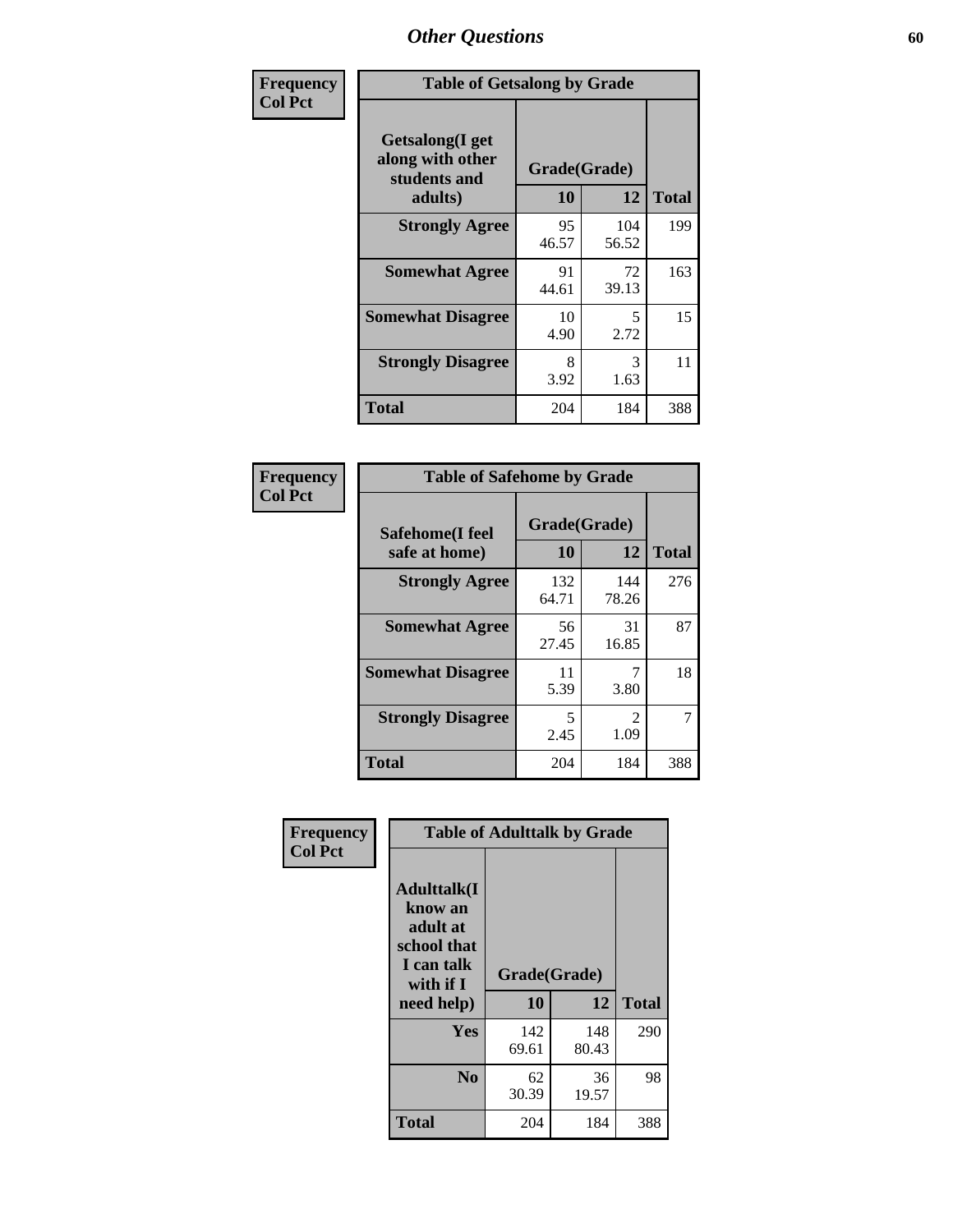| Frequency<br>Col Pct | Table of Getsalong by Grade | | |
|---|---|---|---|
| Getsalong(I get along with other students and adults) | Grade(Grade) | | |
| | 10 | 12 | Total |
| Strongly Agree | 95<br>46.57 | 104<br>56.52 | 199 |
| Somewhat Agree | 91<br>44.61 | 72<br>39.13 | 163 |
| Somewhat Disagree | 10<br>4.90 | 5<br>2.72 | 15 |
| Strongly Disagree | 8<br>3.92 | 3<br>1.63 | 11 |
| Total | 204 | 184 | 388 |

| Frequency<br>Col Pct | Table of Safehome by Grade | | |
|---|---|---|---|
| Safehome(I feel safe at home) | Grade(Grade) | | |
| | 10 | 12 | Total |
| Strongly Agree | 132<br>64.71 | 144<br>78.26 | 276 |
| Somewhat Agree | 56<br>27.45 | 31<br>16.85 | 87 |
| Somewhat Disagree | 11<br>5.39 | 7<br>3.80 | 18 |
| Strongly Disagree | 5<br>2.45 | 2<br>1.09 | 7 |
| Total | 204 | 184 | 388 |

| Frequency<br>Col Pct | Table of Adulttalk by Grade | | |
|---|---|---|---|
| Adulttalk(I know an adult at school that I can talk with if I need help) | Grade(Grade) | | |
| | 10 | 12 | Total |
| Yes | 142<br>69.61 | 148<br>80.43 | 290 |
| No | 62<br>30.39 | 36<br>19.57 | 98 |
| Total | 204 | 184 | 388 |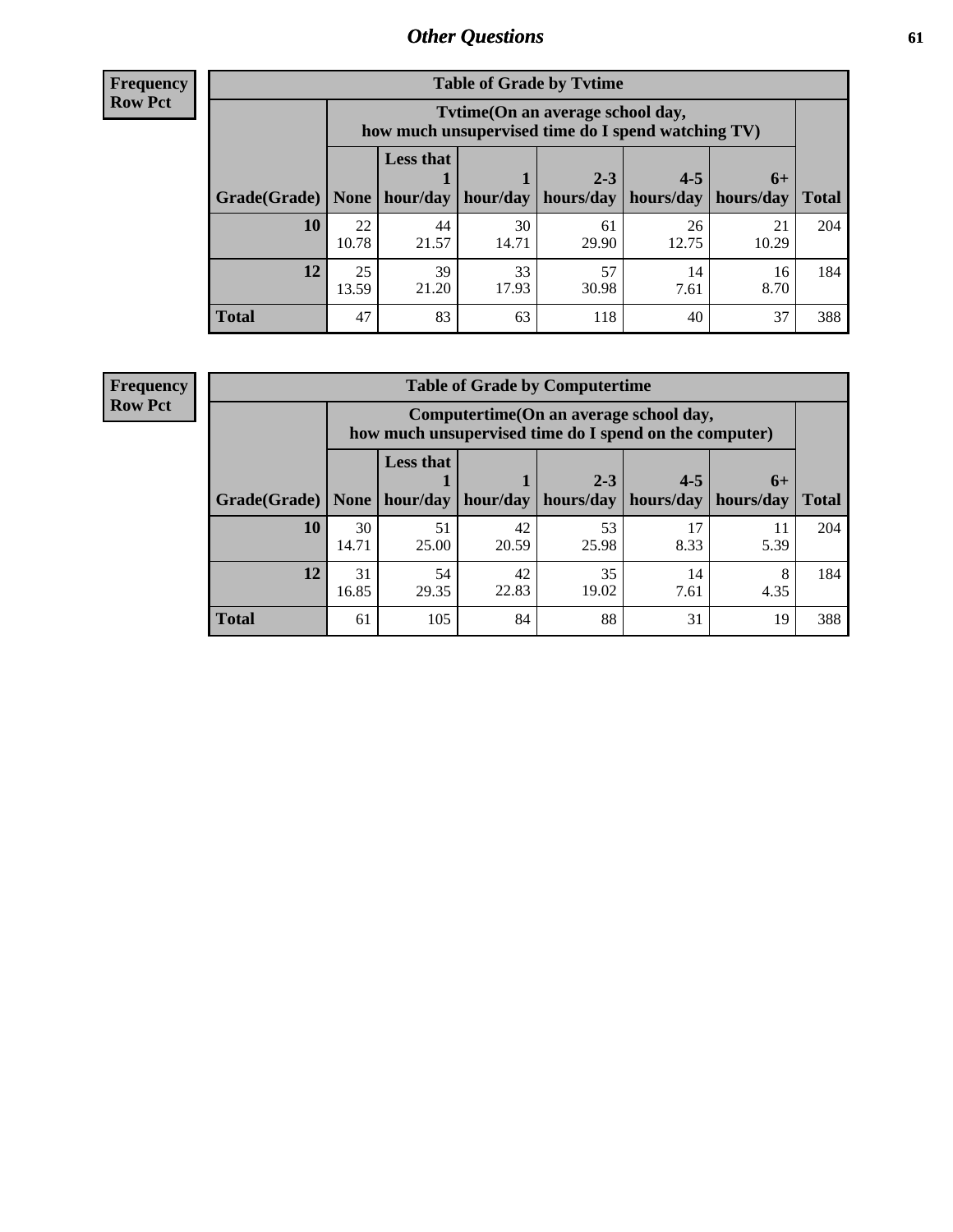# Other Questions

**Frequency**
**Row Pct**

**Table of Grade by Tvtime**

| Grade(Grade) | Tvtime(On an average school day, how much unsupervised time do I spend watching TV) | | | | | | Total |
|---|---|---|---|---|---|---|---|
| | None | Less that 1 hour/day | 1 hour/day | 2-3 hours/day | 4-5 hours/day | 6+ hours/day | |
| **10** | 22<br>10.78 | 44<br>21.57 | 30<br>14.71 | 61<br>29.90 | 26<br>12.75 | 21<br>10.29 | 204 |
| **12** | 25<br>13.59 | 39<br>21.20 | 33<br>17.93 | 57<br>30.98 | 14<br>7.61 | 16<br>8.70 | 184 |
| **Total** | 47 | 83 | 63 | 118 | 40 | 37 | 388 |

**Frequency**
**Row Pct**

**Table of Grade by Computertime**

| Grade(Grade) | Computertime(On an average school day, how much unsupervised time do I spend on the computer) | | | | | | Total |
|---|---|---|---|---|---|---|---|
| | None | Less that 1 hour/day | 1 hour/day | 2-3 hours/day | 4-5 hours/day | 6+ hours/day | |
| **10** | 30<br>14.71 | 51<br>25.00 | 42<br>20.59 | 53<br>25.98 | 17<br>8.33 | 11<br>5.39 | 204 |
| **12** | 31<br>16.85 | 54<br>29.35 | 42<br>22.83 | 35<br>19.02 | 14<br>7.61 | 8<br>4.35 | 184 |
| **Total** | 61 | 105 | 84 | 88 | 31 | 19 | 388 |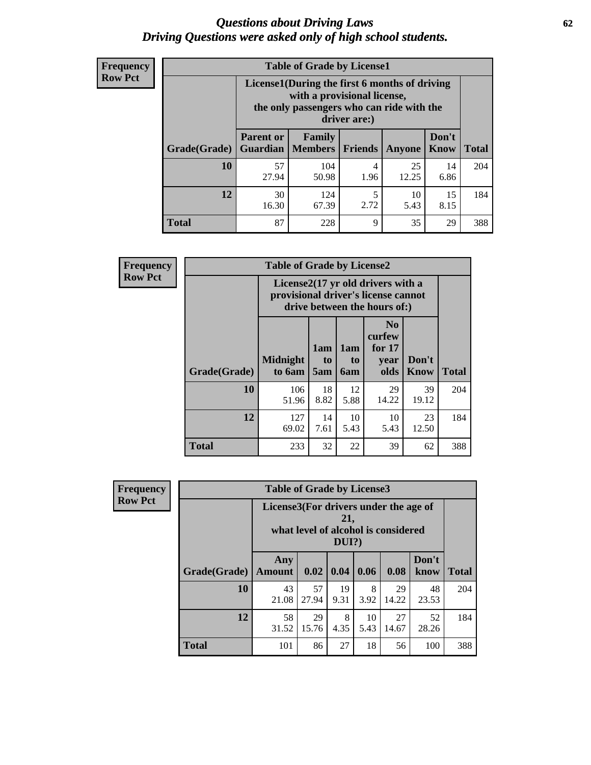# *Questions about Driving Laws*
## *Driving Questions were asked only of high school students.*

**Frequency**
**Row Pct**

| Table of Grade by License1 | | | | | | |
|---|---|---|---|---|---|---|
| | License1(During the first 6 months of driving with a provisional license, the only passengers who can ride with the driver are:) | | | | | |
| Grade(Grade) | Parent or Guardian | Family Members | Friends | Anyone | Don't Know | Total |
| **10** | 57<br>27.94 | 104<br>50.98 | 4<br>1.96 | 25<br>12.25 | 14<br>6.86 | 204 |
| **12** | 30<br>16.30 | 124<br>67.39 | 5<br>2.72 | 10<br>5.43 | 15<br>8.15 | 184 |
| **Total** | 87 | 228 | 9 | 35 | 29 | 388 |

**Frequency**
**Row Pct**

| Table of Grade by License2 | | | | | | |
|---|---|---|---|---|---|---|
| | License2(17 yr old drivers with a provisional driver's license cannot drive between the hours of:) | | | | | |
| Grade(Grade) | Midnight to 6am | 1am to 5am | 1am to 6am | No curfew for 17 year olds | Don't Know | Total |
| **10** | 106<br>51.96 | 18<br>8.82 | 12<br>5.88 | 29<br>14.22 | 39<br>19.12 | 204 |
| **12** | 127<br>69.02 | 14<br>7.61 | 10<br>5.43 | 10<br>5.43 | 23<br>12.50 | 184 |
| **Total** | 233 | 32 | 22 | 39 | 62 | 388 |

**Frequency**
**Row Pct**

| Table of Grade by License3 | | | | | | | |
|---|---|---|---|---|---|---|---|
| | License3(For drivers under the age of 21, what level of alcohol is considered DUI?) | | | | | | |
| Grade(Grade) | Any Amount | 0.02 | 0.04 | 0.06 | 0.08 | Don't know | Total |
| **10** | 43<br>21.08 | 57<br>27.94 | 19<br>9.31 | 8<br>3.92 | 29<br>14.22 | 48<br>23.53 | 204 |
| **12** | 58<br>31.52 | 29<br>15.76 | 8<br>4.35 | 10<br>5.43 | 27<br>14.67 | 52<br>28.26 | 184 |
| **Total** | 101 | 86 | 27 | 18 | 56 | 100 | 388 |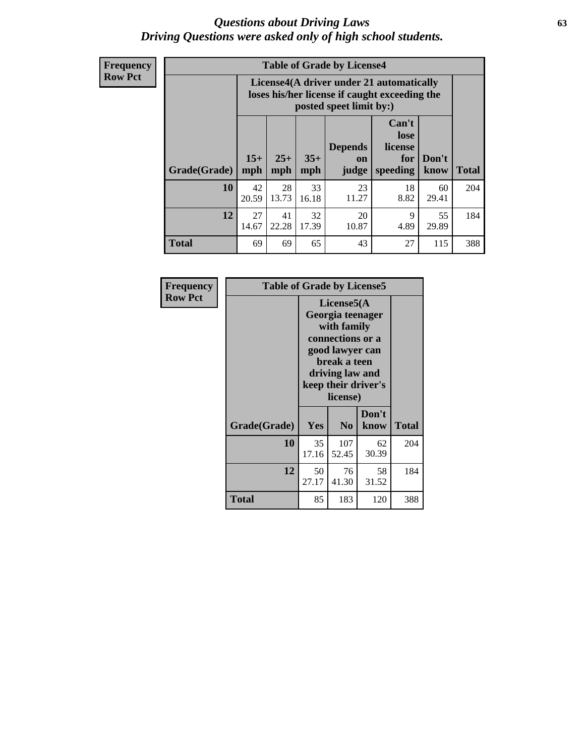# *Questions about Driving Laws*
## *Driving Questions were asked only of high school students.*

**Frequency**
**Row Pct**

| Table of Grade by License4 | | | | | | | |
|---|---|---|---|---|---|---|---|
| | License4(A driver under 21 automatically loses his/her license if caught exceeding the posted speet limit by:) | | | | | | |
| Grade(Grade) | 15+ mph | 25+ mph | 35+ mph | Depends on judge | Can't lose license for speeding | Don't know | Total |
| **10** | 42<br>20.59 | 28<br>13.73 | 33<br>16.18 | 23<br>11.27 | 18<br>8.82 | 60<br>29.41 | 204 |
| **12** | 27<br>14.67 | 41<br>22.28 | 32<br>17.39 | 20<br>10.87 | 9<br>4.89 | 55<br>29.89 | 184 |
| **Total** | 69 | 69 | 65 | 43 | 27 | 115 | 388 |

**Frequency**
**Row Pct**

| Table of Grade by License5 | | | | |
|---|---|---|---|---|
| | License5(A Georgia teenager with family connections or a good lawyer can break a teen driving law and keep their driver's license) | | | |
| Grade(Grade) | Yes | No | Don't know | Total |
| **10** | 35<br>17.16 | 107<br>52.45 | 62<br>30.39 | 204 |
| **12** | 50<br>27.17 | 76<br>41.30 | 58<br>31.52 | 184 |
| **Total** | 85 | 183 | 120 | 388 |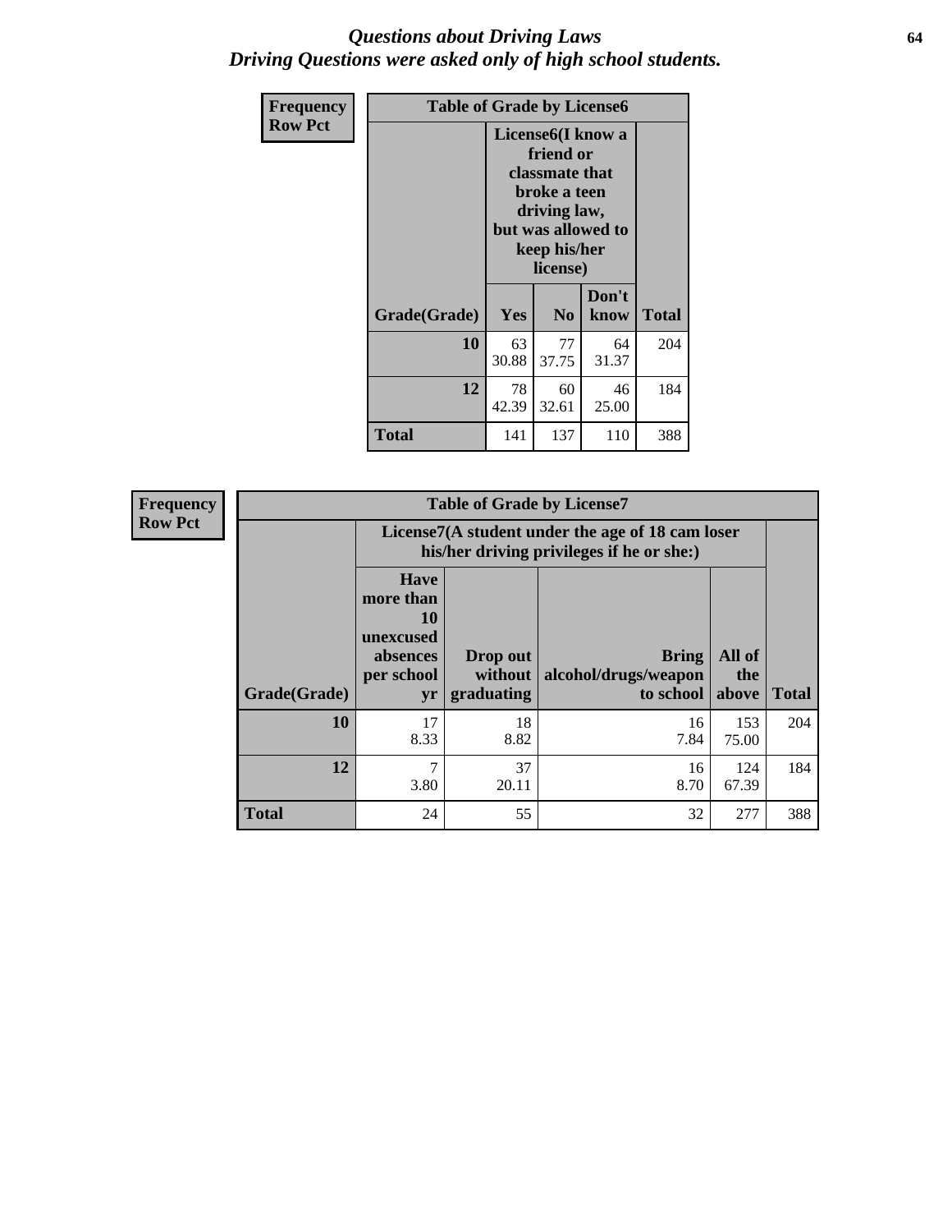# *Questions about Driving Laws*
## *Driving Questions were asked only of high school students.*

**Frequency**
**Row Pct**

| Table of Grade by License6 | | | | |
|---|---|---|---|---|
| | License6(I know a friend or classmate that broke a teen driving law, but was allowed to keep his/her license) | | | |
| Grade(Grade) | Yes | No | Don't know | Total |
| 10 | 63<br>30.88 | 77<br>37.75 | 64<br>31.37 | 204 |
| 12 | 78<br>42.39 | 60<br>32.61 | 46<br>25.00 | 184 |
| Total | 141 | 137 | 110 | 388 |

**Frequency**
**Row Pct**

| Table of Grade by License7 | | | | | |
|---|---|---|---|---|---|
| | License7(A student under the age of 18 cam loser his/her driving privileges if he or she:) | | | | |
| Grade(Grade) | Have more than 10 unexcused absences per school yr | Drop out without graduating | Bring alcohol/drugs/weapon to school | All of the above | Total |
| 10 | 17<br>8.33 | 18<br>8.82 | 16<br>7.84 | 153<br>75.00 | 204 |
| 12 | 7<br>3.80 | 37<br>20.11 | 16<br>8.70 | 124<br>67.39 | 184 |
| Total | 24 | 55 | 32 | 277 | 388 |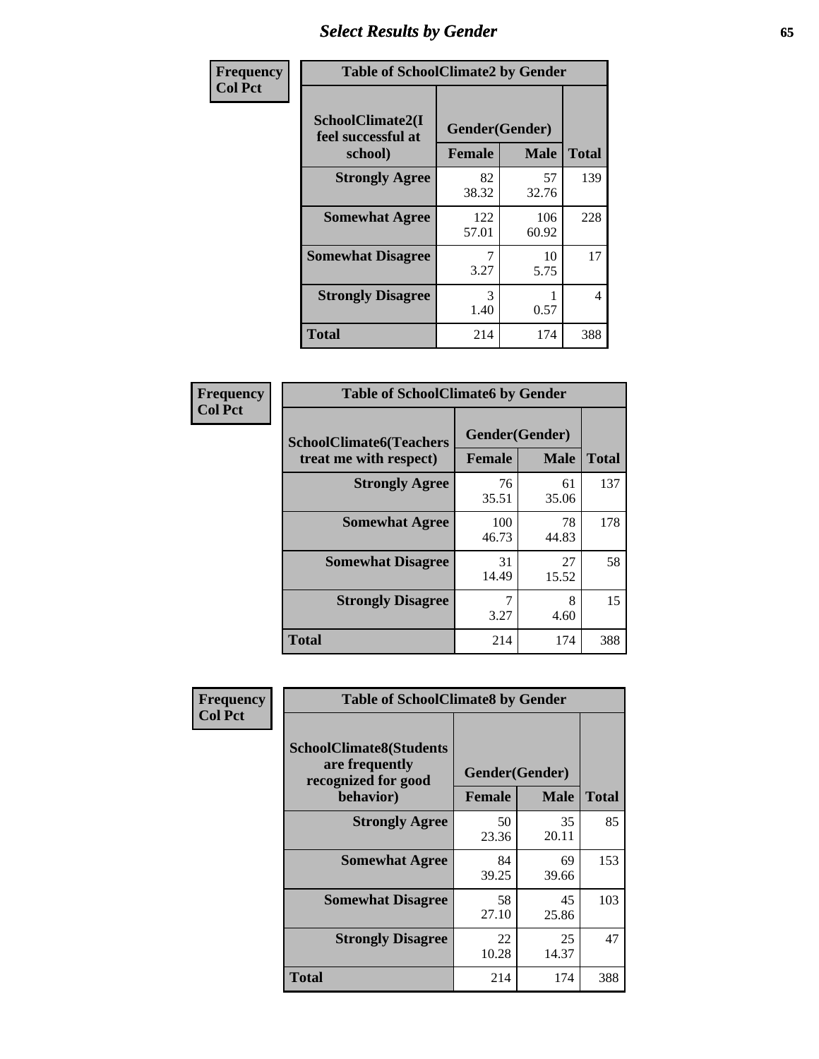# Select Results by Gender

| Frequency Col Pct |
|---|

**Table of SchoolClimate2 by Gender**

| SchoolClimate2(I feel successful at school) | Gender(Gender) | | Total |
|---|---|---|---|
| | Female | Male | |
| Strongly Agree | 82<br>38.32 | 57<br>32.76 | 139 |
| Somewhat Agree | 122<br>57.01 | 106<br>60.92 | 228 |
| Somewhat Disagree | 7<br>3.27 | 10<br>5.75 | 17 |
| Strongly Disagree | 3<br>1.40 | 1<br>0.57 | 4 |
| Total | 214 | 174 | 388 |

| Frequency Col Pct |
|---|

**Table of SchoolClimate6 by Gender**

| SchoolClimate6(Teachers treat me with respect) | Gender(Gender) | | Total |
|---|---|---|---|
| | Female | Male | |
| Strongly Agree | 76<br>35.51 | 61<br>35.06 | 137 |
| Somewhat Agree | 100<br>46.73 | 78<br>44.83 | 178 |
| Somewhat Disagree | 31<br>14.49 | 27<br>15.52 | 58 |
| Strongly Disagree | 7<br>3.27 | 8<br>4.60 | 15 |
| Total | 214 | 174 | 388 |

| Frequency Col Pct |
|---|

**Table of SchoolClimate8 by Gender**

| SchoolClimate8(Students are frequently recognized for good behavior) | Gender(Gender) | | Total |
|---|---|---|---|
| | Female | Male | |
| Strongly Agree | 50<br>23.36 | 35<br>20.11 | 85 |
| Somewhat Agree | 84<br>39.25 | 69<br>39.66 | 153 |
| Somewhat Disagree | 58<br>27.10 | 45<br>25.86 | 103 |
| Strongly Disagree | 22<br>10.28 | 25<br>14.37 | 47 |
| Total | 214 | 174 | 388 |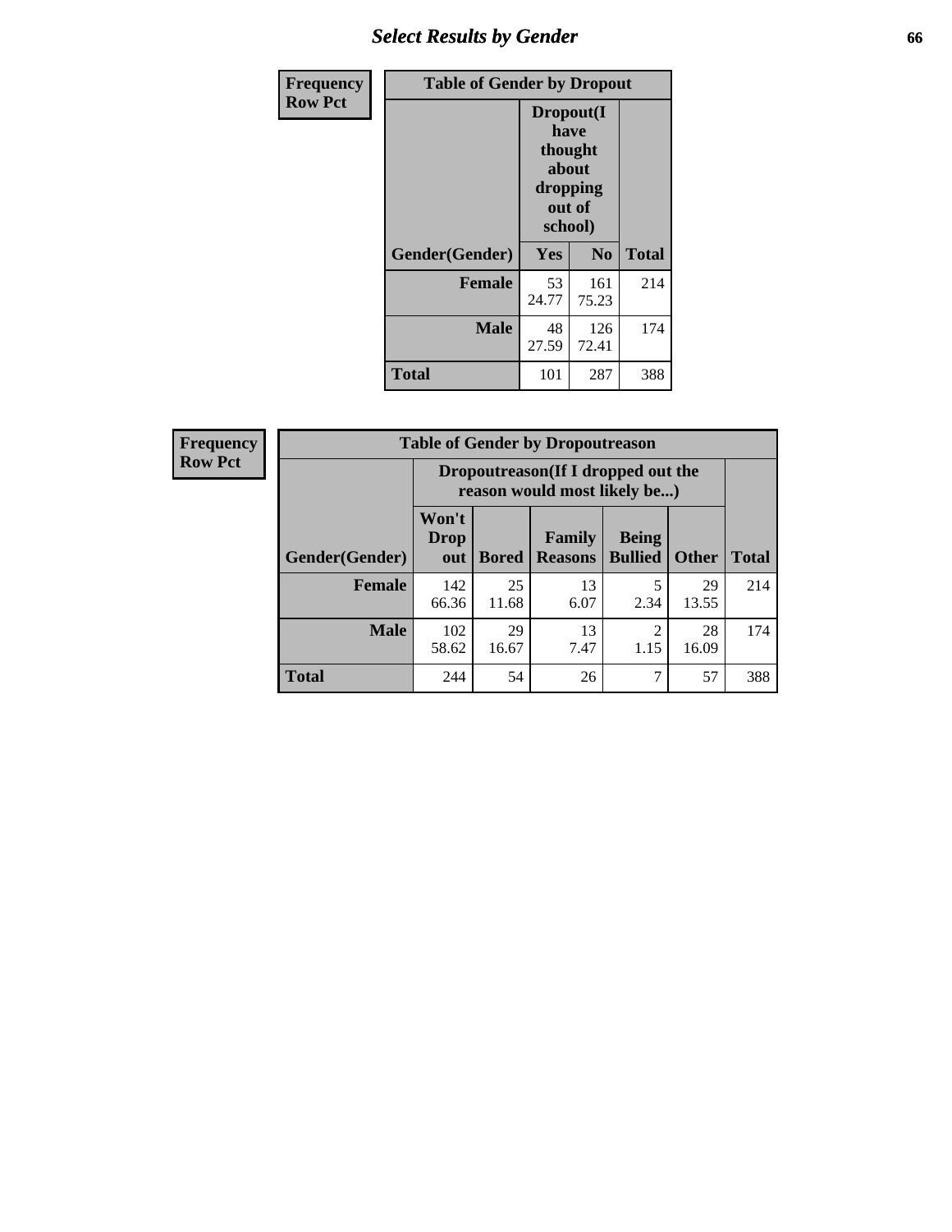| Frequency<br>Row Pct |
|---|

| Table of Gender by Dropout | | | |
|---|---|---|---|
| | Dropout(I have thought about dropping out of school) | | |
| Gender(Gender) | Yes | No | Total |
| Female | 53<br>24.77 | 161<br>75.23 | 214 |
| Male | 48<br>27.59 | 126<br>72.41 | 174 |
| Total | 101 | 287 | 388 |

| Frequency<br>Row Pct |
|---|

| Table of Gender by Dropoutreason | | | | | | |
|---|---|---|---|---|---|---|
| | Dropoutreason(If I dropped out the reason would most likely be...) | | | | | |
| Gender(Gender) | Won't Drop out | Bored | Family Reasons | Being Bullied | Other | Total |
| Female | 142<br>66.36 | 25<br>11.68 | 13<br>6.07 | 5<br>2.34 | 29<br>13.55 | 214 |
| Male | 102<br>58.62 | 29<br>16.67 | 13<br>7.47 | 2<br>1.15 | 28<br>16.09 | 174 |
| Total | 244 | 54 | 26 | 7 | 57 | 388 |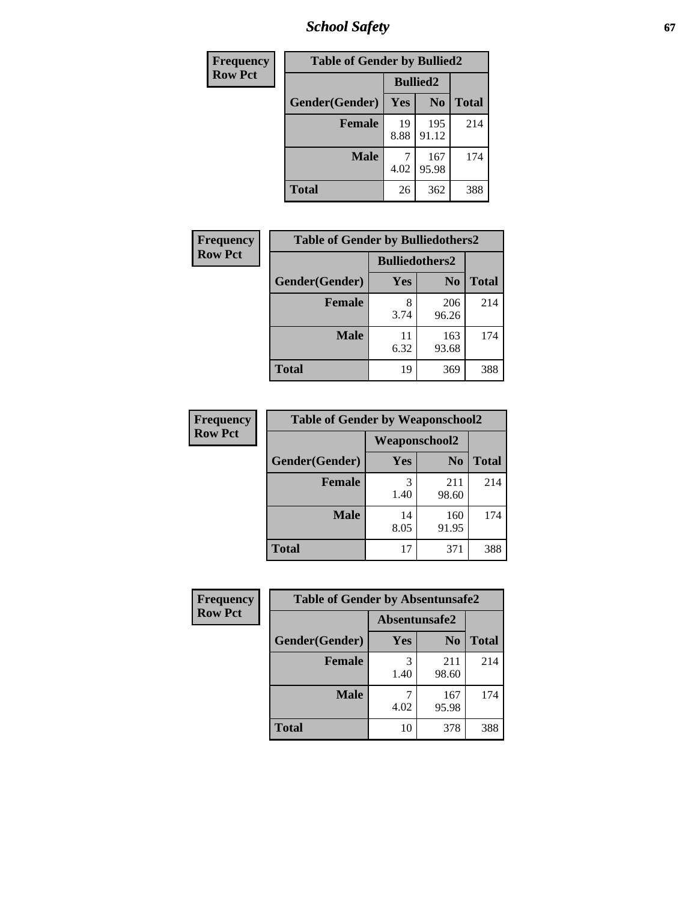| Frequency |
|---|
| Row Pct |

**Table of Gender by Bullied2**

| Gender(Gender) | Bullied2 Yes | Bullied2 No | Total |
|---|---|---|---|
| Female | 19<br>8.88 | 195<br>91.12 | 214 |
| Male | 7<br>4.02 | 167<br>95.98 | 174 |
| Total | 26 | 362 | 388 |

| Frequency |
|---|
| Row Pct |

**Table of Gender by Bulliedothers2**

| Gender(Gender) | Bulliedothers2 Yes | Bulliedothers2 No | Total |
|---|---|---|---|
| Female | 8<br>3.74 | 206<br>96.26 | 214 |
| Male | 11<br>6.32 | 163<br>93.68 | 174 |
| Total | 19 | 369 | 388 |

| Frequency |
|---|
| Row Pct |

**Table of Gender by Weaponschool2**

| Gender(Gender) | Weaponschool2 Yes | Weaponschool2 No | Total |
|---|---|---|---|
| Female | 3<br>1.40 | 211<br>98.60 | 214 |
| Male | 14<br>8.05 | 160<br>91.95 | 174 |
| Total | 17 | 371 | 388 |

| Frequency |
|---|
| Row Pct |

**Table of Gender by Absentunsafe2**

| Gender(Gender) | Absentunsafe2 Yes | Absentunsafe2 No | Total |
|---|---|---|---|
| Female | 3<br>1.40 | 211<br>98.60 | 214 |
| Male | 7<br>4.02 | 167<br>95.98 | 174 |
| Total | 10 | 378 | 388 |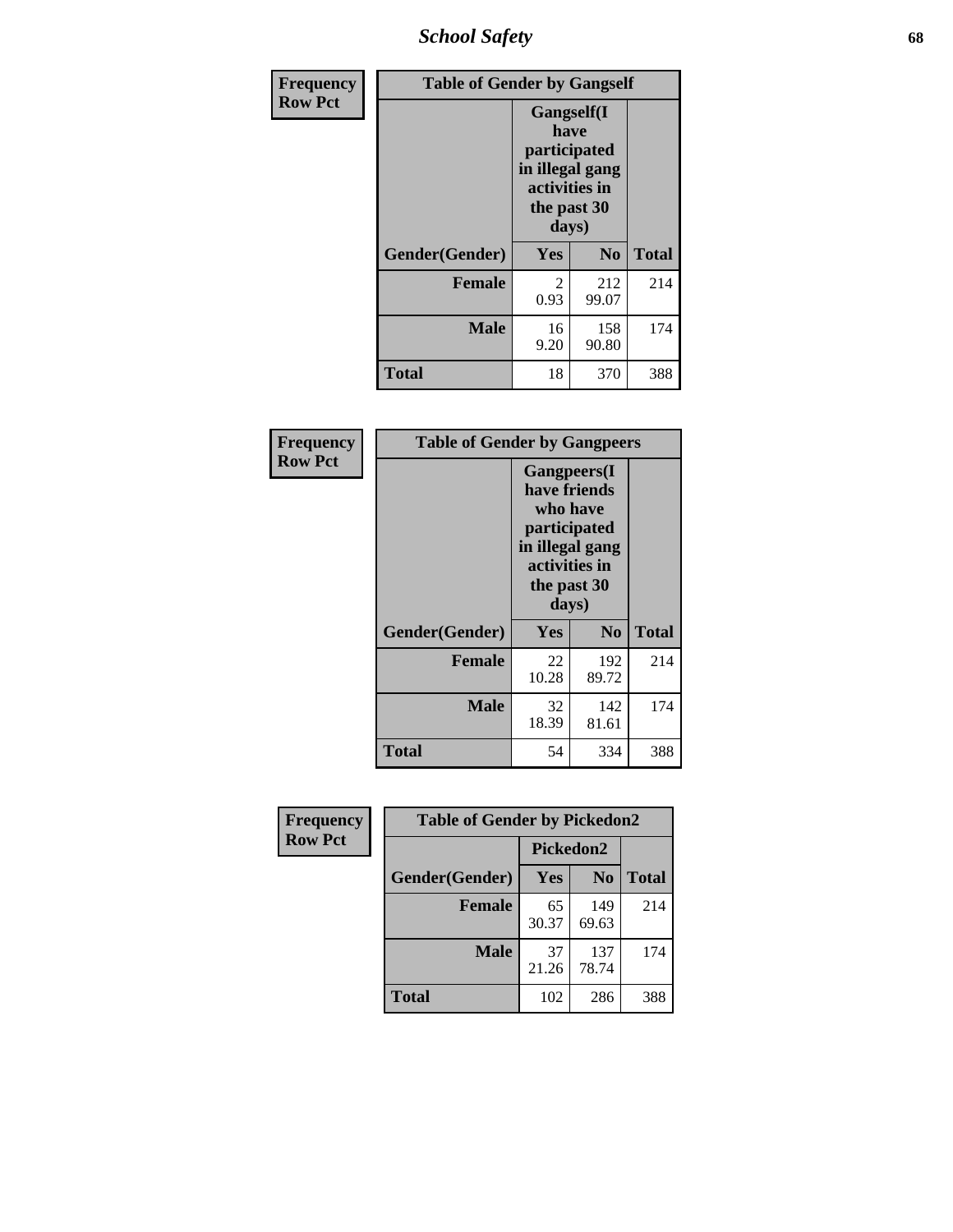| Frequency<br>Row Pct |
|---|

**Table of Gender by Gangself**

| | Gangself(I have participated in illegal gang activities in the past 30 days) | | |
|---|---|---|---|
| Gender(Gender) | Yes | No | Total |
| Female | 2<br>0.93 | 212<br>99.07 | 214 |
| Male | 16<br>9.20 | 158<br>90.80 | 174 |
| Total | 18 | 370 | 388 |

| Frequency<br>Row Pct |
|---|

**Table of Gender by Gangpeers**

| | Gangpeers(I have friends who have participated in illegal gang activities in the past 30 days) | | |
|---|---|---|---|
| Gender(Gender) | Yes | No | Total |
| Female | 22<br>10.28 | 192<br>89.72 | 214 |
| Male | 32<br>18.39 | 142<br>81.61 | 174 |
| Total | 54 | 334 | 388 |

| Frequency<br>Row Pct |
|---|

**Table of Gender by Pickedon2**

| | Pickedon2 | | |
|---|---|---|---|
| Gender(Gender) | Yes | No | Total |
| Female | 65<br>30.37 | 149<br>69.63 | 214 |
| Male | 37<br>21.26 | 137<br>78.74 | 174 |
| Total | 102 | 286 | 388 |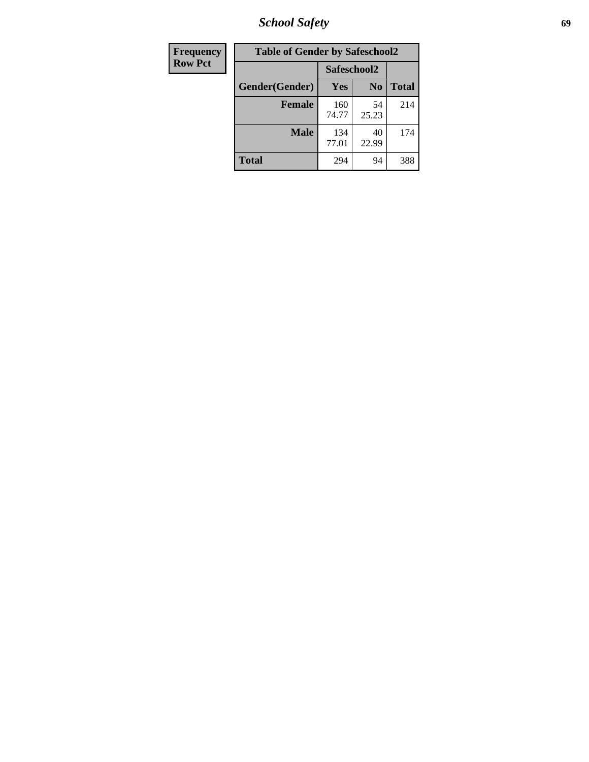# School Safety

| Frequency Row Pct |
|---|

| Table of Gender by Safeschool2 | | | |
|---|---|---|---|
| | Safeschool2 | | |
| Gender(Gender) | Yes | No | Total |
| Female | 160<br>74.77 | 54<br>25.23 | 214 |
| Male | 134<br>77.01 | 40<br>22.99 | 174 |
| Total | 294 | 94 | 388 |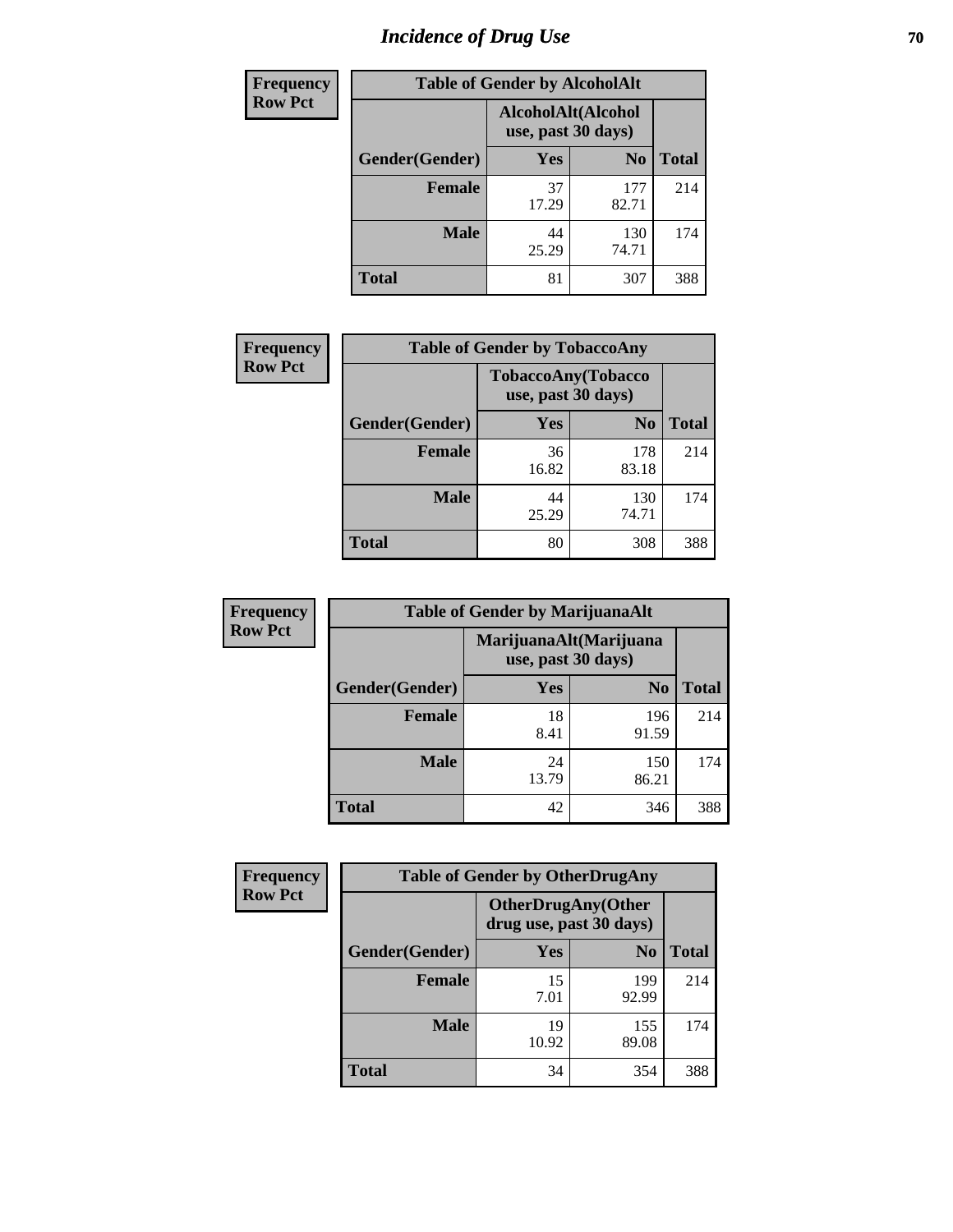# Incidence of Drug Use

| Frequency Row Pct |
|---|

| Table of Gender by AlcoholAlt | | | |
|---|---|---|---|
| | AlcoholAlt(Alcohol use, past 30 days) | | |
| Gender(Gender) | Yes | No | Total |
| Female | 37<br>17.29 | 177<br>82.71 | 214 |
| Male | 44<br>25.29 | 130<br>74.71 | 174 |
| Total | 81 | 307 | 388 |

| Frequency Row Pct |
|---|

| Table of Gender by TobaccoAny | | | |
|---|---|---|---|
| | TobaccoAny(Tobacco use, past 30 days) | | |
| Gender(Gender) | Yes | No | Total |
| Female | 36<br>16.82 | 178<br>83.18 | 214 |
| Male | 44<br>25.29 | 130<br>74.71 | 174 |
| Total | 80 | 308 | 388 |

| Frequency Row Pct |
|---|

| Table of Gender by MarijuanaAlt | | | |
|---|---|---|---|
| | MarijuanaAlt(Marijuana use, past 30 days) | | |
| Gender(Gender) | Yes | No | Total |
| Female | 18<br>8.41 | 196<br>91.59 | 214 |
| Male | 24<br>13.79 | 150<br>86.21 | 174 |
| Total | 42 | 346 | 388 |

| Frequency Row Pct |
|---|

| Table of Gender by OtherDrugAny | | | |
|---|---|---|---|
| | OtherDrugAny(Other drug use, past 30 days) | | |
| Gender(Gender) | Yes | No | Total |
| Female | 15<br>7.01 | 199<br>92.99 | 214 |
| Male | 19<br>10.92 | 155<br>89.08 | 174 |
| Total | 34 | 354 | 388 |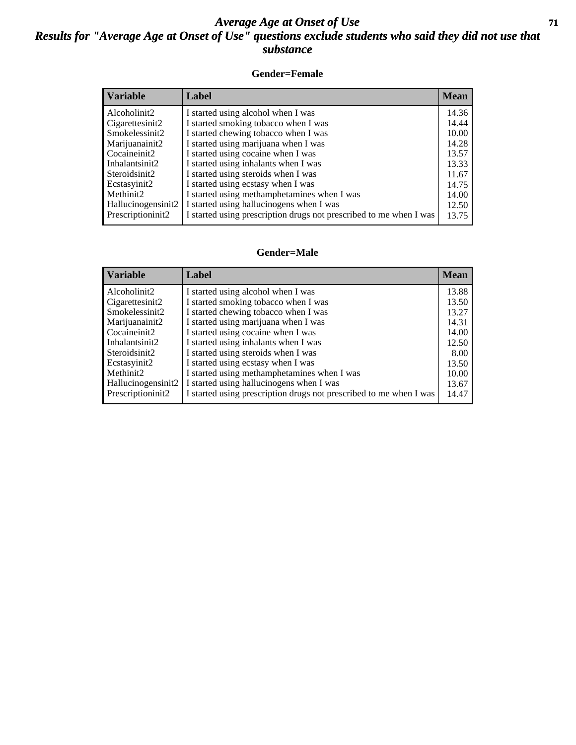# *Average Age at Onset of Use*
## *Results for "Average Age at Onset of Use" questions exclude students who said they did not use that substance*

### Gender=Female

| Variable | Label | Mean |
|---|---|---|
| Alcoholinit2 | I started using alcohol when I was | 14.36 |
| Cigarettesinit2 | I started smoking tobacco when I was | 14.44 |
| Smokelessinit2 | I started chewing tobacco when I was | 10.00 |
| Marijuanainit2 | I started using marijuana when I was | 14.28 |
| Cocaineinit2 | I started using cocaine when I was | 13.57 |
| Inhalantsinit2 | I started using inhalants when I was | 13.33 |
| Steroidsinit2 | I started using steroids when I was | 11.67 |
| Ecstasyinit2 | I started using ecstasy when I was | 14.75 |
| Methinit2 | I started using methamphetamines when I was | 14.00 |
| Hallucinogensinit2 | I started using hallucinogens when I was | 12.50 |
| Prescriptioninit2 | I started using prescription drugs not prescribed to me when I was | 13.75 |

### Gender=Male

| Variable | Label | Mean |
|---|---|---|
| Alcoholinit2 | I started using alcohol when I was | 13.88 |
| Cigarettesinit2 | I started smoking tobacco when I was | 13.50 |
| Smokelessinit2 | I started chewing tobacco when I was | 13.27 |
| Marijuanainit2 | I started using marijuana when I was | 14.31 |
| Cocaineinit2 | I started using cocaine when I was | 14.00 |
| Inhalantsinit2 | I started using inhalants when I was | 12.50 |
| Steroidsinit2 | I started using steroids when I was | 8.00 |
| Ecstasyinit2 | I started using ecstasy when I was | 13.50 |
| Methinit2 | I started using methamphetamines when I was | 10.00 |
| Hallucinogensinit2 | I started using hallucinogens when I was | 13.67 |
| Prescriptioninit2 | I started using prescription drugs not prescribed to me when I was | 14.47 |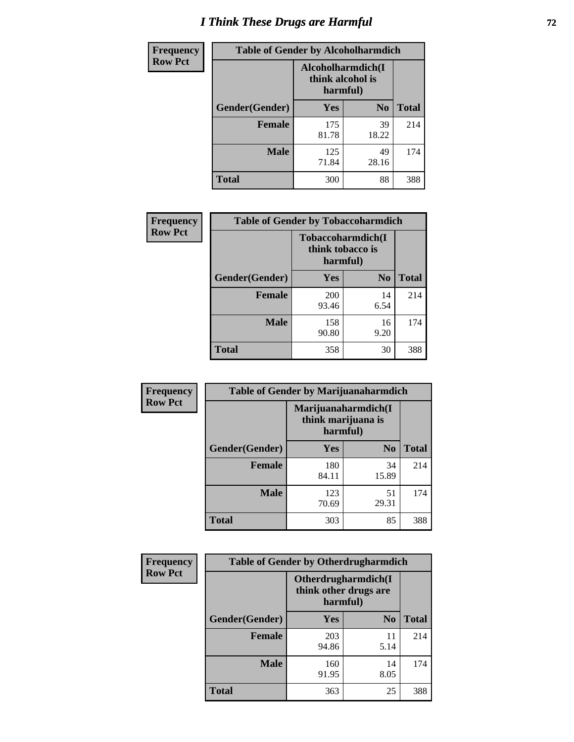# I Think These Drugs are Harmful

| Frequency Row Pct | Table of Gender by Alcoholharmdich | | |
|---|---|---|---|
| | Alcoholharmdich(I think alcohol is harmful) | | |
| Gender(Gender) | Yes | No | Total |
| Female | 175<br>81.78 | 39<br>18.22 | 214 |
| Male | 125<br>71.84 | 49<br>28.16 | 174 |
| Total | 300 | 88 | 388 |

| Frequency Row Pct | Table of Gender by Tobaccoharmdich | | |
|---|---|---|---|
| | Tobaccoharmdich(I think tobacco is harmful) | | |
| Gender(Gender) | Yes | No | Total |
| Female | 200<br>93.46 | 14<br>6.54 | 214 |
| Male | 158<br>90.80 | 16<br>9.20 | 174 |
| Total | 358 | 30 | 388 |

| Frequency Row Pct | Table of Gender by Marijuanaharmdich | | |
|---|---|---|---|
| | Marijuanaharmdich(I think marijuana is harmful) | | |
| Gender(Gender) | Yes | No | Total |
| Female | 180<br>84.11 | 34<br>15.89 | 214 |
| Male | 123<br>70.69 | 51<br>29.31 | 174 |
| Total | 303 | 85 | 388 |

| Frequency Row Pct | Table of Gender by Otherdrugharmdich | | |
|---|---|---|---|
| | Otherdrugharmdich(I think other drugs are harmful) | | |
| Gender(Gender) | Yes | No | Total |
| Female | 203<br>94.86 | 11<br>5.14 | 214 |
| Male | 160<br>91.95 | 14<br>8.05 | 174 |
| Total | 363 | 25 | 388 |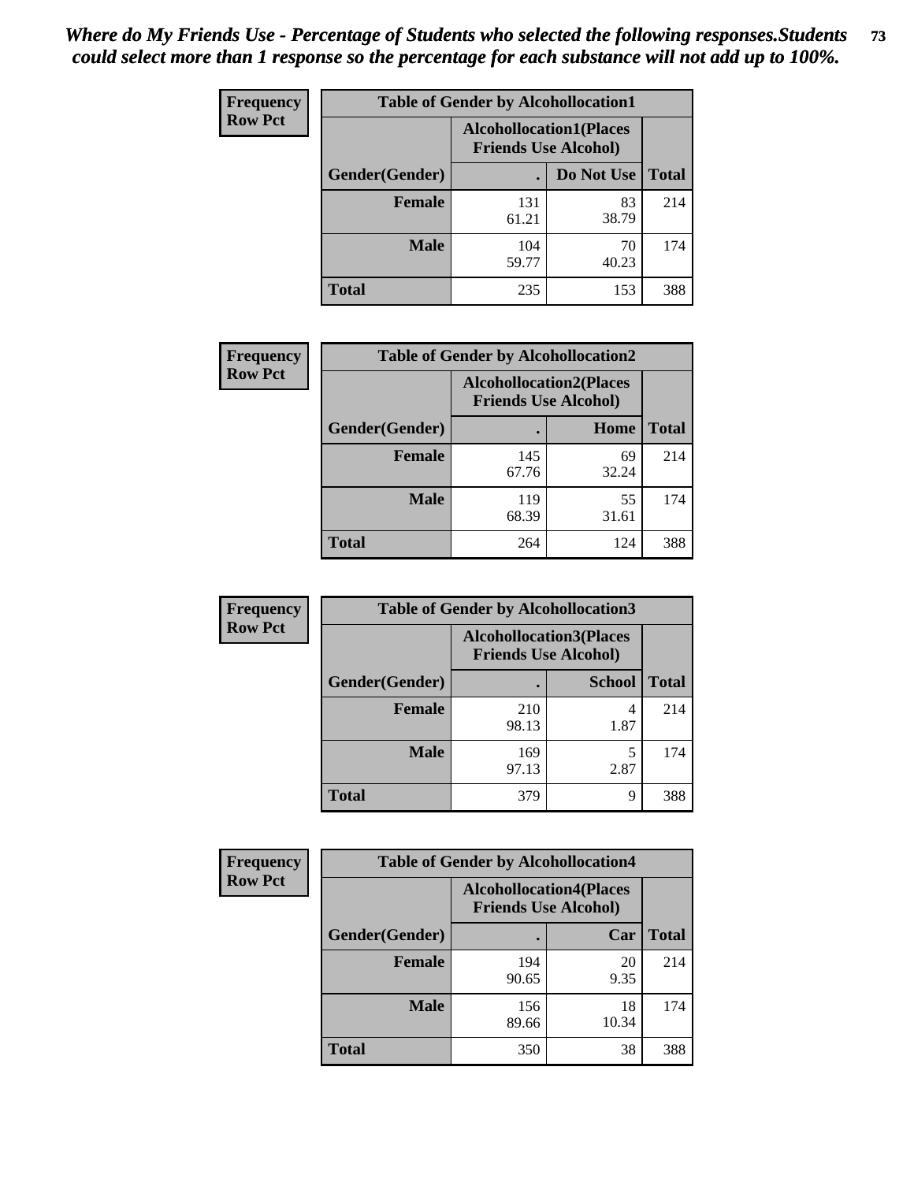*Where do My Friends Use - Percentage of Students who selected the following responses.Students could select more than 1 response so the percentage for each substance will not add up to 100%.*

**Frequency Row Pct**

| Table of Gender by Alcohollocation1 | | | |
|---|---|---|---|
| | Alcohollocation1(Places Friends Use Alcohol) | | |
| Gender(Gender) | . | Do Not Use | Total |
| Female | 131<br>61.21 | 83<br>38.79 | 214 |
| Male | 104<br>59.77 | 70<br>40.23 | 174 |
| Total | 235 | 153 | 388 |

**Frequency Row Pct**

| Table of Gender by Alcohollocation2 | | | |
|---|---|---|---|
| | Alcohollocation2(Places Friends Use Alcohol) | | |
| Gender(Gender) | . | Home | Total |
| Female | 145<br>67.76 | 69<br>32.24 | 214 |
| Male | 119<br>68.39 | 55<br>31.61 | 174 |
| Total | 264 | 124 | 388 |

**Frequency Row Pct**

| Table of Gender by Alcohollocation3 | | | |
|---|---|---|---|
| | Alcohollocation3(Places Friends Use Alcohol) | | |
| Gender(Gender) | . | School | Total |
| Female | 210<br>98.13 | 4<br>1.87 | 214 |
| Male | 169<br>97.13 | 5<br>2.87 | 174 |
| Total | 379 | 9 | 388 |

**Frequency Row Pct**

| Table of Gender by Alcohollocation4 | | | |
|---|---|---|---|
| | Alcohollocation4(Places Friends Use Alcohol) | | |
| Gender(Gender) | . | Car | Total |
| Female | 194<br>90.65 | 20<br>9.35 | 214 |
| Male | 156<br>89.66 | 18<br>10.34 | 174 |
| Total | 350 | 38 | 388 |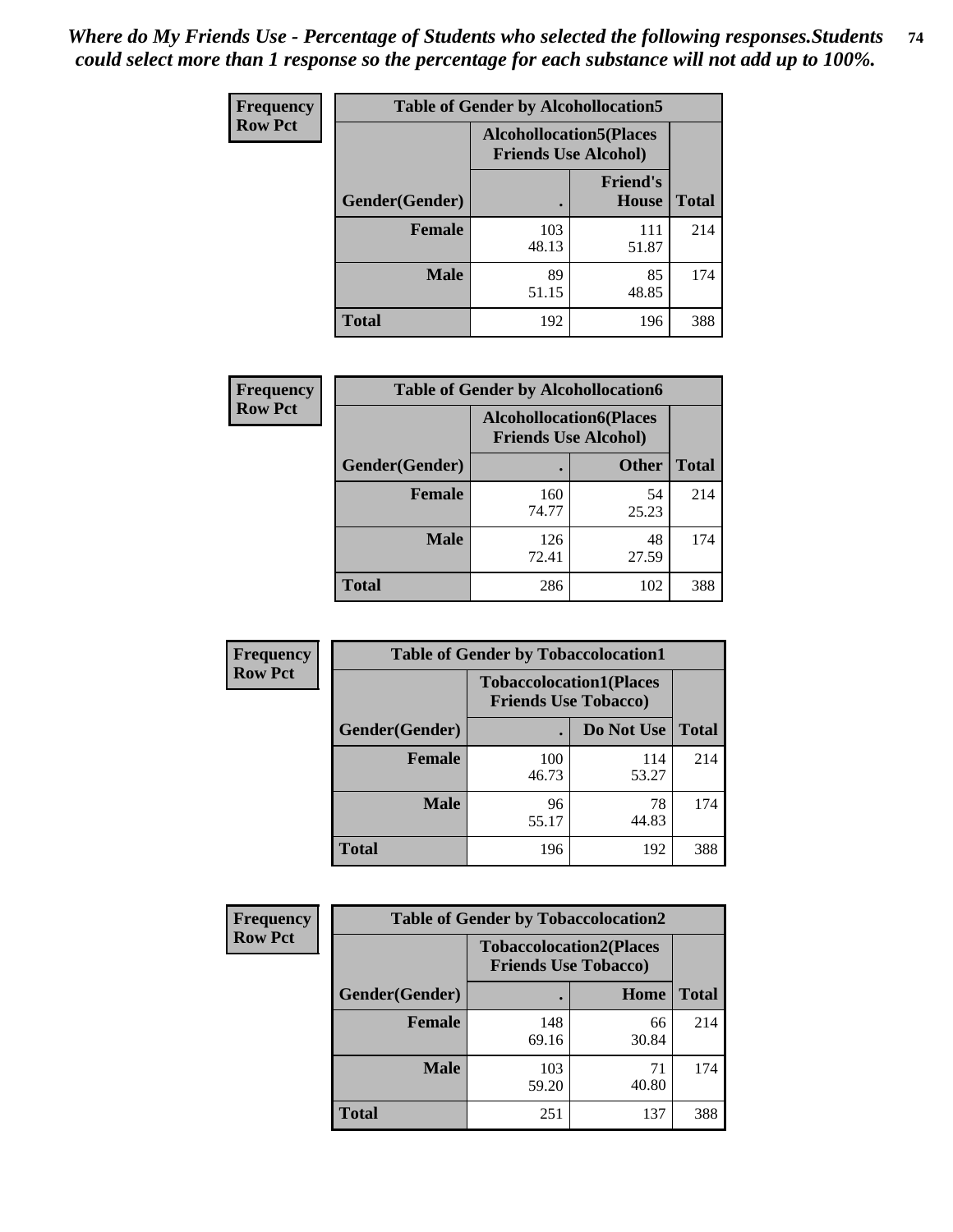*Where do My Friends Use - Percentage of Students who selected the following responses.Students could select more than 1 response so the percentage for each substance will not add up to 100%.*

**Frequency**
**Row Pct**

| Table of Gender by Alcohollocation5 | | | |
|---|---|---|---|
| | Alcohollocation5(Places Friends Use Alcohol) | | |
| Gender(Gender) | . | Friend's House | Total |
| **Female** | 103<br>48.13 | 111<br>51.87 | 214 |
| **Male** | 89<br>51.15 | 85<br>48.85 | 174 |
| **Total** | 192 | 196 | 388 |

**Frequency**
**Row Pct**

| Table of Gender by Alcohollocation6 | | | |
|---|---|---|---|
| | Alcohollocation6(Places Friends Use Alcohol) | | |
| Gender(Gender) | . | Other | Total |
| **Female** | 160<br>74.77 | 54<br>25.23 | 214 |
| **Male** | 126<br>72.41 | 48<br>27.59 | 174 |
| **Total** | 286 | 102 | 388 |

**Frequency**
**Row Pct**

| Table of Gender by Tobaccolocation1 | | | |
|---|---|---|---|
| | Tobaccolocation1(Places Friends Use Tobacco) | | |
| Gender(Gender) | . | Do Not Use | Total |
| **Female** | 100<br>46.73 | 114<br>53.27 | 214 |
| **Male** | 96<br>55.17 | 78<br>44.83 | 174 |
| **Total** | 196 | 192 | 388 |

**Frequency**
**Row Pct**

| Table of Gender by Tobaccolocation2 | | | |
|---|---|---|---|
| | Tobaccolocation2(Places Friends Use Tobacco) | | |
| Gender(Gender) | . | Home | Total |
| **Female** | 148<br>69.16 | 66<br>30.84 | 214 |
| **Male** | 103<br>59.20 | 71<br>40.80 | 174 |
| **Total** | 251 | 137 | 388 |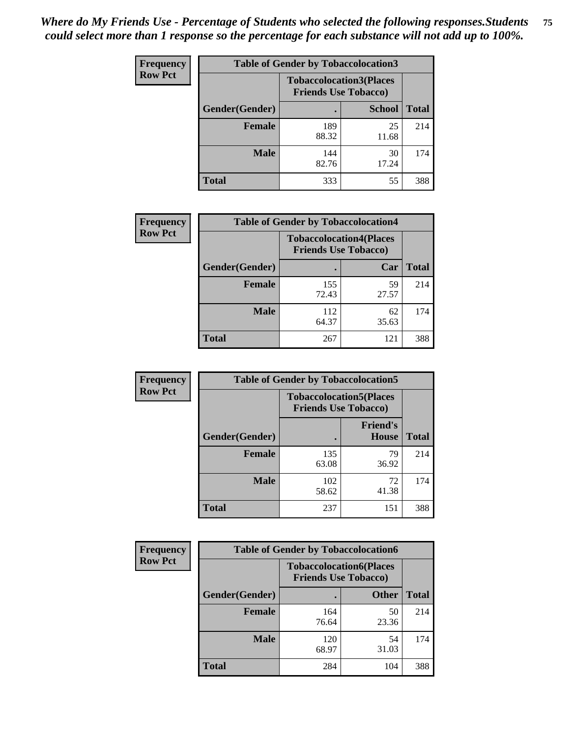*Where do My Friends Use - Percentage of Students who selected the following responses.Students could select more than 1 response so the percentage for each substance will not add up to 100%.*

**Frequency Row Pct**

| Table of Gender by Tobaccolocation3 | | | |
|---|---|---|---|
| | Tobaccolocation3(Places Friends Use Tobacco) | | |
| Gender(Gender) | . | School | Total |
| Female | 189<br>88.32 | 25<br>11.68 | 214 |
| Male | 144<br>82.76 | 30<br>17.24 | 174 |
| Total | 333 | 55 | 388 |

**Frequency Row Pct**

| Table of Gender by Tobaccolocation4 | | | |
|---|---|---|---|
| | Tobaccolocation4(Places Friends Use Tobacco) | | |
| Gender(Gender) | . | Car | Total |
| Female | 155<br>72.43 | 59<br>27.57 | 214 |
| Male | 112<br>64.37 | 62<br>35.63 | 174 |
| Total | 267 | 121 | 388 |

**Frequency Row Pct**

| Table of Gender by Tobaccolocation5 | | | |
|---|---|---|---|
| | Tobaccolocation5(Places Friends Use Tobacco) | | |
| Gender(Gender) | . | Friend's House | Total |
| Female | 135<br>63.08 | 79<br>36.92 | 214 |
| Male | 102<br>58.62 | 72<br>41.38 | 174 |
| Total | 237 | 151 | 388 |

**Frequency Row Pct**

| Table of Gender by Tobaccolocation6 | | | |
|---|---|---|---|
| | Tobaccolocation6(Places Friends Use Tobacco) | | |
| Gender(Gender) | . | Other | Total |
| Female | 164<br>76.64 | 50<br>23.36 | 214 |
| Male | 120<br>68.97 | 54<br>31.03 | 174 |
| Total | 284 | 104 | 388 |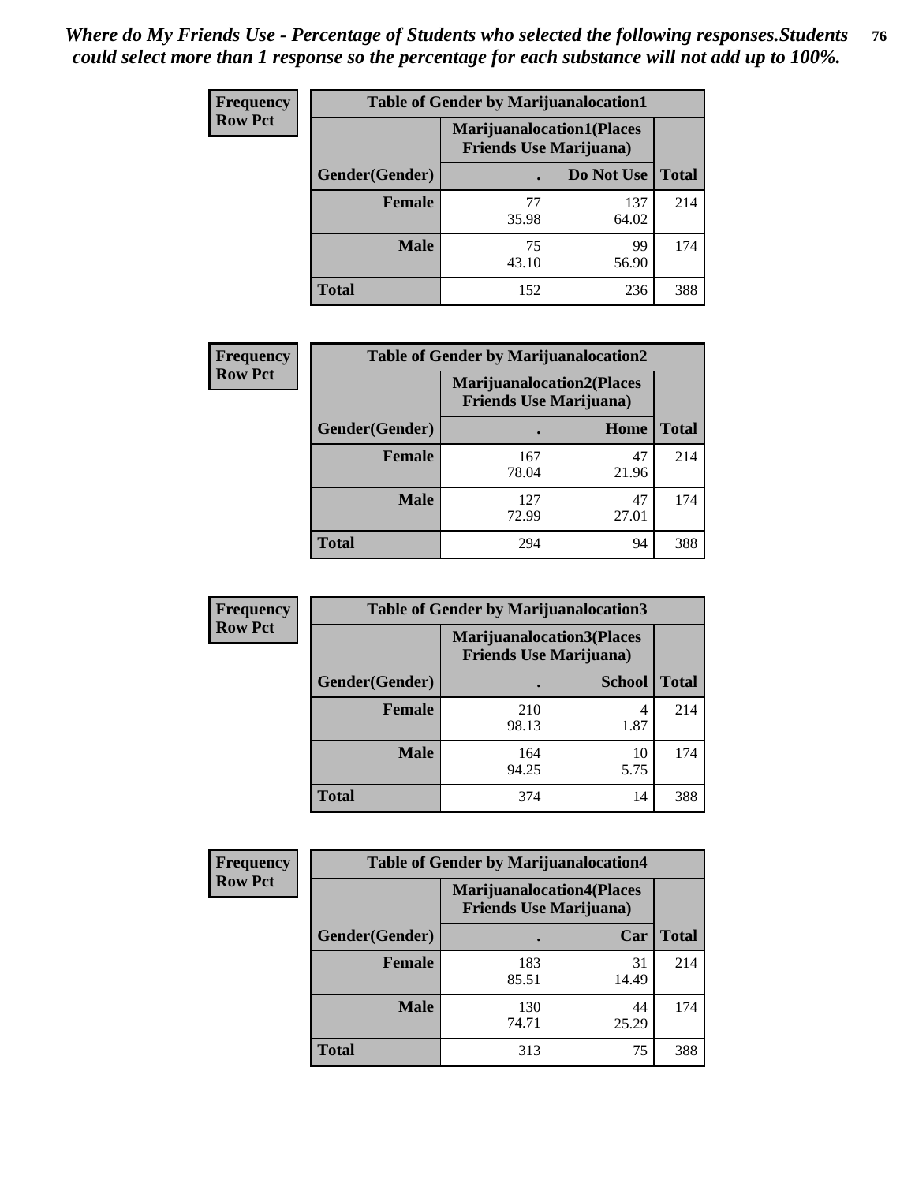*Where do My Friends Use - Percentage of Students who selected the following responses.Students could select more than 1 response so the percentage for each substance will not add up to 100%.*

**Frequency**
**Row Pct**

| Table of Gender by Marijuanalocation1 | | | |
|---|---|---|---|
| | Marijuanalocation1(Places Friends Use Marijuana) | | |
| Gender(Gender) | . | Do Not Use | Total |
| Female | 77<br>35.98 | 137<br>64.02 | 214 |
| Male | 75<br>43.10 | 99<br>56.90 | 174 |
| Total | 152 | 236 | 388 |

**Frequency**
**Row Pct**

| Table of Gender by Marijuanalocation2 | | | |
|---|---|---|---|
| | Marijuanalocation2(Places Friends Use Marijuana) | | |
| Gender(Gender) | . | Home | Total |
| Female | 167<br>78.04 | 47<br>21.96 | 214 |
| Male | 127<br>72.99 | 47<br>27.01 | 174 |
| Total | 294 | 94 | 388 |

**Frequency**
**Row Pct**

| Table of Gender by Marijuanalocation3 | | | |
|---|---|---|---|
| | Marijuanalocation3(Places Friends Use Marijuana) | | |
| Gender(Gender) | . | School | Total |
| Female | 210<br>98.13 | 4<br>1.87 | 214 |
| Male | 164<br>94.25 | 10<br>5.75 | 174 |
| Total | 374 | 14 | 388 |

**Frequency**
**Row Pct**

| Table of Gender by Marijuanalocation4 | | | |
|---|---|---|---|
| | Marijuanalocation4(Places Friends Use Marijuana) | | |
| Gender(Gender) | . | Car | Total |
| Female | 183<br>85.51 | 31<br>14.49 | 214 |
| Male | 130<br>74.71 | 44<br>25.29 | 174 |
| Total | 313 | 75 | 388 |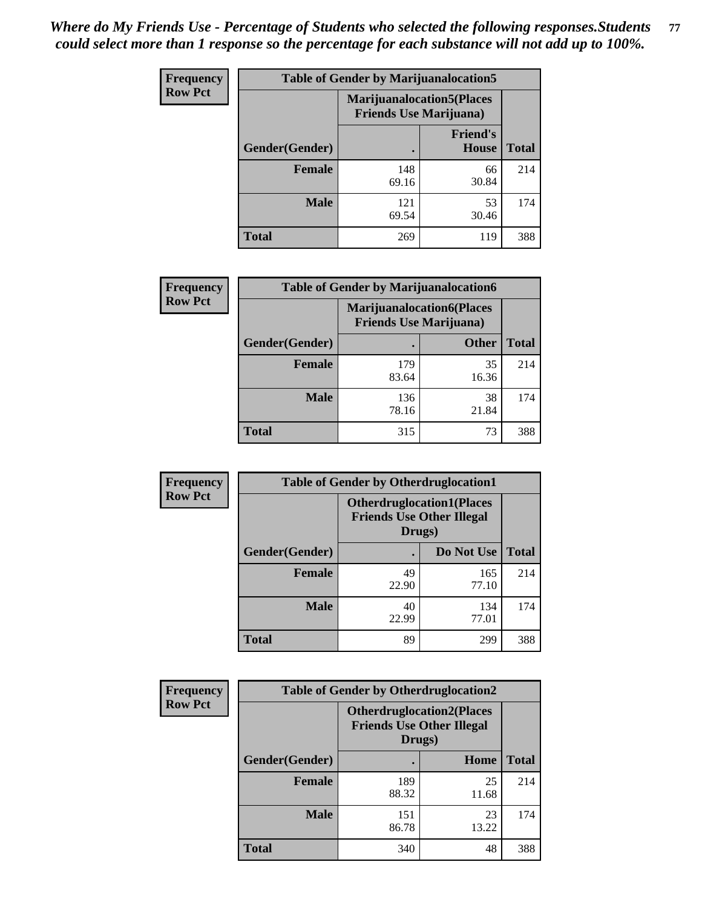*Where do My Friends Use - Percentage of Students who selected the following responses.Students could select more than 1 response so the percentage for each substance will not add up to 100%.*

**Frequency Row Pct**

| Table of Gender by Marijuanalocation5 | | | |
|---|---|---|---|
| | Marijuanalocation5(Places Friends Use Marijuana) | | |
| Gender(Gender) | . | Friend's House | Total |
| **Female** | 148<br>69.16 | 66<br>30.84 | 214 |
| **Male** | 121<br>69.54 | 53<br>30.46 | 174 |
| **Total** | 269 | 119 | 388 |

**Frequency Row Pct**

| Table of Gender by Marijuanalocation6 | | | |
|---|---|---|---|
| | Marijuanalocation6(Places Friends Use Marijuana) | | |
| Gender(Gender) | . | Other | Total |
| **Female** | 179<br>83.64 | 35<br>16.36 | 214 |
| **Male** | 136<br>78.16 | 38<br>21.84 | 174 |
| **Total** | 315 | 73 | 388 |

**Frequency Row Pct**

| Table of Gender by Otherdruglocation1 | | | |
|---|---|---|---|
| | Otherdruglocation1(Places Friends Use Other Illegal Drugs) | | |
| Gender(Gender) | . | Do Not Use | Total |
| **Female** | 49<br>22.90 | 165<br>77.10 | 214 |
| **Male** | 40<br>22.99 | 134<br>77.01 | 174 |
| **Total** | 89 | 299 | 388 |

**Frequency Row Pct**

| Table of Gender by Otherdruglocation2 | | | |
|---|---|---|---|
| | Otherdruglocation2(Places Friends Use Other Illegal Drugs) | | |
| Gender(Gender) | . | Home | Total |
| **Female** | 189<br>88.32 | 25<br>11.68 | 214 |
| **Male** | 151<br>86.78 | 23<br>13.22 | 174 |
| **Total** | 340 | 48 | 388 |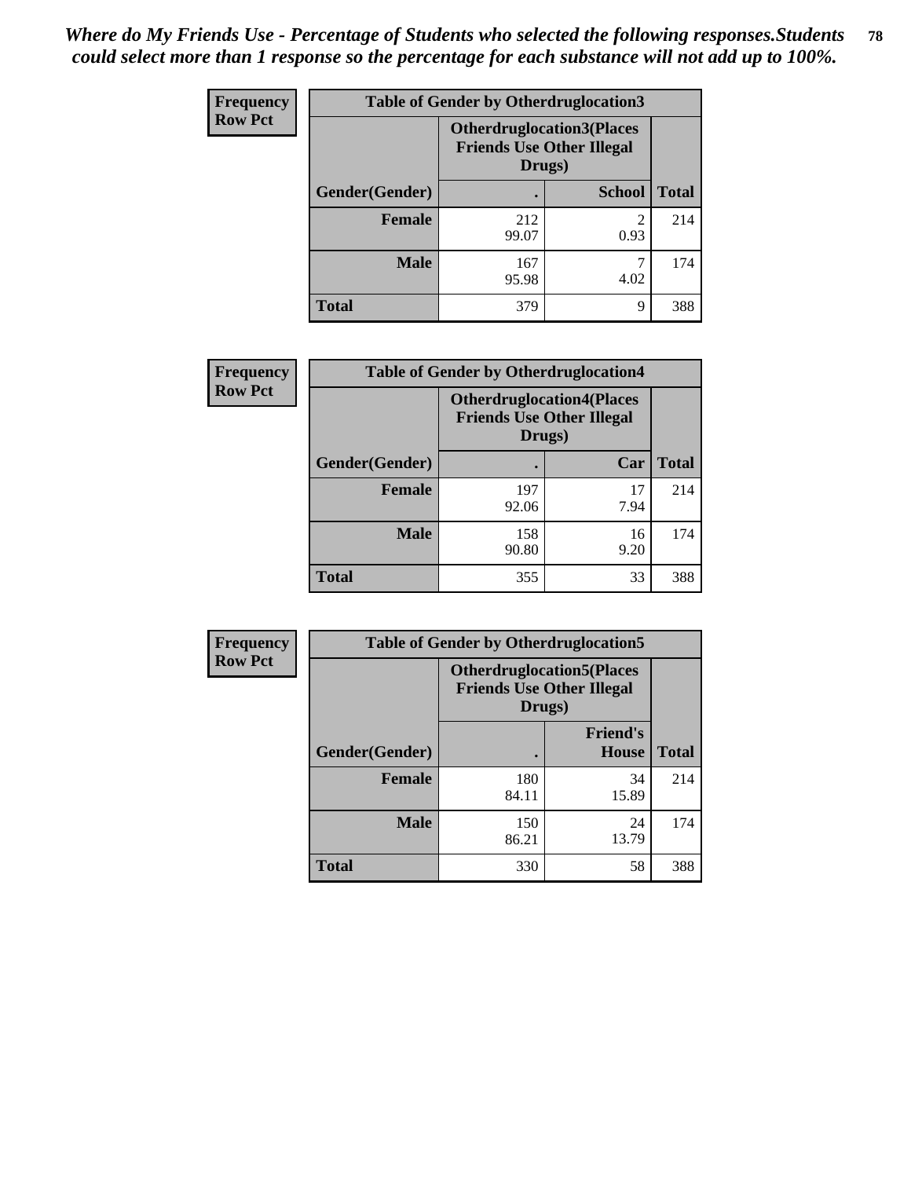*Where do My Friends Use - Percentage of Students who selected the following responses.Students could select more than 1 response so the percentage for each substance will not add up to 100%.*

**Frequency**
**Row Pct**

| Table of Gender by Otherdruglocation3 | | | |
|---|---|---|---|
| | Otherdruglocation3(Places Friends Use Other Illegal Drugs) | | |
| Gender(Gender) | . | School | Total |
| Female | 212<br>99.07 | 2<br>0.93 | 214 |
| Male | 167<br>95.98 | 7<br>4.02 | 174 |
| Total | 379 | 9 | 388 |

**Frequency**
**Row Pct**

| Table of Gender by Otherdruglocation4 | | | |
|---|---|---|---|
| | Otherdruglocation4(Places Friends Use Other Illegal Drugs) | | |
| Gender(Gender) | . | Car | Total |
| Female | 197<br>92.06 | 17<br>7.94 | 214 |
| Male | 158<br>90.80 | 16<br>9.20 | 174 |
| Total | 355 | 33 | 388 |

**Frequency**
**Row Pct**

| Table of Gender by Otherdruglocation5 | | | |
|---|---|---|---|
| | Otherdruglocation5(Places Friends Use Other Illegal Drugs) | | |
| Gender(Gender) | . | Friend's House | Total |
| Female | 180<br>84.11 | 34<br>15.89 | 214 |
| Male | 150<br>86.21 | 24<br>13.79 | 174 |
| Total | 330 | 58 | 388 |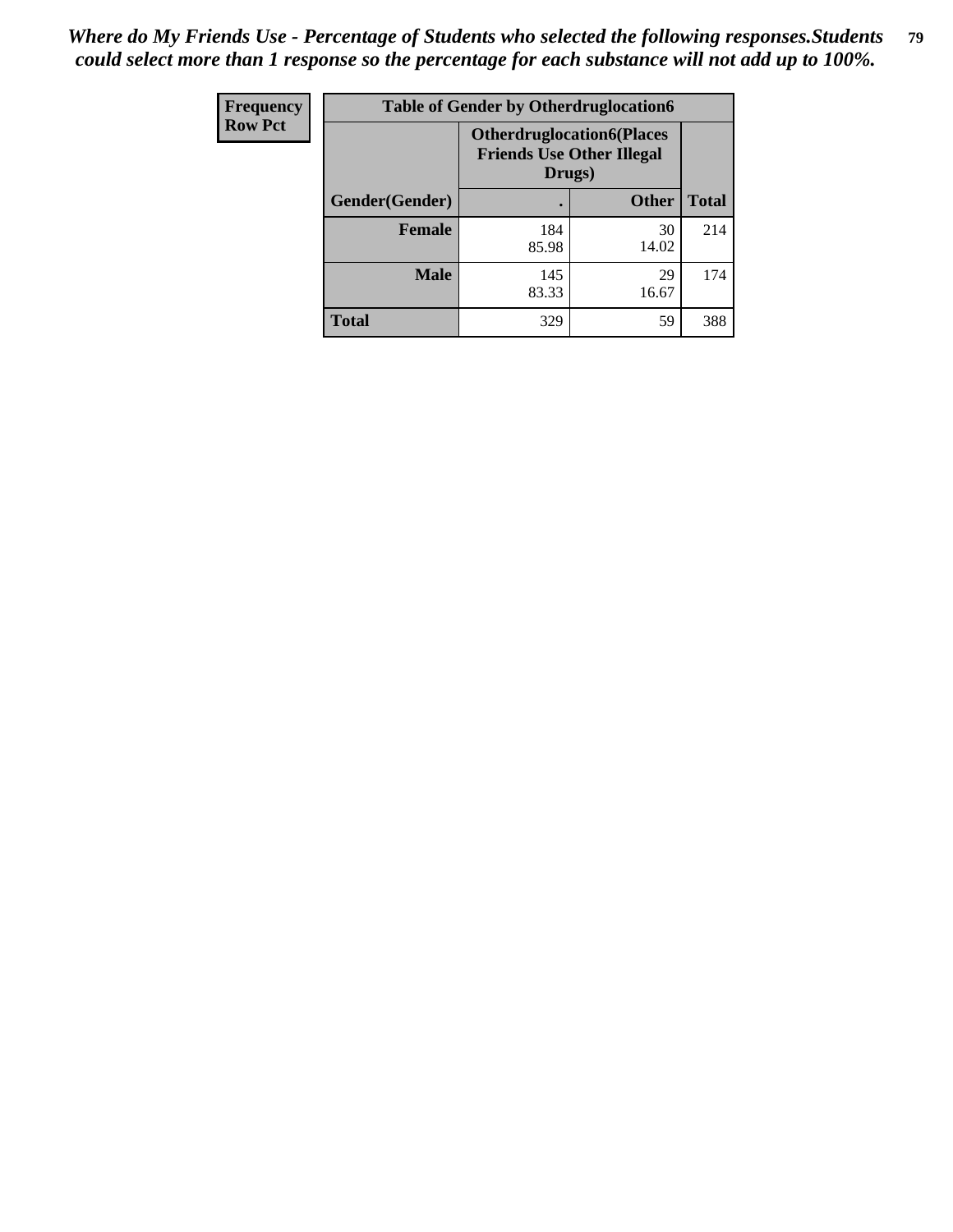*Where do My Friends Use - Percentage of Students who selected the following responses.Students could select more than 1 response so the percentage for each substance will not add up to 100%.*

| Frequency Row Pct | Table of Gender by Otherdruglocation6 | | |
|---|---|---|---|
| | Otherdruglocation6(Places Friends Use Other Illegal Drugs) | | |
| Gender(Gender) | . | Other | Total |
| Female | 184<br>85.98 | 30<br>14.02 | 214 |
| Male | 145<br>83.33 | 29<br>16.67 | 174 |
| Total | 329 | 59 | 388 |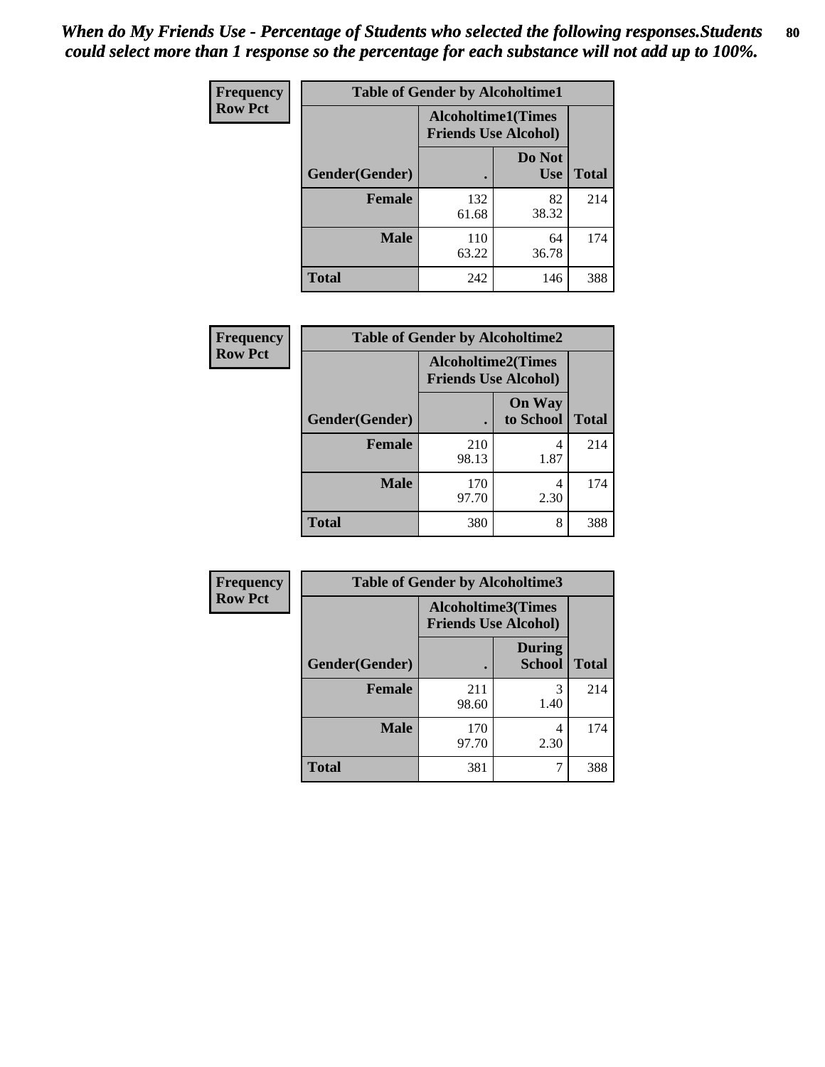*When do My Friends Use - Percentage of Students who selected the following responses.Students could select more than 1 response so the percentage for each substance will not add up to 100%.*

**Frequency Row Pct**

| Table of Gender by Alcoholtime1 | | | |
|---|---|---|---|
| | Alcoholtime1(Times Friends Use Alcohol) | | |
| Gender(Gender) | . | Do Not Use | Total |
| **Female** | 132<br>61.68 | 82<br>38.32 | 214 |
| **Male** | 110<br>63.22 | 64<br>36.78 | 174 |
| **Total** | 242 | 146 | 388 |

**Frequency Row Pct**

| Table of Gender by Alcoholtime2 | | | |
|---|---|---|---|
| | Alcoholtime2(Times Friends Use Alcohol) | | |
| Gender(Gender) | . | On Way to School | Total |
| **Female** | 210<br>98.13 | 4<br>1.87 | 214 |
| **Male** | 170<br>97.70 | 4<br>2.30 | 174 |
| **Total** | 380 | 8 | 388 |

**Frequency Row Pct**

| Table of Gender by Alcoholtime3 | | | |
|---|---|---|---|
| | Alcoholtime3(Times Friends Use Alcohol) | | |
| Gender(Gender) | . | During School | Total |
| **Female** | 211<br>98.60 | 3<br>1.40 | 214 |
| **Male** | 170<br>97.70 | 4<br>2.30 | 174 |
| **Total** | 381 | 7 | 388 |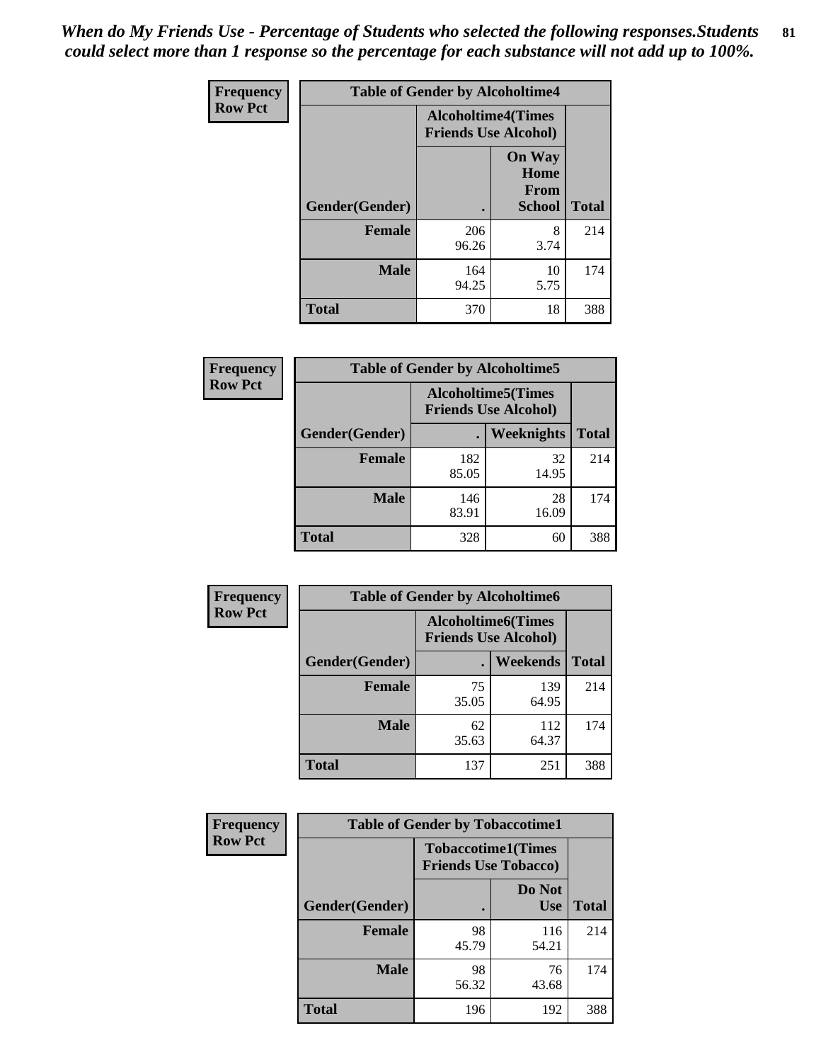*When do My Friends Use - Percentage of Students who selected the following responses.Students could select more than 1 response so the percentage for each substance will not add up to 100%.*

**Frequency**
**Row Pct**

| Table of Gender by Alcoholtime4 | | | |
|---|---|---|---|
| | Alcoholtime4(Times Friends Use Alcohol) | | |
| Gender(Gender) | . | On Way Home From School | Total |
| **Female** | 206<br>96.26 | 8<br>3.74 | 214 |
| **Male** | 164<br>94.25 | 10<br>5.75 | 174 |
| **Total** | 370 | 18 | 388 |

**Frequency**
**Row Pct**

| Table of Gender by Alcoholtime5 | | | |
|---|---|---|---|
| | Alcoholtime5(Times Friends Use Alcohol) | | |
| Gender(Gender) | . | Weeknights | Total |
| **Female** | 182<br>85.05 | 32<br>14.95 | 214 |
| **Male** | 146<br>83.91 | 28<br>16.09 | 174 |
| **Total** | 328 | 60 | 388 |

**Frequency**
**Row Pct**

| Table of Gender by Alcoholtime6 | | | |
|---|---|---|---|
| | Alcoholtime6(Times Friends Use Alcohol) | | |
| Gender(Gender) | . | Weekends | Total |
| **Female** | 75<br>35.05 | 139<br>64.95 | 214 |
| **Male** | 62<br>35.63 | 112<br>64.37 | 174 |
| **Total** | 137 | 251 | 388 |

**Frequency**
**Row Pct**

| Table of Gender by Tobaccotime1 | | | |
|---|---|---|---|
| | Tobaccotime1(Times Friends Use Tobacco) | | |
| Gender(Gender) | . | Do Not Use | Total |
| **Female** | 98<br>45.79 | 116<br>54.21 | 214 |
| **Male** | 98<br>56.32 | 76<br>43.68 | 174 |
| **Total** | 196 | 192 | 388 |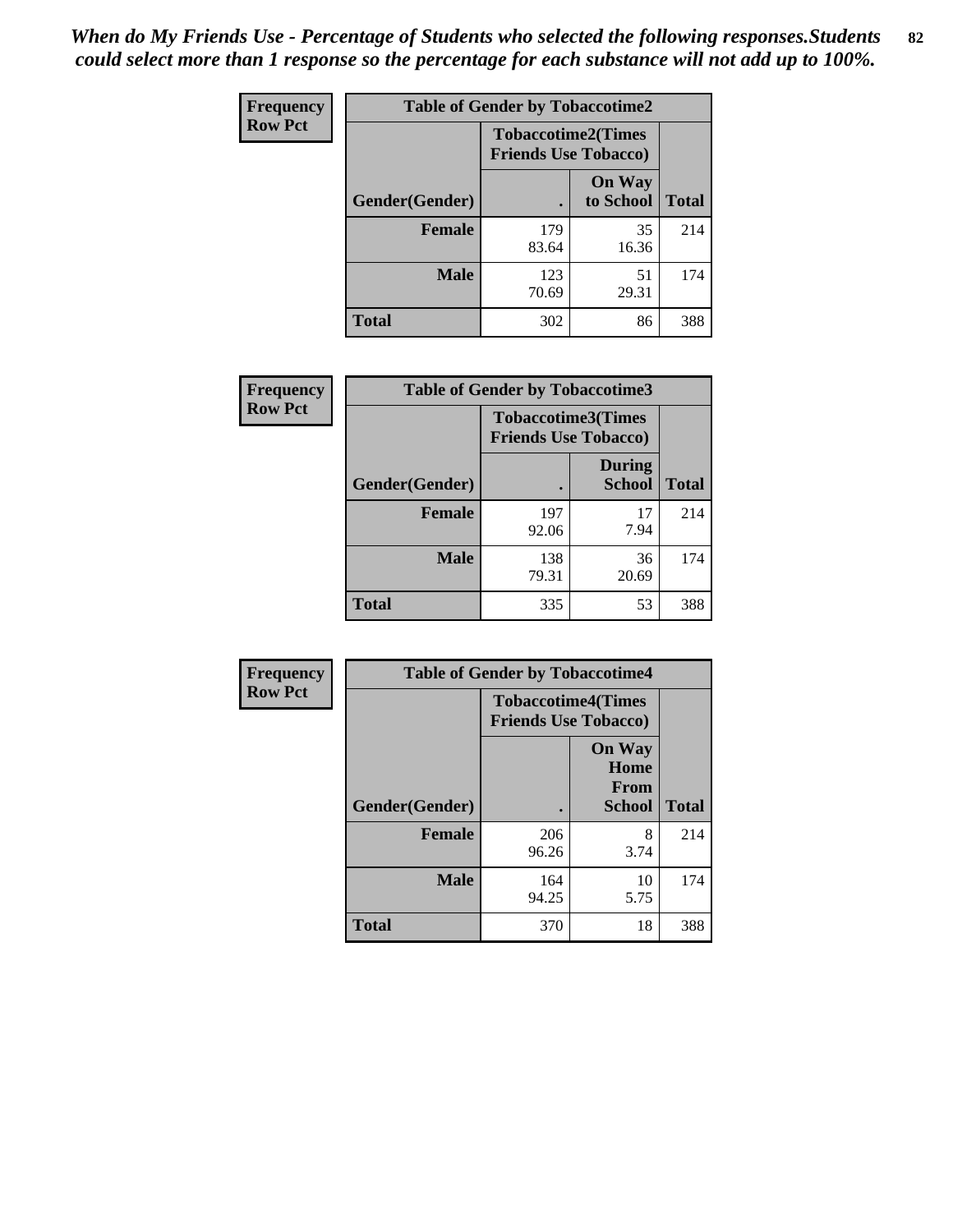*When do My Friends Use - Percentage of Students who selected the following responses.Students could select more than 1 response so the percentage for each substance will not add up to 100%.*

**Frequency**
**Row Pct**

| Table of Gender by Tobaccotime2 | | | |
|---|---|---|---|
| | Tobaccotime2(Times Friends Use Tobacco) | | |
| Gender(Gender) | . | On Way to School | Total |
| Female | 179<br>83.64 | 35<br>16.36 | 214 |
| Male | 123<br>70.69 | 51<br>29.31 | 174 |
| Total | 302 | 86 | 388 |

**Frequency**
**Row Pct**

| Table of Gender by Tobaccotime3 | | | |
|---|---|---|---|
| | Tobaccotime3(Times Friends Use Tobacco) | | |
| Gender(Gender) | . | During School | Total |
| Female | 197<br>92.06 | 17<br>7.94 | 214 |
| Male | 138<br>79.31 | 36<br>20.69 | 174 |
| Total | 335 | 53 | 388 |

**Frequency**
**Row Pct**

| Table of Gender by Tobaccotime4 | | | |
|---|---|---|---|
| | Tobaccotime4(Times Friends Use Tobacco) | | |
| Gender(Gender) | . | On Way Home From School | Total |
| Female | 206<br>96.26 | 8<br>3.74 | 214 |
| Male | 164<br>94.25 | 10<br>5.75 | 174 |
| Total | 370 | 18 | 388 |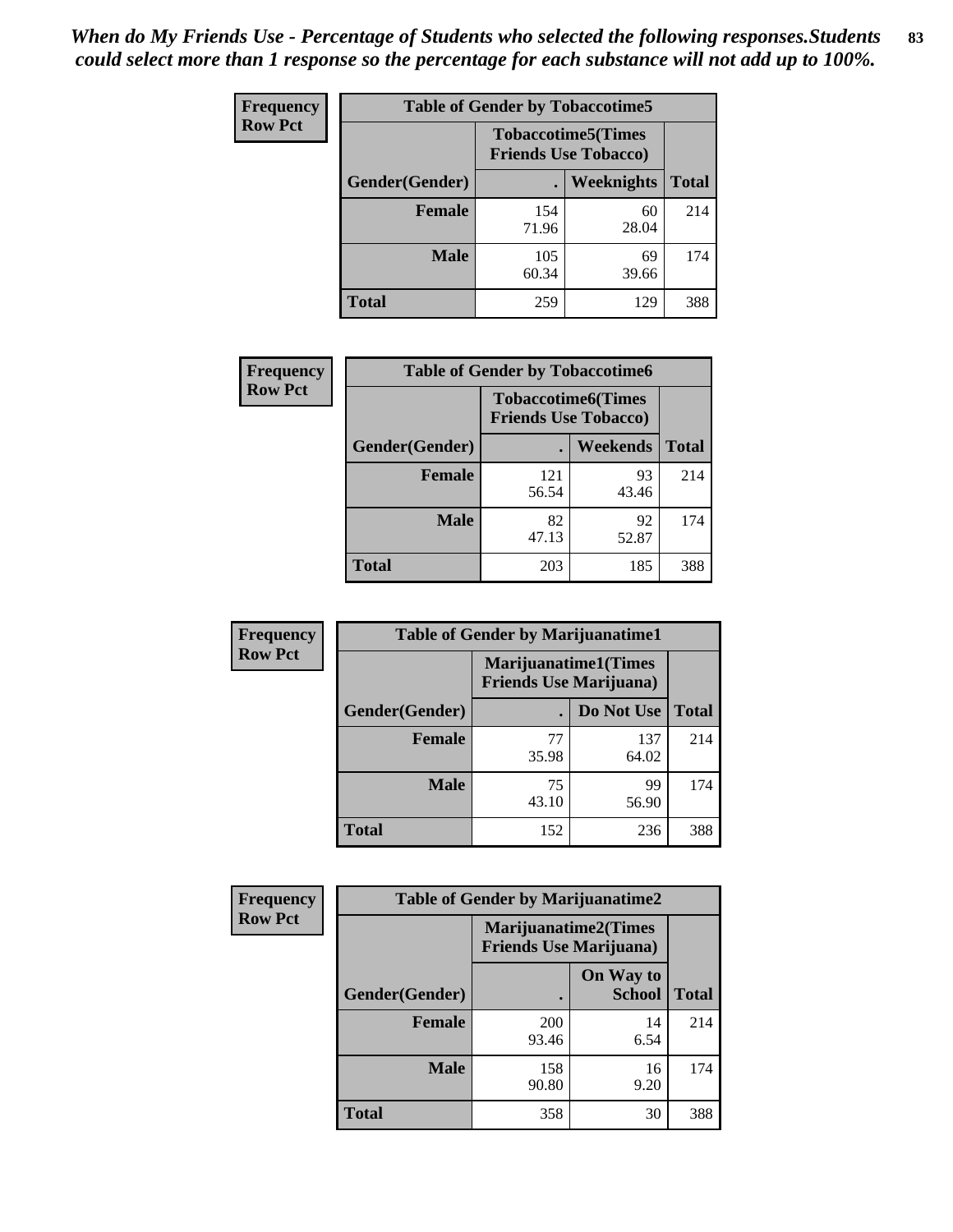*When do My Friends Use - Percentage of Students who selected the following responses.Students could select more than 1 response so the percentage for each substance will not add up to 100%.*

**Frequency**
**Row Pct**

| Table of Gender by Tobaccotime5 | | | |
|---|---|---|---|
| | Tobaccotime5(Times Friends Use Tobacco) | | |
| Gender(Gender) | . | Weeknights | Total |
| **Female** | 154<br>71.96 | 60<br>28.04 | 214 |
| **Male** | 105<br>60.34 | 69<br>39.66 | 174 |
| **Total** | 259 | 129 | 388 |

**Frequency**
**Row Pct**

| Table of Gender by Tobaccotime6 | | | |
|---|---|---|---|
| | Tobaccotime6(Times Friends Use Tobacco) | | |
| Gender(Gender) | . | Weekends | Total |
| **Female** | 121<br>56.54 | 93<br>43.46 | 214 |
| **Male** | 82<br>47.13 | 92<br>52.87 | 174 |
| **Total** | 203 | 185 | 388 |

**Frequency**
**Row Pct**

| Table of Gender by Marijuanatime1 | | | |
|---|---|---|---|
| | Marijuanatime1(Times Friends Use Marijuana) | | |
| Gender(Gender) | . | Do Not Use | Total |
| **Female** | 77<br>35.98 | 137<br>64.02 | 214 |
| **Male** | 75<br>43.10 | 99<br>56.90 | 174 |
| **Total** | 152 | 236 | 388 |

**Frequency**
**Row Pct**

| Table of Gender by Marijuanatime2 | | | |
|---|---|---|---|
| | Marijuanatime2(Times Friends Use Marijuana) | | |
| Gender(Gender) | . | On Way to School | Total |
| **Female** | 200<br>93.46 | 14<br>6.54 | 214 |
| **Male** | 158<br>90.80 | 16<br>9.20 | 174 |
| **Total** | 358 | 30 | 388 |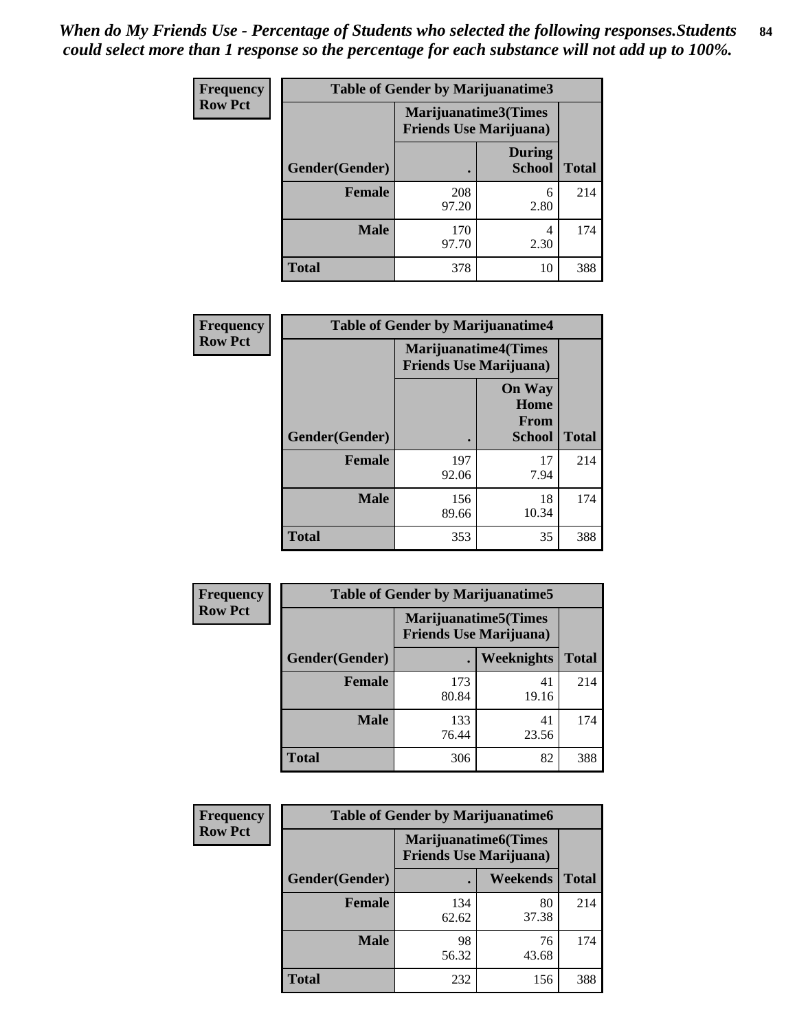*When do My Friends Use - Percentage of Students who selected the following responses.Students could select more than 1 response so the percentage for each substance will not add up to 100%.*

| Frequency Row Pct | Table of Gender by Marijuanatime3 | | |
|---|---|---|---|
| | Marijuanatime3(Times Friends Use Marijuana) | | |
| Gender(Gender) | . | During School | Total |
| **Female** | 208<br>97.20 | 6<br>2.80 | 214 |
| **Male** | 170<br>97.70 | 4<br>2.30 | 174 |
| **Total** | 378 | 10 | 388 |

| Frequency Row Pct | Table of Gender by Marijuanatime4 | | |
|---|---|---|---|
| | Marijuanatime4(Times Friends Use Marijuana) | | |
| Gender(Gender) | . | On Way Home From School | Total |
| **Female** | 197<br>92.06 | 17<br>7.94 | 214 |
| **Male** | 156<br>89.66 | 18<br>10.34 | 174 |
| **Total** | 353 | 35 | 388 |

| Frequency Row Pct | Table of Gender by Marijuanatime5 | | |
|---|---|---|---|
| | Marijuanatime5(Times Friends Use Marijuana) | | |
| Gender(Gender) | . | Weeknights | Total |
| **Female** | 173<br>80.84 | 41<br>19.16 | 214 |
| **Male** | 133<br>76.44 | 41<br>23.56 | 174 |
| **Total** | 306 | 82 | 388 |

| Frequency Row Pct | Table of Gender by Marijuanatime6 | | |
|---|---|---|---|
| | Marijuanatime6(Times Friends Use Marijuana) | | |
| Gender(Gender) | . | Weekends | Total |
| **Female** | 134<br>62.62 | 80<br>37.38 | 214 |
| **Male** | 98<br>56.32 | 76<br>43.68 | 174 |
| **Total** | 232 | 156 | 388 |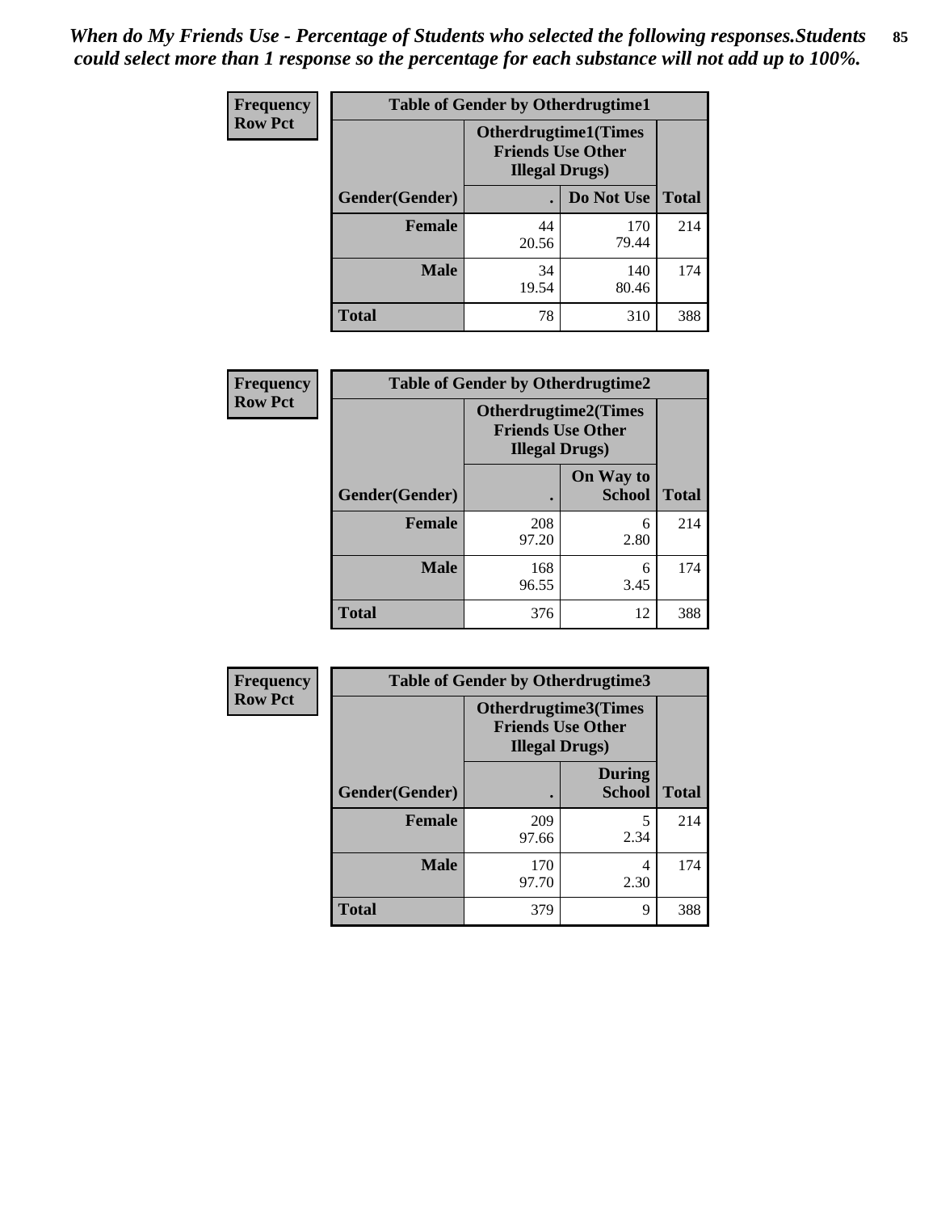*When do My Friends Use - Percentage of Students who selected the following responses.Students could select more than 1 response so the percentage for each substance will not add up to 100%.*

**Frequency**
**Row Pct**

| Table of Gender by Otherdrugtime1 | | | |
|---|---|---|---|
| | Otherdrugtime1(Times Friends Use Other Illegal Drugs) | | |
| Gender(Gender) | . | Do Not Use | Total |
| Female | 44<br>20.56 | 170<br>79.44 | 214 |
| Male | 34<br>19.54 | 140<br>80.46 | 174 |
| Total | 78 | 310 | 388 |

**Frequency**
**Row Pct**

| Table of Gender by Otherdrugtime2 | | | |
|---|---|---|---|
| | Otherdrugtime2(Times Friends Use Other Illegal Drugs) | | |
| Gender(Gender) | . | On Way to School | Total |
| Female | 208<br>97.20 | 6<br>2.80 | 214 |
| Male | 168<br>96.55 | 6<br>3.45 | 174 |
| Total | 376 | 12 | 388 |

**Frequency**
**Row Pct**

| Table of Gender by Otherdrugtime3 | | | |
|---|---|---|---|
| | Otherdrugtime3(Times Friends Use Other Illegal Drugs) | | |
| Gender(Gender) | . | During School | Total |
| Female | 209<br>97.66 | 5<br>2.34 | 214 |
| Male | 170<br>97.70 | 4<br>2.30 | 174 |
| Total | 379 | 9 | 388 |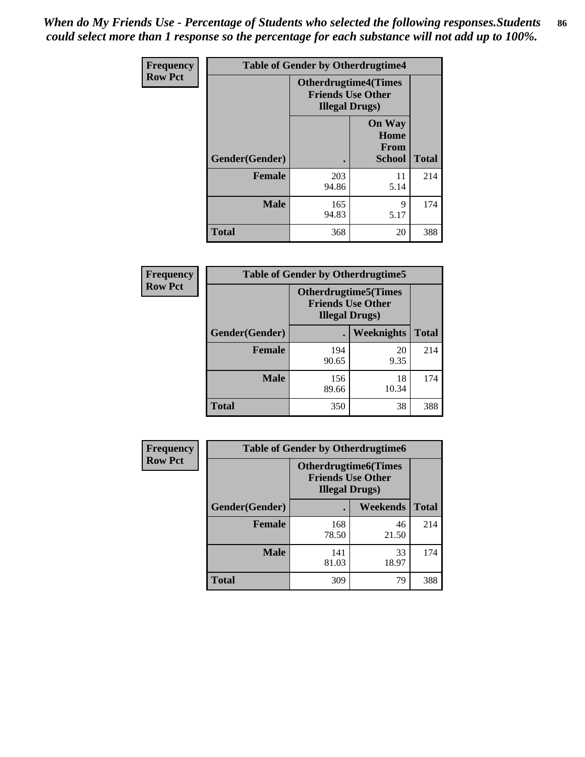*When do My Friends Use - Percentage of Students who selected the following responses.Students could select more than 1 response so the percentage for each substance will not add up to 100%.*

| Frequency Row Pct | Table of Gender by Otherdrugtime4 | | |
|---|---|---|---|
| | Otherdrugtime4(Times Friends Use Other Illegal Drugs) | | |
| Gender(Gender) | . | On Way Home From School | Total |
| Female | 203<br>94.86 | 11<br>5.14 | 214 |
| Male | 165<br>94.83 | 9<br>5.17 | 174 |
| Total | 368 | 20 | 388 |

| Frequency Row Pct | Table of Gender by Otherdrugtime5 | | |
|---|---|---|---|
| | Otherdrugtime5(Times Friends Use Other Illegal Drugs) | | |
| Gender(Gender) | . | Weeknights | Total |
| Female | 194<br>90.65 | 20<br>9.35 | 214 |
| Male | 156<br>89.66 | 18<br>10.34 | 174 |
| Total | 350 | 38 | 388 |

| Frequency Row Pct | Table of Gender by Otherdrugtime6 | | |
|---|---|---|---|
| | Otherdrugtime6(Times Friends Use Other Illegal Drugs) | | |
| Gender(Gender) | . | Weekends | Total |
| Female | 168<br>78.50 | 46<br>21.50 | 214 |
| Male | 141<br>81.03 | 33<br>18.97 | 174 |
| Total | 309 | 79 | 388 |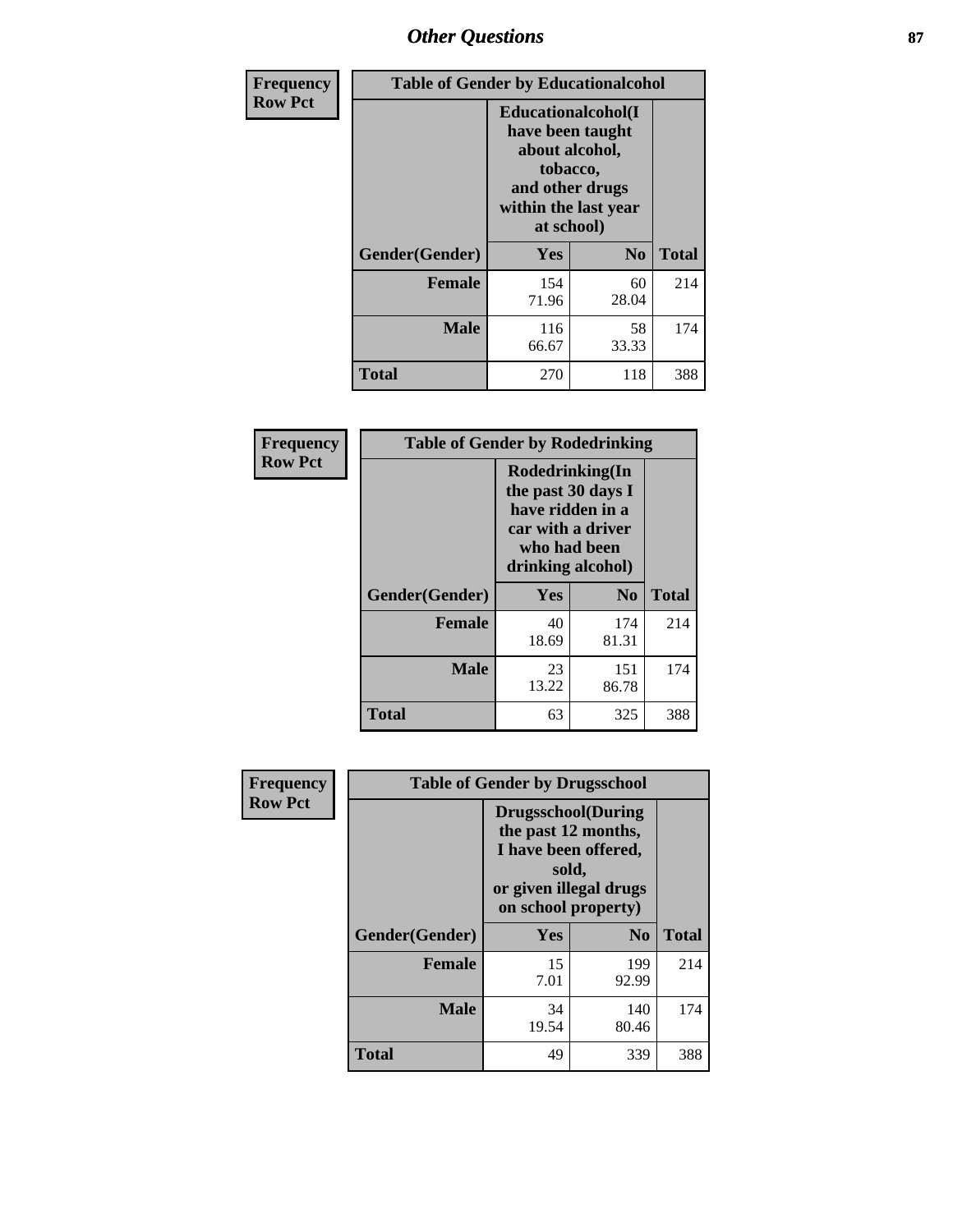| Frequency<br>Row Pct | Table of Gender by Educationalcohol | | |
|---|---|---|---|
| | Educationalcohol(I have been taught about alcohol, tobacco, and other drugs within the last year at school) | | |
| Gender(Gender) | Yes | No | Total |
| Female | 154<br>71.96 | 60<br>28.04 | 214 |
| Male | 116<br>66.67 | 58<br>33.33 | 174 |
| Total | 270 | 118 | 388 |

| Frequency<br>Row Pct | Table of Gender by Rodedrinking | | |
|---|---|---|---|
| | Rodedrinking(In the past 30 days I have ridden in a car with a driver who had been drinking alcohol) | | |
| Gender(Gender) | Yes | No | Total |
| Female | 40<br>18.69 | 174<br>81.31 | 214 |
| Male | 23<br>13.22 | 151<br>86.78 | 174 |
| Total | 63 | 325 | 388 |

| Frequency<br>Row Pct | Table of Gender by Drugsschool | | |
|---|---|---|---|
| | Drugsschool(During the past 12 months, I have been offered, sold, or given illegal drugs on school property) | | |
| Gender(Gender) | Yes | No | Total |
| Female | 15<br>7.01 | 199<br>92.99 | 214 |
| Male | 34<br>19.54 | 140<br>80.46 | 174 |
| Total | 49 | 339 | 388 |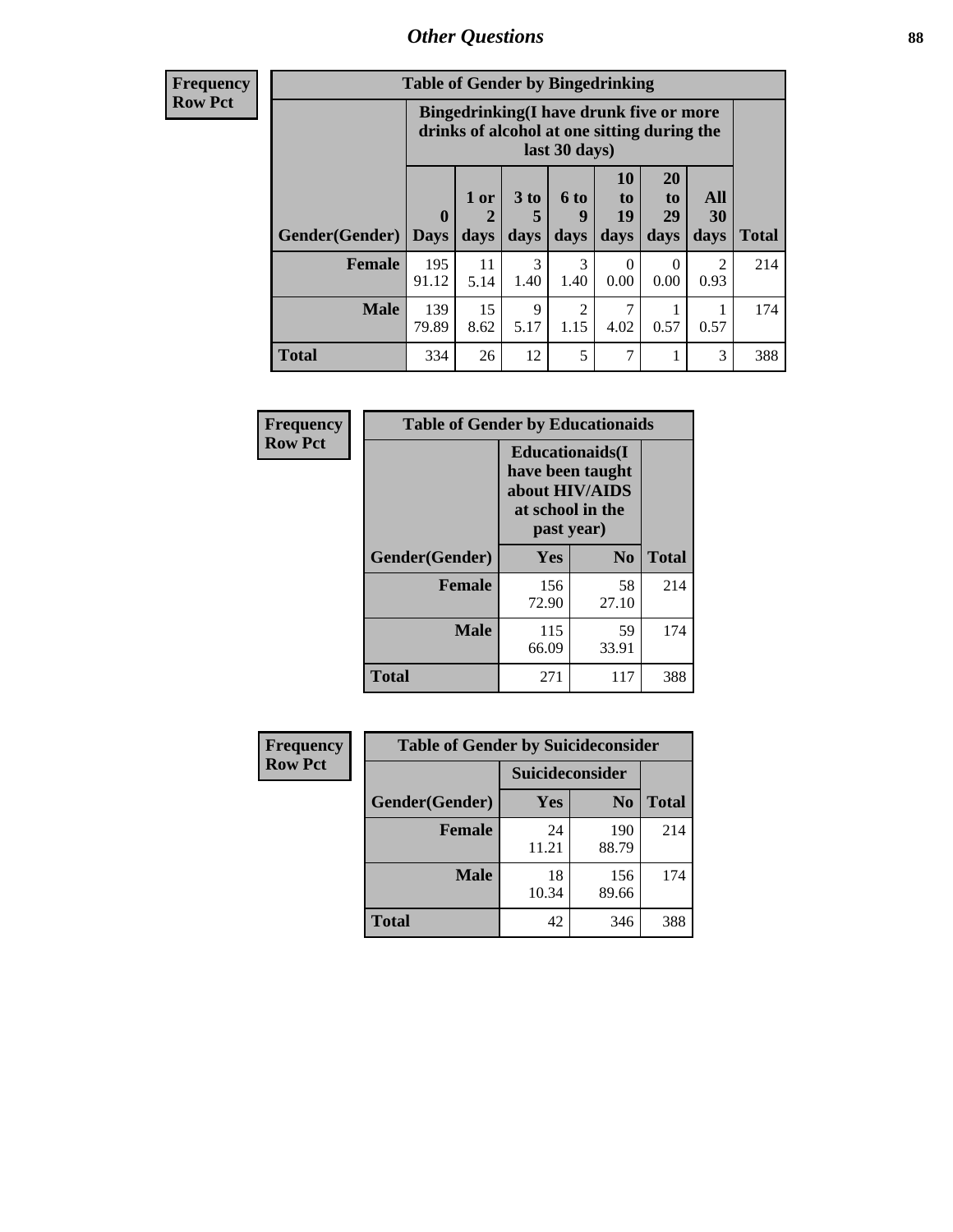# Other Questions

| Frequency<br>Row Pct | | | | | | | | |
|---|---|---|---|---|---|---|---|---|
| **Table of Gender by Bingedrinking** | | | | | | | | |
| | **Bingedrinking(I have drunk five or more drinks of alcohol at one sitting during the last 30 days)** | | | | | | | |
| **Gender(Gender)** | **0 Days** | **1 or 2 days** | **3 to 5 days** | **6 to 9 days** | **10 to 19 days** | **20 to 29 days** | **All 30 days** | **Total** |
| **Female** | 195<br>91.12 | 11<br>5.14 | 3<br>1.40 | 3<br>1.40 | 0<br>0.00 | 0<br>0.00 | 2<br>0.93 | 214 |
| **Male** | 139<br>79.89 | 15<br>8.62 | 9<br>5.17 | 2<br>1.15 | 7<br>4.02 | 1<br>0.57 | 1<br>0.57 | 174 |
| **Total** | 334 | 26 | 12 | 5 | 7 | 1 | 3 | 388 |

| Frequency<br>Row Pct | | | |
|---|---|---|---|
| **Table of Gender by Educationaids** | | | |
| | **Educationaids(I have been taught about HIV/AIDS at school in the past year)** | | |
| **Gender(Gender)** | **Yes** | **No** | **Total** |
| **Female** | 156<br>72.90 | 58<br>27.10 | 214 |
| **Male** | 115<br>66.09 | 59<br>33.91 | 174 |
| **Total** | 271 | 117 | 388 |

| Frequency<br>Row Pct | | | |
|---|---|---|---|
| **Table of Gender by Suicideconsider** | | | |
| | **Suicideconsider** | | |
| **Gender(Gender)** | **Yes** | **No** | **Total** |
| **Female** | 24<br>11.21 | 190<br>88.79 | 214 |
| **Male** | 18<br>10.34 | 156<br>89.66 | 174 |
| **Total** | 42 | 346 | 388 |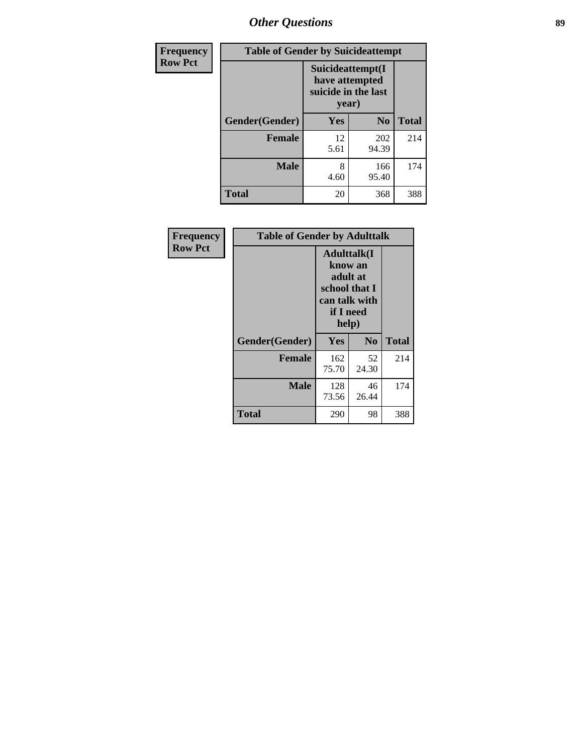*Other Questions*

| Frequency Row Pct | Table of Gender by Suicideattempt | | |
|---|---|---|---|
| | Suicideattempt(I have attempted suicide in the last year) | | |
| Gender(Gender) | Yes | No | Total |
| Female | 12<br>5.61 | 202<br>94.39 | 214 |
| Male | 8<br>4.60 | 166<br>95.40 | 174 |
| Total | 20 | 368 | 388 |

| Frequency Row Pct | Table of Gender by Adulttalk | | |
|---|---|---|---|
| | Adulttalk(I know an adult at school that I can talk with if I need help) | | |
| Gender(Gender) | Yes | No | Total |
| Female | 162<br>75.70 | 52<br>24.30 | 214 |
| Male | 128<br>73.56 | 46<br>26.44 | 174 |
| Total | 290 | 98 | 388 |